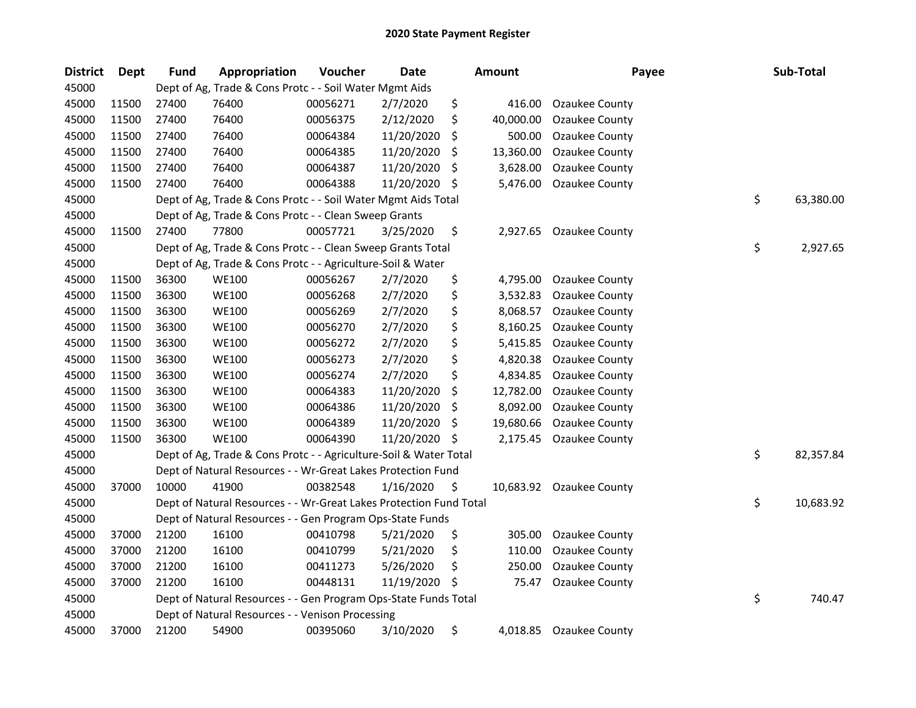# 2020 State Payment Register

| District | Dept | Fund | Appropriation | Voucher | Date | Amount | Payee | Sub-Total |
|---|---|---|---|---|---|---|---|---|
| 45000 | | Dept of Ag, Trade & Cons Protc - - Soil Water Mgmt Aids | | | | | | |
| 45000 | 11500 | 27400 | 76400 | 00056271 | 2/7/2020 | $ 416.00 | Ozaukee County | |
| 45000 | 11500 | 27400 | 76400 | 00056375 | 2/12/2020 | $ 40,000.00 | Ozaukee County | |
| 45000 | 11500 | 27400 | 76400 | 00064384 | 11/20/2020 | $ 500.00 | Ozaukee County | |
| 45000 | 11500 | 27400 | 76400 | 00064385 | 11/20/2020 | $ 13,360.00 | Ozaukee County | |
| 45000 | 11500 | 27400 | 76400 | 00064387 | 11/20/2020 | $ 3,628.00 | Ozaukee County | |
| 45000 | 11500 | 27400 | 76400 | 00064388 | 11/20/2020 | $ 5,476.00 | Ozaukee County | |
| 45000 | | Dept of Ag, Trade & Cons Protc - - Soil Water Mgmt Aids Total | | | | | | $ 63,380.00 |
| 45000 | | Dept of Ag, Trade & Cons Protc - - Clean Sweep Grants | | | | | | |
| 45000 | 11500 | 27400 | 77800 | 00057721 | 3/25/2020 | $ 2,927.65 | Ozaukee County | |
| 45000 | | Dept of Ag, Trade & Cons Protc - - Clean Sweep Grants Total | | | | | | $ 2,927.65 |
| 45000 | | Dept of Ag, Trade & Cons Protc - - Agriculture-Soil & Water | | | | | | |
| 45000 | 11500 | 36300 | WE100 | 00056267 | 2/7/2020 | $ 4,795.00 | Ozaukee County | |
| 45000 | 11500 | 36300 | WE100 | 00056268 | 2/7/2020 | $ 3,532.83 | Ozaukee County | |
| 45000 | 11500 | 36300 | WE100 | 00056269 | 2/7/2020 | $ 8,068.57 | Ozaukee County | |
| 45000 | 11500 | 36300 | WE100 | 00056270 | 2/7/2020 | $ 8,160.25 | Ozaukee County | |
| 45000 | 11500 | 36300 | WE100 | 00056272 | 2/7/2020 | $ 5,415.85 | Ozaukee County | |
| 45000 | 11500 | 36300 | WE100 | 00056273 | 2/7/2020 | $ 4,820.38 | Ozaukee County | |
| 45000 | 11500 | 36300 | WE100 | 00056274 | 2/7/2020 | $ 4,834.85 | Ozaukee County | |
| 45000 | 11500 | 36300 | WE100 | 00064383 | 11/20/2020 | $ 12,782.00 | Ozaukee County | |
| 45000 | 11500 | 36300 | WE100 | 00064386 | 11/20/2020 | $ 8,092.00 | Ozaukee County | |
| 45000 | 11500 | 36300 | WE100 | 00064389 | 11/20/2020 | $ 19,680.66 | Ozaukee County | |
| 45000 | 11500 | 36300 | WE100 | 00064390 | 11/20/2020 | $ 2,175.45 | Ozaukee County | |
| 45000 | | Dept of Ag, Trade & Cons Protc - - Agriculture-Soil & Water Total | | | | | | $ 82,357.84 |
| 45000 | | Dept of Natural Resources - - Wr-Great Lakes Protection Fund | | | | | | |
| 45000 | 37000 | 10000 | 41900 | 00382548 | 1/16/2020 | $ 10,683.92 | Ozaukee County | |
| 45000 | | Dept of Natural Resources - - Wr-Great Lakes Protection Fund Total | | | | | | $ 10,683.92 |
| 45000 | | Dept of Natural Resources - - Gen Program Ops-State Funds | | | | | | |
| 45000 | 37000 | 21200 | 16100 | 00410798 | 5/21/2020 | $ 305.00 | Ozaukee County | |
| 45000 | 37000 | 21200 | 16100 | 00410799 | 5/21/2020 | $ 110.00 | Ozaukee County | |
| 45000 | 37000 | 21200 | 16100 | 00411273 | 5/26/2020 | $ 250.00 | Ozaukee County | |
| 45000 | 37000 | 21200 | 16100 | 00448131 | 11/19/2020 | $ 75.47 | Ozaukee County | |
| 45000 | | Dept of Natural Resources - - Gen Program Ops-State Funds Total | | | | | | $ 740.47 |
| 45000 | | Dept of Natural Resources - - Venison Processing | | | | | | |
| 45000 | 37000 | 21200 | 54900 | 00395060 | 3/10/2020 | $ 4,018.85 | Ozaukee County | |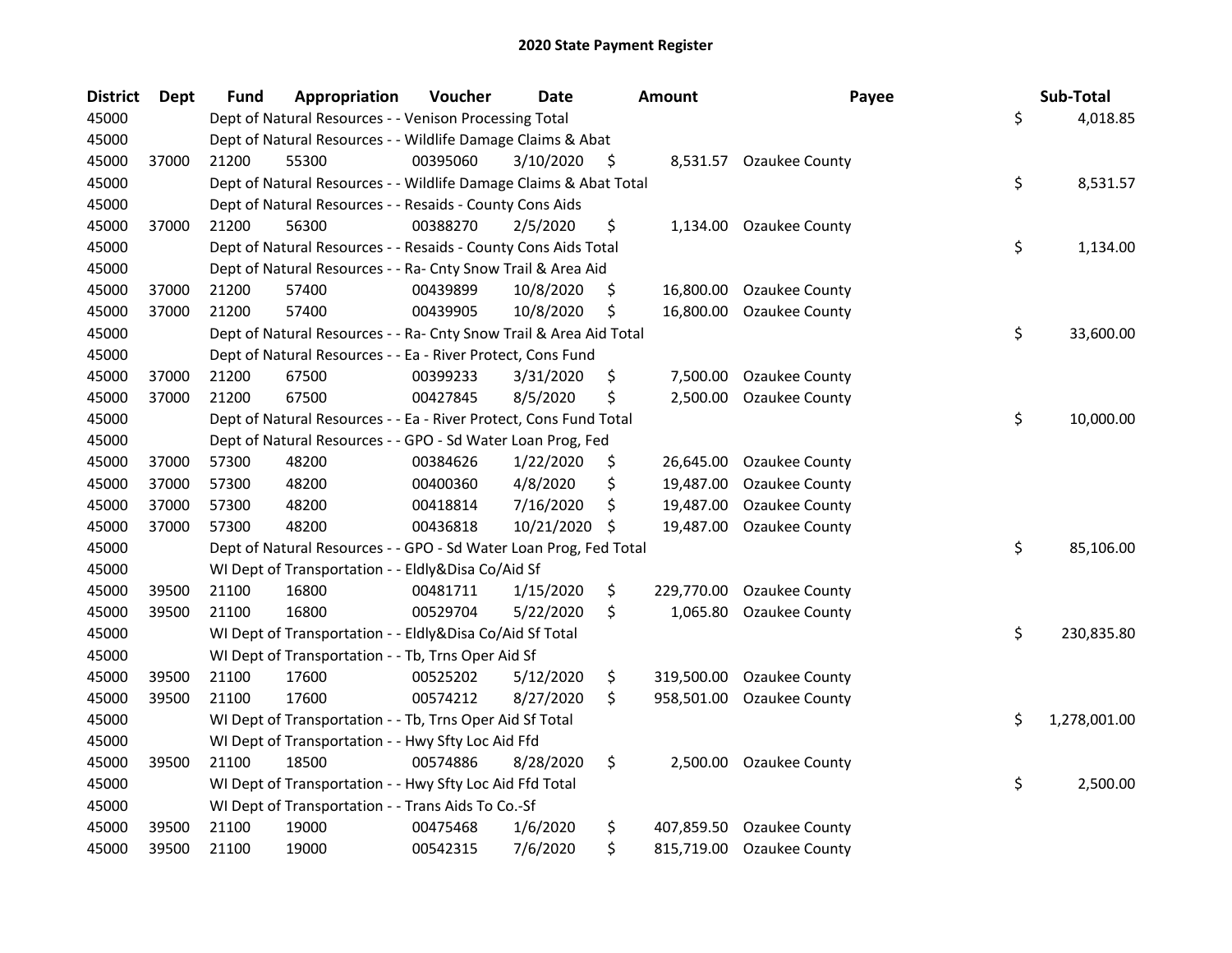# 2020 State Payment Register

| District | Dept | Fund | Appropriation | Voucher | Date | Amount | Payee | Sub-Total |
|---|---|---|---|---|---|---|---|---|
| 45000 | | Dept of Natural Resources - - Venison Processing Total | | | | | | $ 4,018.85 |
| 45000 | | Dept of Natural Resources - - Wildlife Damage Claims & Abat | | | | | | |
| 45000 | 37000 | 21200 | 55300 | 00395060 | 3/10/2020 | $ 8,531.57 | Ozaukee County | |
| 45000 | | Dept of Natural Resources - - Wildlife Damage Claims & Abat Total | | | | | | $ 8,531.57 |
| 45000 | | Dept of Natural Resources - - Resaids - County Cons Aids | | | | | | |
| 45000 | 37000 | 21200 | 56300 | 00388270 | 2/5/2020 | $ 1,134.00 | Ozaukee County | |
| 45000 | | Dept of Natural Resources - - Resaids - County Cons Aids Total | | | | | | $ 1,134.00 |
| 45000 | | Dept of Natural Resources - - Ra- Cnty Snow Trail & Area Aid | | | | | | |
| 45000 | 37000 | 21200 | 57400 | 00439899 | 10/8/2020 | $ 16,800.00 | Ozaukee County | |
| 45000 | 37000 | 21200 | 57400 | 00439905 | 10/8/2020 | $ 16,800.00 | Ozaukee County | |
| 45000 | | Dept of Natural Resources - - Ra- Cnty Snow Trail & Area Aid Total | | | | | | $ 33,600.00 |
| 45000 | | Dept of Natural Resources - - Ea - River Protect, Cons Fund | | | | | | |
| 45000 | 37000 | 21200 | 67500 | 00399233 | 3/31/2020 | $ 7,500.00 | Ozaukee County | |
| 45000 | 37000 | 21200 | 67500 | 00427845 | 8/5/2020 | $ 2,500.00 | Ozaukee County | |
| 45000 | | Dept of Natural Resources - - Ea - River Protect, Cons Fund Total | | | | | | $ 10,000.00 |
| 45000 | | Dept of Natural Resources - - GPO - Sd Water Loan Prog, Fed | | | | | | |
| 45000 | 37000 | 57300 | 48200 | 00384626 | 1/22/2020 | $ 26,645.00 | Ozaukee County | |
| 45000 | 37000 | 57300 | 48200 | 00400360 | 4/8/2020 | $ 19,487.00 | Ozaukee County | |
| 45000 | 37000 | 57300 | 48200 | 00418814 | 7/16/2020 | $ 19,487.00 | Ozaukee County | |
| 45000 | 37000 | 57300 | 48200 | 00436818 | 10/21/2020 | $ 19,487.00 | Ozaukee County | |
| 45000 | | Dept of Natural Resources - - GPO - Sd Water Loan Prog, Fed Total | | | | | | $ 85,106.00 |
| 45000 | | WI Dept of Transportation - - Eldly&Disa Co/Aid Sf | | | | | | |
| 45000 | 39500 | 21100 | 16800 | 00481711 | 1/15/2020 | $ 229,770.00 | Ozaukee County | |
| 45000 | 39500 | 21100 | 16800 | 00529704 | 5/22/2020 | $ 1,065.80 | Ozaukee County | |
| 45000 | | WI Dept of Transportation - - Eldly&Disa Co/Aid Sf Total | | | | | | $ 230,835.80 |
| 45000 | | WI Dept of Transportation - - Tb, Trns Oper Aid Sf | | | | | | |
| 45000 | 39500 | 21100 | 17600 | 00525202 | 5/12/2020 | $ 319,500.00 | Ozaukee County | |
| 45000 | 39500 | 21100 | 17600 | 00574212 | 8/27/2020 | $ 958,501.00 | Ozaukee County | |
| 45000 | | WI Dept of Transportation - - Tb, Trns Oper Aid Sf Total | | | | | | $ 1,278,001.00 |
| 45000 | | WI Dept of Transportation - - Hwy Sfty Loc Aid Ffd | | | | | | |
| 45000 | 39500 | 21100 | 18500 | 00574886 | 8/28/2020 | $ 2,500.00 | Ozaukee County | |
| 45000 | | WI Dept of Transportation - - Hwy Sfty Loc Aid Ffd Total | | | | | | $ 2,500.00 |
| 45000 | | WI Dept of Transportation - - Trans Aids To Co.-Sf | | | | | | |
| 45000 | 39500 | 21100 | 19000 | 00475468 | 1/6/2020 | $ 407,859.50 | Ozaukee County | |
| 45000 | 39500 | 21100 | 19000 | 00542315 | 7/6/2020 | $ 815,719.00 | Ozaukee County | |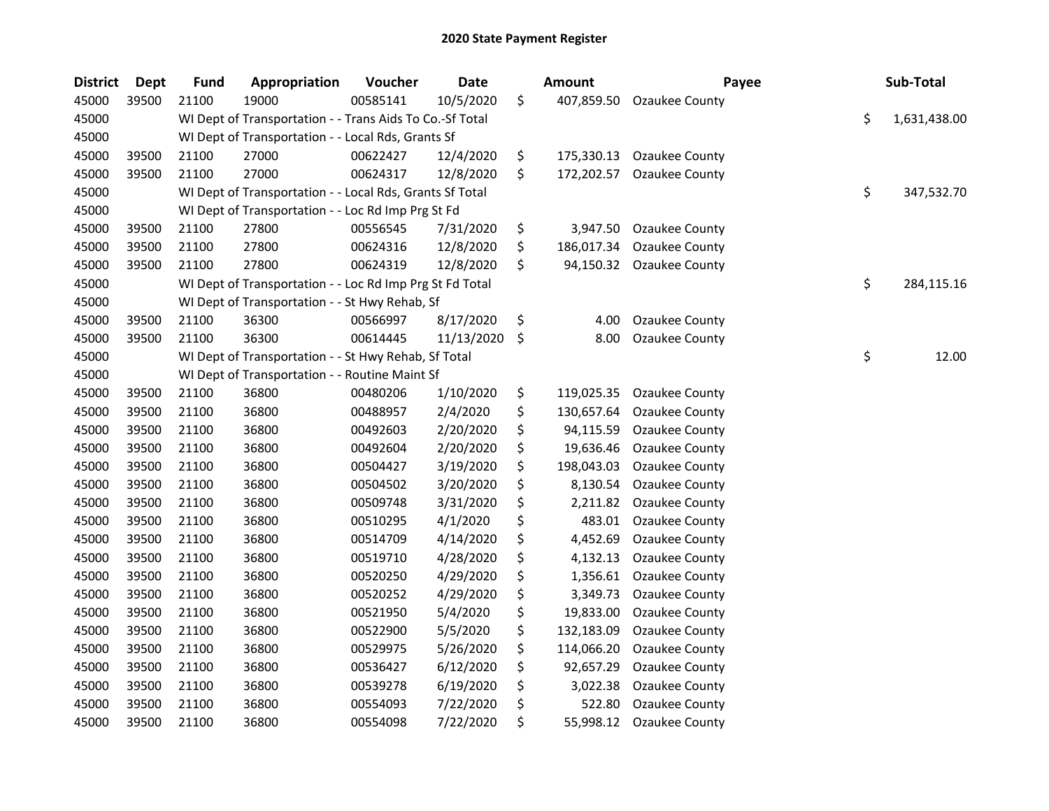# 2020 State Payment Register

| District | Dept | Fund | Appropriation | Voucher | Date | Amount | Payee | Sub-Total |
|---|---|---|---|---|---|---|---|---|
| 45000 | 39500 | 21100 | 19000 | 00585141 | 10/5/2020 | $ 407,859.50 | Ozaukee County | |
| 45000 | | WI Dept of Transportation - - Trans Aids To Co.-Sf Total | | | | | | $ 1,631,438.00 |
| 45000 | | WI Dept of Transportation - - Local Rds, Grants Sf | | | | | | |
| 45000 | 39500 | 21100 | 27000 | 00622427 | 12/4/2020 | $ 175,330.13 | Ozaukee County | |
| 45000 | 39500 | 21100 | 27000 | 00624317 | 12/8/2020 | $ 172,202.57 | Ozaukee County | |
| 45000 | | WI Dept of Transportation - - Local Rds, Grants Sf Total | | | | | | $ 347,532.70 |
| 45000 | | WI Dept of Transportation - - Loc Rd Imp Prg St Fd | | | | | | |
| 45000 | 39500 | 21100 | 27800 | 00556545 | 7/31/2020 | $ 3,947.50 | Ozaukee County | |
| 45000 | 39500 | 21100 | 27800 | 00624316 | 12/8/2020 | $ 186,017.34 | Ozaukee County | |
| 45000 | 39500 | 21100 | 27800 | 00624319 | 12/8/2020 | $ 94,150.32 | Ozaukee County | |
| 45000 | | WI Dept of Transportation - - Loc Rd Imp Prg St Fd Total | | | | | | $ 284,115.16 |
| 45000 | | WI Dept of Transportation - - St Hwy Rehab, Sf | | | | | | |
| 45000 | 39500 | 21100 | 36300 | 00566997 | 8/17/2020 | $ 4.00 | Ozaukee County | |
| 45000 | 39500 | 21100 | 36300 | 00614445 | 11/13/2020 | $ 8.00 | Ozaukee County | |
| 45000 | | WI Dept of Transportation - - St Hwy Rehab, Sf Total | | | | | | $ 12.00 |
| 45000 | | WI Dept of Transportation - - Routine Maint Sf | | | | | | |
| 45000 | 39500 | 21100 | 36800 | 00480206 | 1/10/2020 | $ 119,025.35 | Ozaukee County | |
| 45000 | 39500 | 21100 | 36800 | 00488957 | 2/4/2020 | $ 130,657.64 | Ozaukee County | |
| 45000 | 39500 | 21100 | 36800 | 00492603 | 2/20/2020 | $ 94,115.59 | Ozaukee County | |
| 45000 | 39500 | 21100 | 36800 | 00492604 | 2/20/2020 | $ 19,636.46 | Ozaukee County | |
| 45000 | 39500 | 21100 | 36800 | 00504427 | 3/19/2020 | $ 198,043.03 | Ozaukee County | |
| 45000 | 39500 | 21100 | 36800 | 00504502 | 3/20/2020 | $ 8,130.54 | Ozaukee County | |
| 45000 | 39500 | 21100 | 36800 | 00509748 | 3/31/2020 | $ 2,211.82 | Ozaukee County | |
| 45000 | 39500 | 21100 | 36800 | 00510295 | 4/1/2020 | $ 483.01 | Ozaukee County | |
| 45000 | 39500 | 21100 | 36800 | 00514709 | 4/14/2020 | $ 4,452.69 | Ozaukee County | |
| 45000 | 39500 | 21100 | 36800 | 00519710 | 4/28/2020 | $ 4,132.13 | Ozaukee County | |
| 45000 | 39500 | 21100 | 36800 | 00520250 | 4/29/2020 | $ 1,356.61 | Ozaukee County | |
| 45000 | 39500 | 21100 | 36800 | 00520252 | 4/29/2020 | $ 3,349.73 | Ozaukee County | |
| 45000 | 39500 | 21100 | 36800 | 00521950 | 5/4/2020 | $ 19,833.00 | Ozaukee County | |
| 45000 | 39500 | 21100 | 36800 | 00522900 | 5/5/2020 | $ 132,183.09 | Ozaukee County | |
| 45000 | 39500 | 21100 | 36800 | 00529975 | 5/26/2020 | $ 114,066.20 | Ozaukee County | |
| 45000 | 39500 | 21100 | 36800 | 00536427 | 6/12/2020 | $ 92,657.29 | Ozaukee County | |
| 45000 | 39500 | 21100 | 36800 | 00539278 | 6/19/2020 | $ 3,022.38 | Ozaukee County | |
| 45000 | 39500 | 21100 | 36800 | 00554093 | 7/22/2020 | $ 522.80 | Ozaukee County | |
| 45000 | 39500 | 21100 | 36800 | 00554098 | 7/22/2020 | $ 55,998.12 | Ozaukee County | |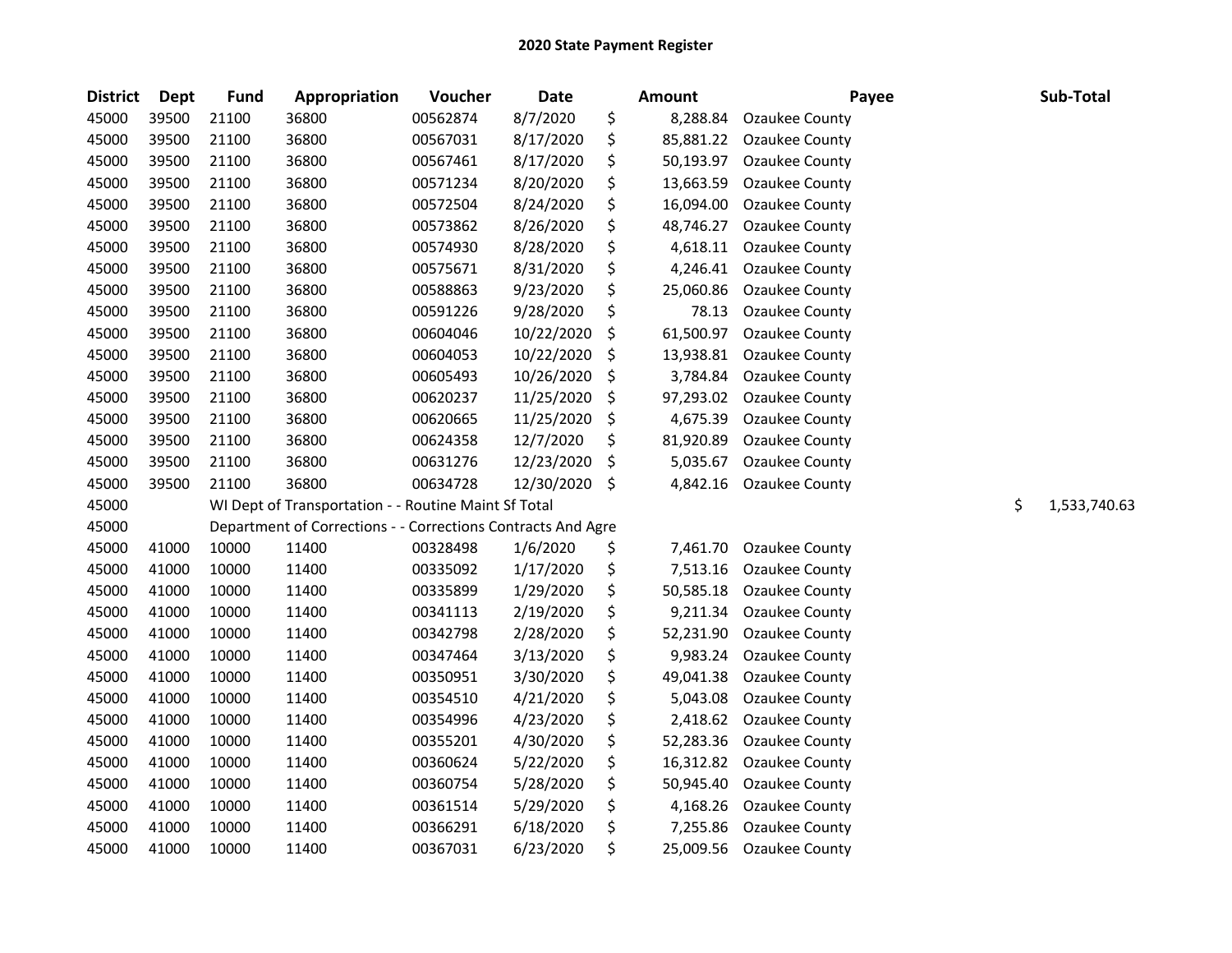## 2020 State Payment Register

| District | Dept | Fund | Appropriation | Voucher | Date | Amount | Payee | Sub-Total |
|---|---|---|---|---|---|---|---|---|
| 45000 | 39500 | 21100 | 36800 | 00562874 | 8/7/2020 | $ 8,288.84 | Ozaukee County | |
| 45000 | 39500 | 21100 | 36800 | 00567031 | 8/17/2020 | $ 85,881.22 | Ozaukee County | |
| 45000 | 39500 | 21100 | 36800 | 00567461 | 8/17/2020 | $ 50,193.97 | Ozaukee County | |
| 45000 | 39500 | 21100 | 36800 | 00571234 | 8/20/2020 | $ 13,663.59 | Ozaukee County | |
| 45000 | 39500 | 21100 | 36800 | 00572504 | 8/24/2020 | $ 16,094.00 | Ozaukee County | |
| 45000 | 39500 | 21100 | 36800 | 00573862 | 8/26/2020 | $ 48,746.27 | Ozaukee County | |
| 45000 | 39500 | 21100 | 36800 | 00574930 | 8/28/2020 | $ 4,618.11 | Ozaukee County | |
| 45000 | 39500 | 21100 | 36800 | 00575671 | 8/31/2020 | $ 4,246.41 | Ozaukee County | |
| 45000 | 39500 | 21100 | 36800 | 00588863 | 9/23/2020 | $ 25,060.86 | Ozaukee County | |
| 45000 | 39500 | 21100 | 36800 | 00591226 | 9/28/2020 | $ 78.13 | Ozaukee County | |
| 45000 | 39500 | 21100 | 36800 | 00604046 | 10/22/2020 | $ 61,500.97 | Ozaukee County | |
| 45000 | 39500 | 21100 | 36800 | 00604053 | 10/22/2020 | $ 13,938.81 | Ozaukee County | |
| 45000 | 39500 | 21100 | 36800 | 00605493 | 10/26/2020 | $ 3,784.84 | Ozaukee County | |
| 45000 | 39500 | 21100 | 36800 | 00620237 | 11/25/2020 | $ 97,293.02 | Ozaukee County | |
| 45000 | 39500 | 21100 | 36800 | 00620665 | 11/25/2020 | $ 4,675.39 | Ozaukee County | |
| 45000 | 39500 | 21100 | 36800 | 00624358 | 12/7/2020 | $ 81,920.89 | Ozaukee County | |
| 45000 | 39500 | 21100 | 36800 | 00631276 | 12/23/2020 | $ 5,035.67 | Ozaukee County | |
| 45000 | 39500 | 21100 | 36800 | 00634728 | 12/30/2020 | $ 4,842.16 | Ozaukee County | |
| 45000 | | WI Dept of Transportation - - Routine Maint Sf Total | | | | | | $ 1,533,740.63 |
| 45000 | | Department of Corrections - - Corrections Contracts And Agre | | | | | | |
| 45000 | 41000 | 10000 | 11400 | 00328498 | 1/6/2020 | $ 7,461.70 | Ozaukee County | |
| 45000 | 41000 | 10000 | 11400 | 00335092 | 1/17/2020 | $ 7,513.16 | Ozaukee County | |
| 45000 | 41000 | 10000 | 11400 | 00335899 | 1/29/2020 | $ 50,585.18 | Ozaukee County | |
| 45000 | 41000 | 10000 | 11400 | 00341113 | 2/19/2020 | $ 9,211.34 | Ozaukee County | |
| 45000 | 41000 | 10000 | 11400 | 00342798 | 2/28/2020 | $ 52,231.90 | Ozaukee County | |
| 45000 | 41000 | 10000 | 11400 | 00347464 | 3/13/2020 | $ 9,983.24 | Ozaukee County | |
| 45000 | 41000 | 10000 | 11400 | 00350951 | 3/30/2020 | $ 49,041.38 | Ozaukee County | |
| 45000 | 41000 | 10000 | 11400 | 00354510 | 4/21/2020 | $ 5,043.08 | Ozaukee County | |
| 45000 | 41000 | 10000 | 11400 | 00354996 | 4/23/2020 | $ 2,418.62 | Ozaukee County | |
| 45000 | 41000 | 10000 | 11400 | 00355201 | 4/30/2020 | $ 52,283.36 | Ozaukee County | |
| 45000 | 41000 | 10000 | 11400 | 00360624 | 5/22/2020 | $ 16,312.82 | Ozaukee County | |
| 45000 | 41000 | 10000 | 11400 | 00360754 | 5/28/2020 | $ 50,945.40 | Ozaukee County | |
| 45000 | 41000 | 10000 | 11400 | 00361514 | 5/29/2020 | $ 4,168.26 | Ozaukee County | |
| 45000 | 41000 | 10000 | 11400 | 00366291 | 6/18/2020 | $ 7,255.86 | Ozaukee County | |
| 45000 | 41000 | 10000 | 11400 | 00367031 | 6/23/2020 | $ 25,009.56 | Ozaukee County | |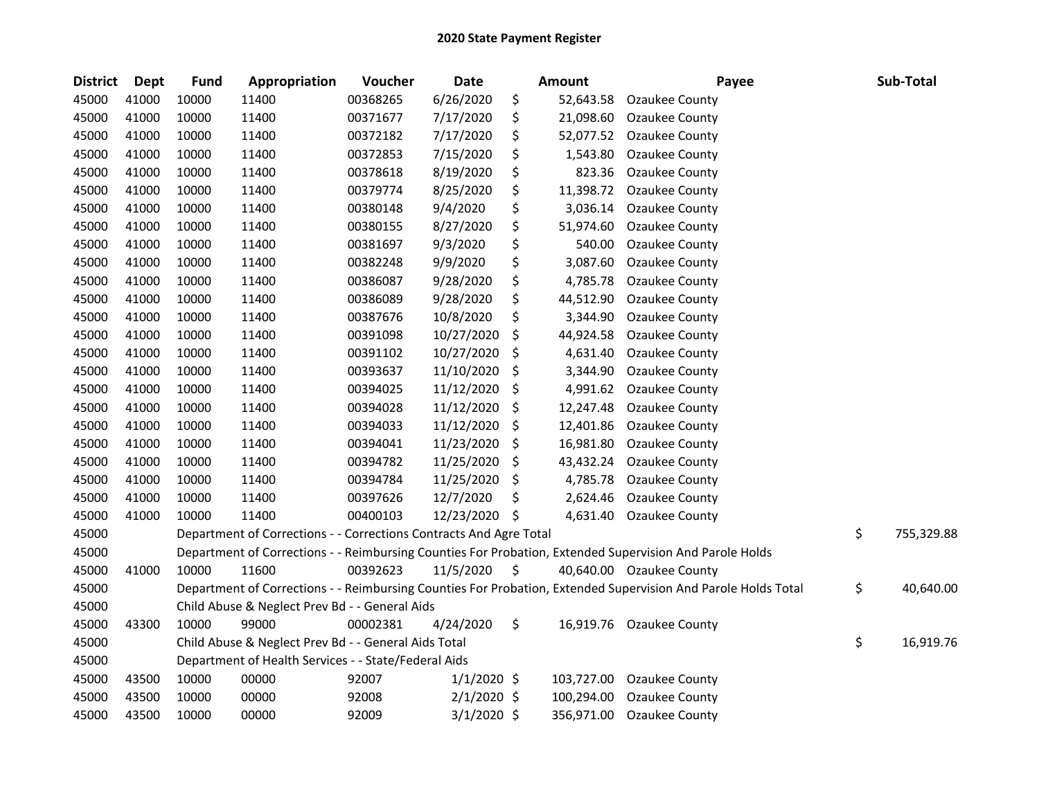## 2020 State Payment Register

| District | Dept | Fund | Appropriation | Voucher | Date | Amount | Payee | Sub-Total |
|---|---|---|---|---|---|---|---|---|
| 45000 | 41000 | 10000 | 11400 | 00368265 | 6/26/2020 | $ 52,643.58 | Ozaukee County | |
| 45000 | 41000 | 10000 | 11400 | 00371677 | 7/17/2020 | $ 21,098.60 | Ozaukee County | |
| 45000 | 41000 | 10000 | 11400 | 00372182 | 7/17/2020 | $ 52,077.52 | Ozaukee County | |
| 45000 | 41000 | 10000 | 11400 | 00372853 | 7/15/2020 | $ 1,543.80 | Ozaukee County | |
| 45000 | 41000 | 10000 | 11400 | 00378618 | 8/19/2020 | $ 823.36 | Ozaukee County | |
| 45000 | 41000 | 10000 | 11400 | 00379774 | 8/25/2020 | $ 11,398.72 | Ozaukee County | |
| 45000 | 41000 | 10000 | 11400 | 00380148 | 9/4/2020 | $ 3,036.14 | Ozaukee County | |
| 45000 | 41000 | 10000 | 11400 | 00380155 | 8/27/2020 | $ 51,974.60 | Ozaukee County | |
| 45000 | 41000 | 10000 | 11400 | 00381697 | 9/3/2020 | $ 540.00 | Ozaukee County | |
| 45000 | 41000 | 10000 | 11400 | 00382248 | 9/9/2020 | $ 3,087.60 | Ozaukee County | |
| 45000 | 41000 | 10000 | 11400 | 00386087 | 9/28/2020 | $ 4,785.78 | Ozaukee County | |
| 45000 | 41000 | 10000 | 11400 | 00386089 | 9/28/2020 | $ 44,512.90 | Ozaukee County | |
| 45000 | 41000 | 10000 | 11400 | 00387676 | 10/8/2020 | $ 3,344.90 | Ozaukee County | |
| 45000 | 41000 | 10000 | 11400 | 00391098 | 10/27/2020 | $ 44,924.58 | Ozaukee County | |
| 45000 | 41000 | 10000 | 11400 | 00391102 | 10/27/2020 | $ 4,631.40 | Ozaukee County | |
| 45000 | 41000 | 10000 | 11400 | 00393637 | 11/10/2020 | $ 3,344.90 | Ozaukee County | |
| 45000 | 41000 | 10000 | 11400 | 00394025 | 11/12/2020 | $ 4,991.62 | Ozaukee County | |
| 45000 | 41000 | 10000 | 11400 | 00394028 | 11/12/2020 | $ 12,247.48 | Ozaukee County | |
| 45000 | 41000 | 10000 | 11400 | 00394033 | 11/12/2020 | $ 12,401.86 | Ozaukee County | |
| 45000 | 41000 | 10000 | 11400 | 00394041 | 11/23/2020 | $ 16,981.80 | Ozaukee County | |
| 45000 | 41000 | 10000 | 11400 | 00394782 | 11/25/2020 | $ 43,432.24 | Ozaukee County | |
| 45000 | 41000 | 10000 | 11400 | 00394784 | 11/25/2020 | $ 4,785.78 | Ozaukee County | |
| 45000 | 41000 | 10000 | 11400 | 00397626 | 12/7/2020 | $ 2,624.46 | Ozaukee County | |
| 45000 | 41000 | 10000 | 11400 | 00400103 | 12/23/2020 | $ 4,631.40 | Ozaukee County | |
| 45000 | | Department of Corrections - - Corrections Contracts And Agre Total | | | | | | $ 755,329.88 |
| 45000 | | Department of Corrections - - Reimbursing Counties For Probation, Extended Supervision And Parole Holds | | | | | | |
| 45000 | 41000 | 10000 | 11600 | 00392623 | 11/5/2020 | $ 40,640.00 | Ozaukee County | |
| 45000 | | Department of Corrections - - Reimbursing Counties For Probation, Extended Supervision And Parole Holds Total | | | | | | $ 40,640.00 |
| 45000 | | Child Abuse & Neglect Prev Bd - - General Aids | | | | | | |
| 45000 | 43300 | 10000 | 99000 | 00002381 | 4/24/2020 | $ 16,919.76 | Ozaukee County | |
| 45000 | | Child Abuse & Neglect Prev Bd - - General Aids Total | | | | | | $ 16,919.76 |
| 45000 | | Department of Health Services - - State/Federal Aids | | | | | | |
| 45000 | 43500 | 10000 | 00000 | 92007 | 1/1/2020 | $ 103,727.00 | Ozaukee County | |
| 45000 | 43500 | 10000 | 00000 | 92008 | 2/1/2020 | $ 100,294.00 | Ozaukee County | |
| 45000 | 43500 | 10000 | 00000 | 92009 | 3/1/2020 | $ 356,971.00 | Ozaukee County | |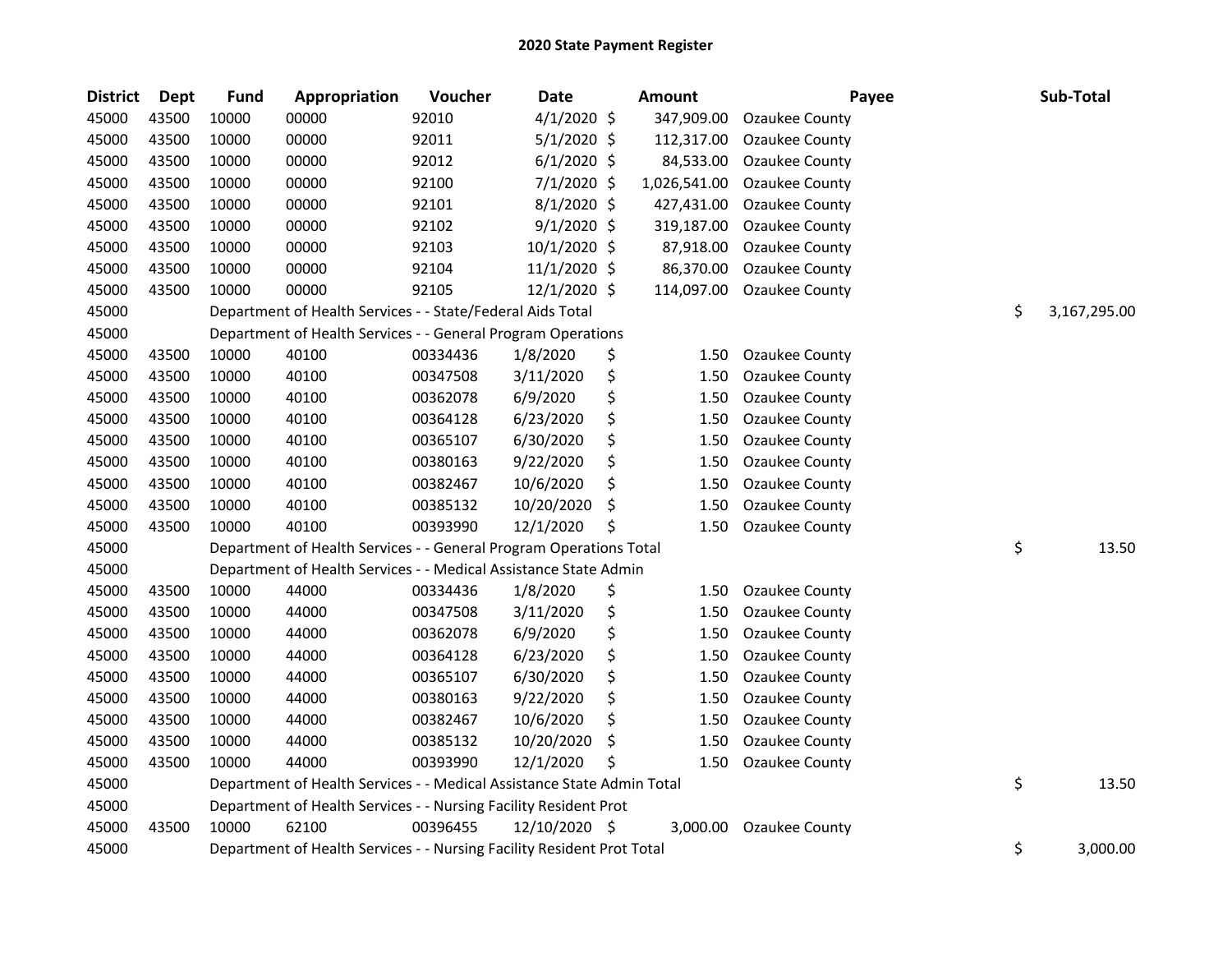# 2020 State Payment Register

| District | Dept | Fund | Appropriation | Voucher | Date | Amount | Payee | Sub-Total |
|---|---|---|---|---|---|---|---|---|
| 45000 | 43500 | 10000 | 00000 | 92010 | 4/1/2020 | $ 347,909.00 | Ozaukee County | |
| 45000 | 43500 | 10000 | 00000 | 92011 | 5/1/2020 | $ 112,317.00 | Ozaukee County | |
| 45000 | 43500 | 10000 | 00000 | 92012 | 6/1/2020 | $ 84,533.00 | Ozaukee County | |
| 45000 | 43500 | 10000 | 00000 | 92100 | 7/1/2020 | $ 1,026,541.00 | Ozaukee County | |
| 45000 | 43500 | 10000 | 00000 | 92101 | 8/1/2020 | $ 427,431.00 | Ozaukee County | |
| 45000 | 43500 | 10000 | 00000 | 92102 | 9/1/2020 | $ 319,187.00 | Ozaukee County | |
| 45000 | 43500 | 10000 | 00000 | 92103 | 10/1/2020 | $ 87,918.00 | Ozaukee County | |
| 45000 | 43500 | 10000 | 00000 | 92104 | 11/1/2020 | $ 86,370.00 | Ozaukee County | |
| 45000 | 43500 | 10000 | 00000 | 92105 | 12/1/2020 | $ 114,097.00 | Ozaukee County | |
| 45000 | | Department of Health Services - - State/Federal Aids Total | | | | | | $ 3,167,295.00 |
| 45000 | | Department of Health Services - - General Program Operations | | | | | | |
| 45000 | 43500 | 10000 | 40100 | 00334436 | 1/8/2020 | $ 1.50 | Ozaukee County | |
| 45000 | 43500 | 10000 | 40100 | 00347508 | 3/11/2020 | $ 1.50 | Ozaukee County | |
| 45000 | 43500 | 10000 | 40100 | 00362078 | 6/9/2020 | $ 1.50 | Ozaukee County | |
| 45000 | 43500 | 10000 | 40100 | 00364128 | 6/23/2020 | $ 1.50 | Ozaukee County | |
| 45000 | 43500 | 10000 | 40100 | 00365107 | 6/30/2020 | $ 1.50 | Ozaukee County | |
| 45000 | 43500 | 10000 | 40100 | 00380163 | 9/22/2020 | $ 1.50 | Ozaukee County | |
| 45000 | 43500 | 10000 | 40100 | 00382467 | 10/6/2020 | $ 1.50 | Ozaukee County | |
| 45000 | 43500 | 10000 | 40100 | 00385132 | 10/20/2020 | $ 1.50 | Ozaukee County | |
| 45000 | 43500 | 10000 | 40100 | 00393990 | 12/1/2020 | $ 1.50 | Ozaukee County | |
| 45000 | | Department of Health Services - - General Program Operations Total | | | | | | $ 13.50 |
| 45000 | | Department of Health Services - - Medical Assistance State Admin | | | | | | |
| 45000 | 43500 | 10000 | 44000 | 00334436 | 1/8/2020 | $ 1.50 | Ozaukee County | |
| 45000 | 43500 | 10000 | 44000 | 00347508 | 3/11/2020 | $ 1.50 | Ozaukee County | |
| 45000 | 43500 | 10000 | 44000 | 00362078 | 6/9/2020 | $ 1.50 | Ozaukee County | |
| 45000 | 43500 | 10000 | 44000 | 00364128 | 6/23/2020 | $ 1.50 | Ozaukee County | |
| 45000 | 43500 | 10000 | 44000 | 00365107 | 6/30/2020 | $ 1.50 | Ozaukee County | |
| 45000 | 43500 | 10000 | 44000 | 00380163 | 9/22/2020 | $ 1.50 | Ozaukee County | |
| 45000 | 43500 | 10000 | 44000 | 00382467 | 10/6/2020 | $ 1.50 | Ozaukee County | |
| 45000 | 43500 | 10000 | 44000 | 00385132 | 10/20/2020 | $ 1.50 | Ozaukee County | |
| 45000 | 43500 | 10000 | 44000 | 00393990 | 12/1/2020 | $ 1.50 | Ozaukee County | |
| 45000 | | Department of Health Services - - Medical Assistance State Admin Total | | | | | | $ 13.50 |
| 45000 | | Department of Health Services - - Nursing Facility Resident Prot | | | | | | |
| 45000 | 43500 | 10000 | 62100 | 00396455 | 12/10/2020 | $ 3,000.00 | Ozaukee County | |
| 45000 | | Department of Health Services - - Nursing Facility Resident Prot Total | | | | | | $ 3,000.00 |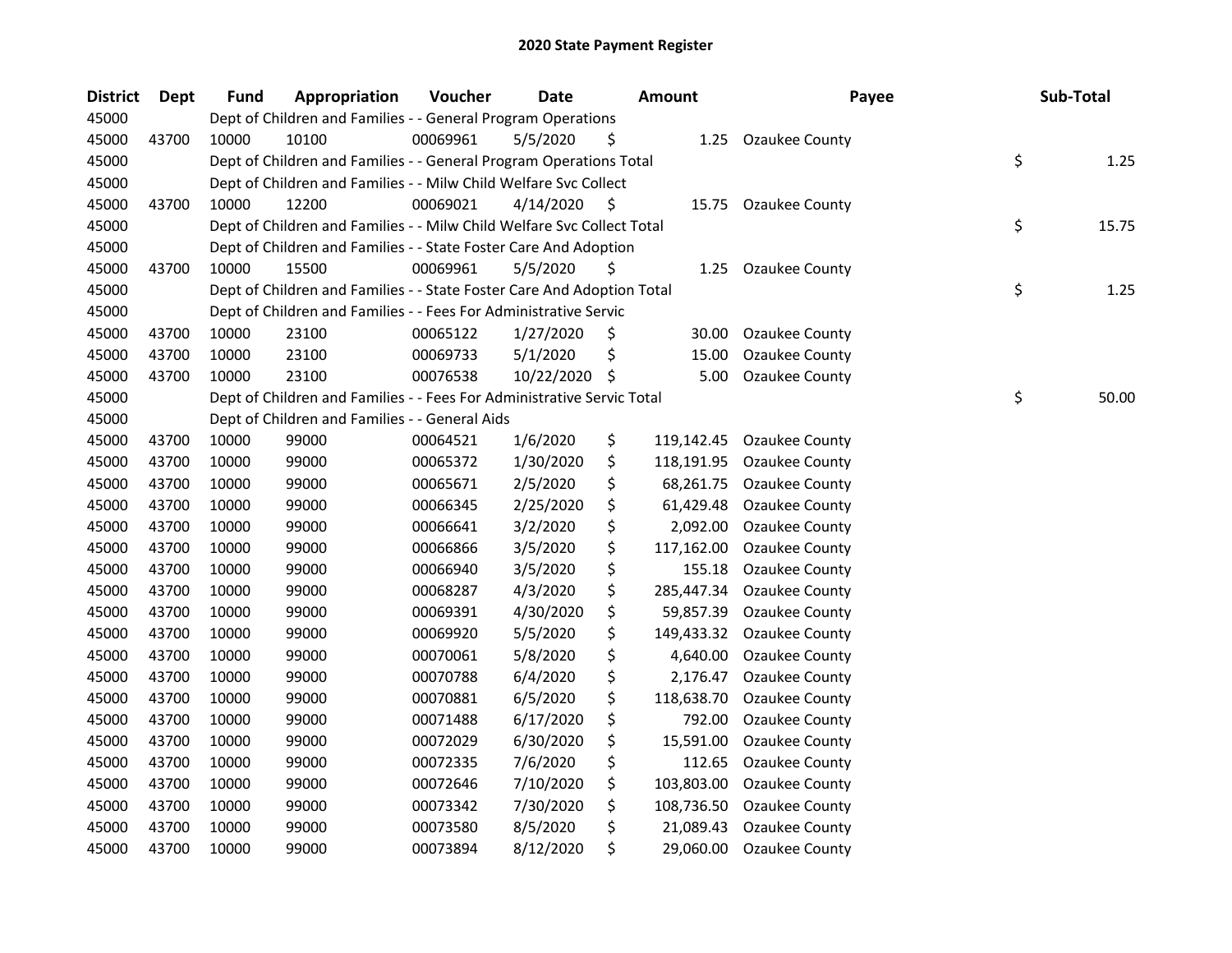# 2020 State Payment Register

| District | Dept | Fund | Appropriation | Voucher | Date | Amount | Payee | Sub-Total |
|---|---|---|---|---|---|---|---|---|
| 45000 | | Dept of Children and Families - - General Program Operations | | | | | | |
| 45000 | 43700 | 10000 | 10100 | 00069961 | 5/5/2020 | $ 1.25 | Ozaukee County | |
| 45000 | | Dept of Children and Families - - General Program Operations Total | | | | | | $ 1.25 |
| 45000 | | Dept of Children and Families - - Milw Child Welfare Svc Collect | | | | | | |
| 45000 | 43700 | 10000 | 12200 | 00069021 | 4/14/2020 | $ 15.75 | Ozaukee County | |
| 45000 | | Dept of Children and Families - - Milw Child Welfare Svc Collect Total | | | | | | $ 15.75 |
| 45000 | | Dept of Children and Families - - State Foster Care And Adoption | | | | | | |
| 45000 | 43700 | 10000 | 15500 | 00069961 | 5/5/2020 | $ 1.25 | Ozaukee County | |
| 45000 | | Dept of Children and Families - - State Foster Care And Adoption Total | | | | | | $ 1.25 |
| 45000 | | Dept of Children and Families - - Fees For Administrative Servic | | | | | | |
| 45000 | 43700 | 10000 | 23100 | 00065122 | 1/27/2020 | $ 30.00 | Ozaukee County | |
| 45000 | 43700 | 10000 | 23100 | 00069733 | 5/1/2020 | $ 15.00 | Ozaukee County | |
| 45000 | 43700 | 10000 | 23100 | 00076538 | 10/22/2020 | $ 5.00 | Ozaukee County | |
| 45000 | | Dept of Children and Families - - Fees For Administrative Servic Total | | | | | | $ 50.00 |
| 45000 | | Dept of Children and Families - - General Aids | | | | | | |
| 45000 | 43700 | 10000 | 99000 | 00064521 | 1/6/2020 | $ 119,142.45 | Ozaukee County | |
| 45000 | 43700 | 10000 | 99000 | 00065372 | 1/30/2020 | $ 118,191.95 | Ozaukee County | |
| 45000 | 43700 | 10000 | 99000 | 00065671 | 2/5/2020 | $ 68,261.75 | Ozaukee County | |
| 45000 | 43700 | 10000 | 99000 | 00066345 | 2/25/2020 | $ 61,429.48 | Ozaukee County | |
| 45000 | 43700 | 10000 | 99000 | 00066641 | 3/2/2020 | $ 2,092.00 | Ozaukee County | |
| 45000 | 43700 | 10000 | 99000 | 00066866 | 3/5/2020 | $ 117,162.00 | Ozaukee County | |
| 45000 | 43700 | 10000 | 99000 | 00066940 | 3/5/2020 | $ 155.18 | Ozaukee County | |
| 45000 | 43700 | 10000 | 99000 | 00068287 | 4/3/2020 | $ 285,447.34 | Ozaukee County | |
| 45000 | 43700 | 10000 | 99000 | 00069391 | 4/30/2020 | $ 59,857.39 | Ozaukee County | |
| 45000 | 43700 | 10000 | 99000 | 00069920 | 5/5/2020 | $ 149,433.32 | Ozaukee County | |
| 45000 | 43700 | 10000 | 99000 | 00070061 | 5/8/2020 | $ 4,640.00 | Ozaukee County | |
| 45000 | 43700 | 10000 | 99000 | 00070788 | 6/4/2020 | $ 2,176.47 | Ozaukee County | |
| 45000 | 43700 | 10000 | 99000 | 00070881 | 6/5/2020 | $ 118,638.70 | Ozaukee County | |
| 45000 | 43700 | 10000 | 99000 | 00071488 | 6/17/2020 | $ 792.00 | Ozaukee County | |
| 45000 | 43700 | 10000 | 99000 | 00072029 | 6/30/2020 | $ 15,591.00 | Ozaukee County | |
| 45000 | 43700 | 10000 | 99000 | 00072335 | 7/6/2020 | $ 112.65 | Ozaukee County | |
| 45000 | 43700 | 10000 | 99000 | 00072646 | 7/10/2020 | $ 103,803.00 | Ozaukee County | |
| 45000 | 43700 | 10000 | 99000 | 00073342 | 7/30/2020 | $ 108,736.50 | Ozaukee County | |
| 45000 | 43700 | 10000 | 99000 | 00073580 | 8/5/2020 | $ 21,089.43 | Ozaukee County | |
| 45000 | 43700 | 10000 | 99000 | 00073894 | 8/12/2020 | $ 29,060.00 | Ozaukee County | |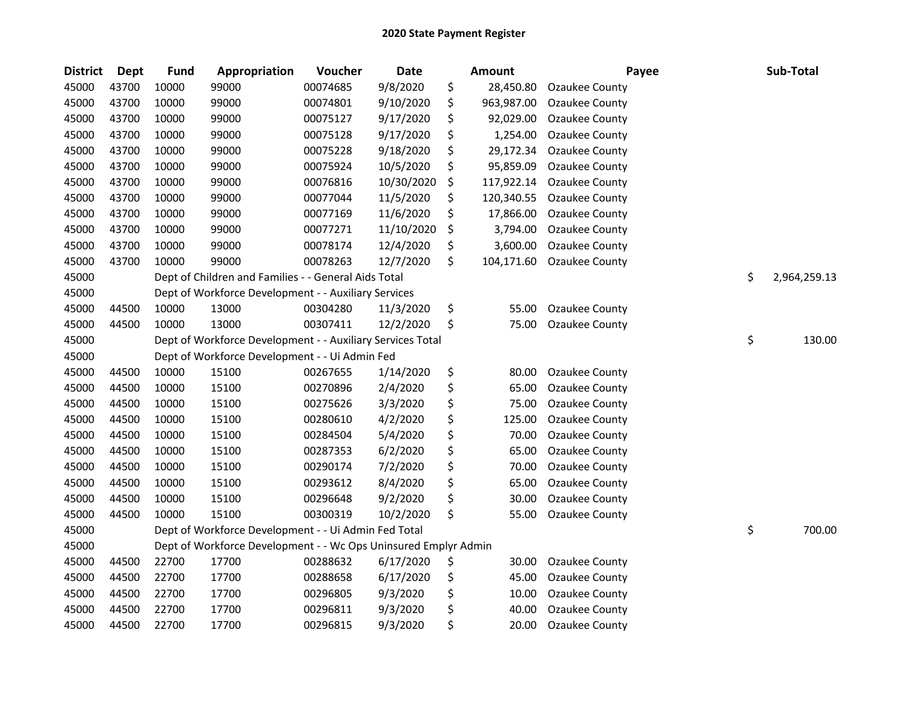# 2020 State Payment Register

| District | Dept | Fund | Appropriation | Voucher | Date | Amount | Payee | Sub-Total |
|---|---|---|---|---|---|---|---|---|
| 45000 | 43700 | 10000 | 99000 | 00074685 | 9/8/2020 | $ 28,450.80 | Ozaukee County | |
| 45000 | 43700 | 10000 | 99000 | 00074801 | 9/10/2020 | $ 963,987.00 | Ozaukee County | |
| 45000 | 43700 | 10000 | 99000 | 00075127 | 9/17/2020 | $ 92,029.00 | Ozaukee County | |
| 45000 | 43700 | 10000 | 99000 | 00075128 | 9/17/2020 | $ 1,254.00 | Ozaukee County | |
| 45000 | 43700 | 10000 | 99000 | 00075228 | 9/18/2020 | $ 29,172.34 | Ozaukee County | |
| 45000 | 43700 | 10000 | 99000 | 00075924 | 10/5/2020 | $ 95,859.09 | Ozaukee County | |
| 45000 | 43700 | 10000 | 99000 | 00076816 | 10/30/2020 | $ 117,922.14 | Ozaukee County | |
| 45000 | 43700 | 10000 | 99000 | 00077044 | 11/5/2020 | $ 120,340.55 | Ozaukee County | |
| 45000 | 43700 | 10000 | 99000 | 00077169 | 11/6/2020 | $ 17,866.00 | Ozaukee County | |
| 45000 | 43700 | 10000 | 99000 | 00077271 | 11/10/2020 | $ 3,794.00 | Ozaukee County | |
| 45000 | 43700 | 10000 | 99000 | 00078174 | 12/4/2020 | $ 3,600.00 | Ozaukee County | |
| 45000 | 43700 | 10000 | 99000 | 00078263 | 12/7/2020 | $ 104,171.60 | Ozaukee County | |
| 45000 | | Dept of Children and Families - - General Aids Total | | | | | | $ 2,964,259.13 |
| 45000 | | Dept of Workforce Development - - Auxiliary Services | | | | | | |
| 45000 | 44500 | 10000 | 13000 | 00304280 | 11/3/2020 | $ 55.00 | Ozaukee County | |
| 45000 | 44500 | 10000 | 13000 | 00307411 | 12/2/2020 | $ 75.00 | Ozaukee County | |
| 45000 | | Dept of Workforce Development - - Auxiliary Services Total | | | | | | $ 130.00 |
| 45000 | | Dept of Workforce Development - - Ui Admin Fed | | | | | | |
| 45000 | 44500 | 10000 | 15100 | 00267655 | 1/14/2020 | $ 80.00 | Ozaukee County | |
| 45000 | 44500 | 10000 | 15100 | 00270896 | 2/4/2020 | $ 65.00 | Ozaukee County | |
| 45000 | 44500 | 10000 | 15100 | 00275626 | 3/3/2020 | $ 75.00 | Ozaukee County | |
| 45000 | 44500 | 10000 | 15100 | 00280610 | 4/2/2020 | $ 125.00 | Ozaukee County | |
| 45000 | 44500 | 10000 | 15100 | 00284504 | 5/4/2020 | $ 70.00 | Ozaukee County | |
| 45000 | 44500 | 10000 | 15100 | 00287353 | 6/2/2020 | $ 65.00 | Ozaukee County | |
| 45000 | 44500 | 10000 | 15100 | 00290174 | 7/2/2020 | $ 70.00 | Ozaukee County | |
| 45000 | 44500 | 10000 | 15100 | 00293612 | 8/4/2020 | $ 65.00 | Ozaukee County | |
| 45000 | 44500 | 10000 | 15100 | 00296648 | 9/2/2020 | $ 30.00 | Ozaukee County | |
| 45000 | 44500 | 10000 | 15100 | 00300319 | 10/2/2020 | $ 55.00 | Ozaukee County | |
| 45000 | | Dept of Workforce Development - - Ui Admin Fed Total | | | | | | $ 700.00 |
| 45000 | | Dept of Workforce Development - - Wc Ops Uninsured Emplyr Admin | | | | | | |
| 45000 | 44500 | 22700 | 17700 | 00288632 | 6/17/2020 | $ 30.00 | Ozaukee County | |
| 45000 | 44500 | 22700 | 17700 | 00288658 | 6/17/2020 | $ 45.00 | Ozaukee County | |
| 45000 | 44500 | 22700 | 17700 | 00296805 | 9/3/2020 | $ 10.00 | Ozaukee County | |
| 45000 | 44500 | 22700 | 17700 | 00296811 | 9/3/2020 | $ 40.00 | Ozaukee County | |
| 45000 | 44500 | 22700 | 17700 | 00296815 | 9/3/2020 | $ 20.00 | Ozaukee County | |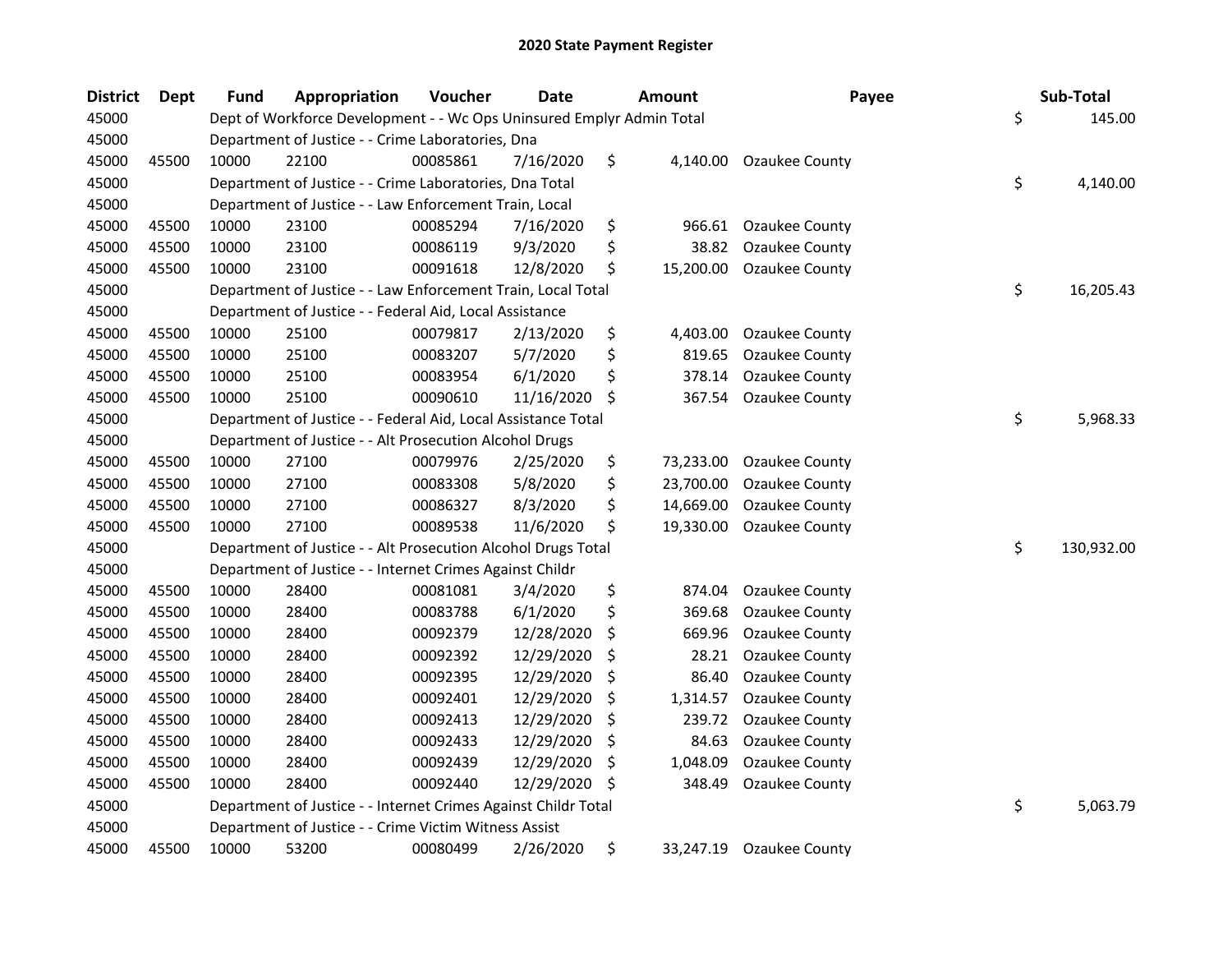# 2020 State Payment Register

| District | Dept | Fund | Appropriation | Voucher | Date | Amount | Payee | Sub-Total |
|---|---|---|---|---|---|---|---|---|
| 45000 | | Dept of Workforce Development - - Wc Ops Uninsured Emplyr Admin Total | | | | | | $ 145.00 |
| 45000 | | Department of Justice - - Crime Laboratories, Dna | | | | | | |
| 45000 | 45500 | 10000 | 22100 | 00085861 | 7/16/2020 | $ 4,140.00 | Ozaukee County | |
| 45000 | | Department of Justice - - Crime Laboratories, Dna Total | | | | | | $ 4,140.00 |
| 45000 | | Department of Justice - - Law Enforcement Train, Local | | | | | | |
| 45000 | 45500 | 10000 | 23100 | 00085294 | 7/16/2020 | $ 966.61 | Ozaukee County | |
| 45000 | 45500 | 10000 | 23100 | 00086119 | 9/3/2020 | $ 38.82 | Ozaukee County | |
| 45000 | 45500 | 10000 | 23100 | 00091618 | 12/8/2020 | $ 15,200.00 | Ozaukee County | |
| 45000 | | Department of Justice - - Law Enforcement Train, Local Total | | | | | | $ 16,205.43 |
| 45000 | | Department of Justice - - Federal Aid, Local Assistance | | | | | | |
| 45000 | 45500 | 10000 | 25100 | 00079817 | 2/13/2020 | $ 4,403.00 | Ozaukee County | |
| 45000 | 45500 | 10000 | 25100 | 00083207 | 5/7/2020 | $ 819.65 | Ozaukee County | |
| 45000 | 45500 | 10000 | 25100 | 00083954 | 6/1/2020 | $ 378.14 | Ozaukee County | |
| 45000 | 45500 | 10000 | 25100 | 00090610 | 11/16/2020 | $ 367.54 | Ozaukee County | |
| 45000 | | Department of Justice - - Federal Aid, Local Assistance Total | | | | | | $ 5,968.33 |
| 45000 | | Department of Justice - - Alt Prosecution Alcohol Drugs | | | | | | |
| 45000 | 45500 | 10000 | 27100 | 00079976 | 2/25/2020 | $ 73,233.00 | Ozaukee County | |
| 45000 | 45500 | 10000 | 27100 | 00083308 | 5/8/2020 | $ 23,700.00 | Ozaukee County | |
| 45000 | 45500 | 10000 | 27100 | 00086327 | 8/3/2020 | $ 14,669.00 | Ozaukee County | |
| 45000 | 45500 | 10000 | 27100 | 00089538 | 11/6/2020 | $ 19,330.00 | Ozaukee County | |
| 45000 | | Department of Justice - - Alt Prosecution Alcohol Drugs Total | | | | | | $ 130,932.00 |
| 45000 | | Department of Justice - - Internet Crimes Against Childr | | | | | | |
| 45000 | 45500 | 10000 | 28400 | 00081081 | 3/4/2020 | $ 874.04 | Ozaukee County | |
| 45000 | 45500 | 10000 | 28400 | 00083788 | 6/1/2020 | $ 369.68 | Ozaukee County | |
| 45000 | 45500 | 10000 | 28400 | 00092379 | 12/28/2020 | $ 669.96 | Ozaukee County | |
| 45000 | 45500 | 10000 | 28400 | 00092392 | 12/29/2020 | $ 28.21 | Ozaukee County | |
| 45000 | 45500 | 10000 | 28400 | 00092395 | 12/29/2020 | $ 86.40 | Ozaukee County | |
| 45000 | 45500 | 10000 | 28400 | 00092401 | 12/29/2020 | $ 1,314.57 | Ozaukee County | |
| 45000 | 45500 | 10000 | 28400 | 00092413 | 12/29/2020 | $ 239.72 | Ozaukee County | |
| 45000 | 45500 | 10000 | 28400 | 00092433 | 12/29/2020 | $ 84.63 | Ozaukee County | |
| 45000 | 45500 | 10000 | 28400 | 00092439 | 12/29/2020 | $ 1,048.09 | Ozaukee County | |
| 45000 | 45500 | 10000 | 28400 | 00092440 | 12/29/2020 | $ 348.49 | Ozaukee County | |
| 45000 | | Department of Justice - - Internet Crimes Against Childr Total | | | | | | $ 5,063.79 |
| 45000 | | Department of Justice - - Crime Victim Witness Assist | | | | | | |
| 45000 | 45500 | 10000 | 53200 | 00080499 | 2/26/2020 | $ 33,247.19 | Ozaukee County | |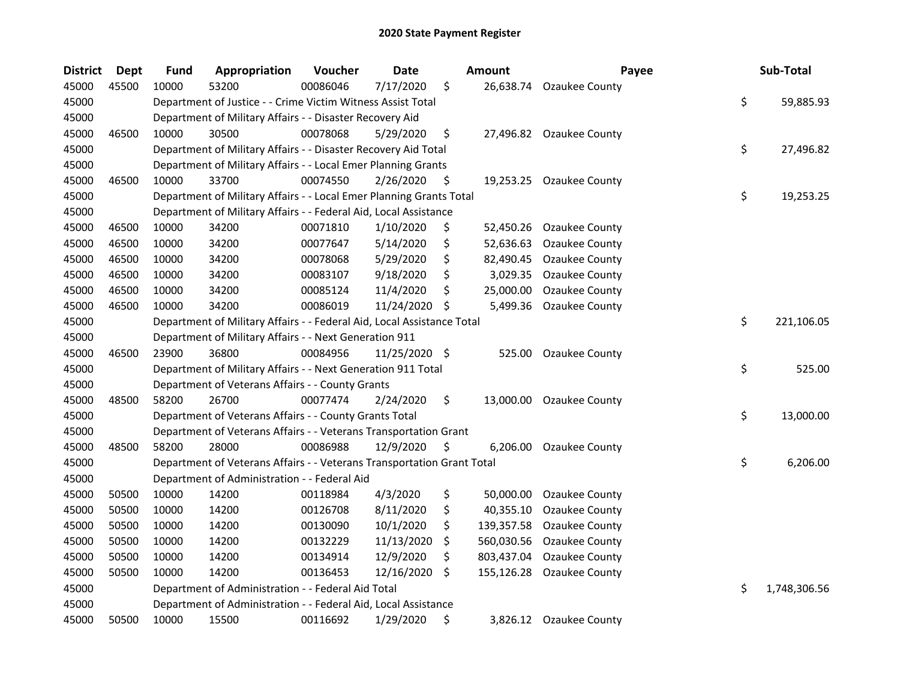# 2020 State Payment Register

| District | Dept | Fund | Appropriation | Voucher | Date | Amount | Payee | Sub-Total |
|---|---|---|---|---|---|---|---|---|
| 45000 | 45500 | 10000 | 53200 | 00086046 | 7/17/2020 | $ 26,638.74 | Ozaukee County | |
| 45000 | | Department of Justice - - Crime Victim Witness Assist Total | | | | | | $ 59,885.93 |
| 45000 | | Department of Military Affairs - - Disaster Recovery Aid | | | | | | |
| 45000 | 46500 | 10000 | 30500 | 00078068 | 5/29/2020 | $ 27,496.82 | Ozaukee County | |
| 45000 | | Department of Military Affairs - - Disaster Recovery Aid Total | | | | | | $ 27,496.82 |
| 45000 | | Department of Military Affairs - - Local Emer Planning Grants | | | | | | |
| 45000 | 46500 | 10000 | 33700 | 00074550 | 2/26/2020 | $ 19,253.25 | Ozaukee County | |
| 45000 | | Department of Military Affairs - - Local Emer Planning Grants Total | | | | | | $ 19,253.25 |
| 45000 | | Department of Military Affairs - - Federal Aid, Local Assistance | | | | | | |
| 45000 | 46500 | 10000 | 34200 | 00071810 | 1/10/2020 | $ 52,450.26 | Ozaukee County | |
| 45000 | 46500 | 10000 | 34200 | 00077647 | 5/14/2020 | $ 52,636.63 | Ozaukee County | |
| 45000 | 46500 | 10000 | 34200 | 00078068 | 5/29/2020 | $ 82,490.45 | Ozaukee County | |
| 45000 | 46500 | 10000 | 34200 | 00083107 | 9/18/2020 | $ 3,029.35 | Ozaukee County | |
| 45000 | 46500 | 10000 | 34200 | 00085124 | 11/4/2020 | $ 25,000.00 | Ozaukee County | |
| 45000 | 46500 | 10000 | 34200 | 00086019 | 11/24/2020 | $ 5,499.36 | Ozaukee County | |
| 45000 | | Department of Military Affairs - - Federal Aid, Local Assistance Total | | | | | | $ 221,106.05 |
| 45000 | | Department of Military Affairs - - Next Generation 911 | | | | | | |
| 45000 | 46500 | 23900 | 36800 | 00084956 | 11/25/2020 | $ 525.00 | Ozaukee County | |
| 45000 | | Department of Military Affairs - - Next Generation 911 Total | | | | | | $ 525.00 |
| 45000 | | Department of Veterans Affairs - - County Grants | | | | | | |
| 45000 | 48500 | 58200 | 26700 | 00077474 | 2/24/2020 | $ 13,000.00 | Ozaukee County | |
| 45000 | | Department of Veterans Affairs - - County Grants Total | | | | | | $ 13,000.00 |
| 45000 | | Department of Veterans Affairs - - Veterans Transportation Grant | | | | | | |
| 45000 | 48500 | 58200 | 28000 | 00086988 | 12/9/2020 | $ 6,206.00 | Ozaukee County | |
| 45000 | | Department of Veterans Affairs - - Veterans Transportation Grant Total | | | | | | $ 6,206.00 |
| 45000 | | Department of Administration - - Federal Aid | | | | | | |
| 45000 | 50500 | 10000 | 14200 | 00118984 | 4/3/2020 | $ 50,000.00 | Ozaukee County | |
| 45000 | 50500 | 10000 | 14200 | 00126708 | 8/11/2020 | $ 40,355.10 | Ozaukee County | |
| 45000 | 50500 | 10000 | 14200 | 00130090 | 10/1/2020 | $ 139,357.58 | Ozaukee County | |
| 45000 | 50500 | 10000 | 14200 | 00132229 | 11/13/2020 | $ 560,030.56 | Ozaukee County | |
| 45000 | 50500 | 10000 | 14200 | 00134914 | 12/9/2020 | $ 803,437.04 | Ozaukee County | |
| 45000 | 50500 | 10000 | 14200 | 00136453 | 12/16/2020 | $ 155,126.28 | Ozaukee County | |
| 45000 | | Department of Administration - - Federal Aid Total | | | | | | $ 1,748,306.56 |
| 45000 | | Department of Administration - - Federal Aid, Local Assistance | | | | | | |
| 45000 | 50500 | 10000 | 15500 | 00116692 | 1/29/2020 | $ 3,826.12 | Ozaukee County | |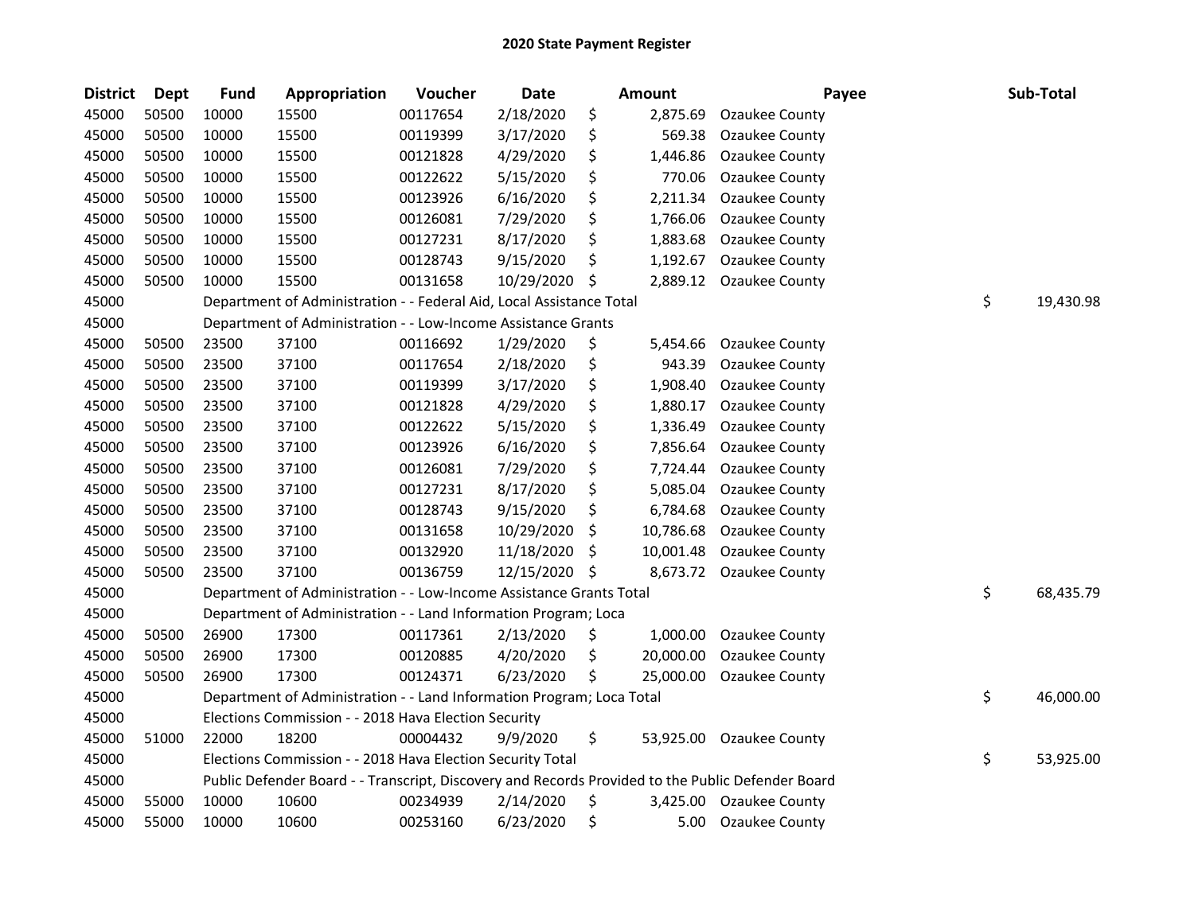# 2020 State Payment Register

| District | Dept | Fund | Appropriation | Voucher | Date | Amount | Payee | Sub-Total |
|---|---|---|---|---|---|---|---|---|
| 45000 | 50500 | 10000 | 15500 | 00117654 | 2/18/2020 | $ 2,875.69 | Ozaukee County | |
| 45000 | 50500 | 10000 | 15500 | 00119399 | 3/17/2020 | $ 569.38 | Ozaukee County | |
| 45000 | 50500 | 10000 | 15500 | 00121828 | 4/29/2020 | $ 1,446.86 | Ozaukee County | |
| 45000 | 50500 | 10000 | 15500 | 00122622 | 5/15/2020 | $ 770.06 | Ozaukee County | |
| 45000 | 50500 | 10000 | 15500 | 00123926 | 6/16/2020 | $ 2,211.34 | Ozaukee County | |
| 45000 | 50500 | 10000 | 15500 | 00126081 | 7/29/2020 | $ 1,766.06 | Ozaukee County | |
| 45000 | 50500 | 10000 | 15500 | 00127231 | 8/17/2020 | $ 1,883.68 | Ozaukee County | |
| 45000 | 50500 | 10000 | 15500 | 00128743 | 9/15/2020 | $ 1,192.67 | Ozaukee County | |
| 45000 | 50500 | 10000 | 15500 | 00131658 | 10/29/2020 | $ 2,889.12 | Ozaukee County | |
| 45000 | | Department of Administration - - Federal Aid, Local Assistance Total | | | | | | $ 19,430.98 |
| 45000 | | Department of Administration - - Low-Income Assistance Grants | | | | | | |
| 45000 | 50500 | 23500 | 37100 | 00116692 | 1/29/2020 | $ 5,454.66 | Ozaukee County | |
| 45000 | 50500 | 23500 | 37100 | 00117654 | 2/18/2020 | $ 943.39 | Ozaukee County | |
| 45000 | 50500 | 23500 | 37100 | 00119399 | 3/17/2020 | $ 1,908.40 | Ozaukee County | |
| 45000 | 50500 | 23500 | 37100 | 00121828 | 4/29/2020 | $ 1,880.17 | Ozaukee County | |
| 45000 | 50500 | 23500 | 37100 | 00122622 | 5/15/2020 | $ 1,336.49 | Ozaukee County | |
| 45000 | 50500 | 23500 | 37100 | 00123926 | 6/16/2020 | $ 7,856.64 | Ozaukee County | |
| 45000 | 50500 | 23500 | 37100 | 00126081 | 7/29/2020 | $ 7,724.44 | Ozaukee County | |
| 45000 | 50500 | 23500 | 37100 | 00127231 | 8/17/2020 | $ 5,085.04 | Ozaukee County | |
| 45000 | 50500 | 23500 | 37100 | 00128743 | 9/15/2020 | $ 6,784.68 | Ozaukee County | |
| 45000 | 50500 | 23500 | 37100 | 00131658 | 10/29/2020 | $ 10,786.68 | Ozaukee County | |
| 45000 | 50500 | 23500 | 37100 | 00132920 | 11/18/2020 | $ 10,001.48 | Ozaukee County | |
| 45000 | 50500 | 23500 | 37100 | 00136759 | 12/15/2020 | $ 8,673.72 | Ozaukee County | |
| 45000 | | Department of Administration - - Low-Income Assistance Grants Total | | | | | | $ 68,435.79 |
| 45000 | | Department of Administration - - Land Information Program; Loca | | | | | | |
| 45000 | 50500 | 26900 | 17300 | 00117361 | 2/13/2020 | $ 1,000.00 | Ozaukee County | |
| 45000 | 50500 | 26900 | 17300 | 00120885 | 4/20/2020 | $ 20,000.00 | Ozaukee County | |
| 45000 | 50500 | 26900 | 17300 | 00124371 | 6/23/2020 | $ 25,000.00 | Ozaukee County | |
| 45000 | | Department of Administration - - Land Information Program; Loca Total | | | | | | $ 46,000.00 |
| 45000 | | Elections Commission - - 2018 Hava Election Security | | | | | | |
| 45000 | 51000 | 22000 | 18200 | 00004432 | 9/9/2020 | $ 53,925.00 | Ozaukee County | |
| 45000 | | Elections Commission - - 2018 Hava Election Security Total | | | | | | $ 53,925.00 |
| 45000 | | Public Defender Board - - Transcript, Discovery and Records Provided to the Public Defender Board | | | | | | |
| 45000 | 55000 | 10000 | 10600 | 00234939 | 2/14/2020 | $ 3,425.00 | Ozaukee County | |
| 45000 | 55000 | 10000 | 10600 | 00253160 | 6/23/2020 | $ 5.00 | Ozaukee County | |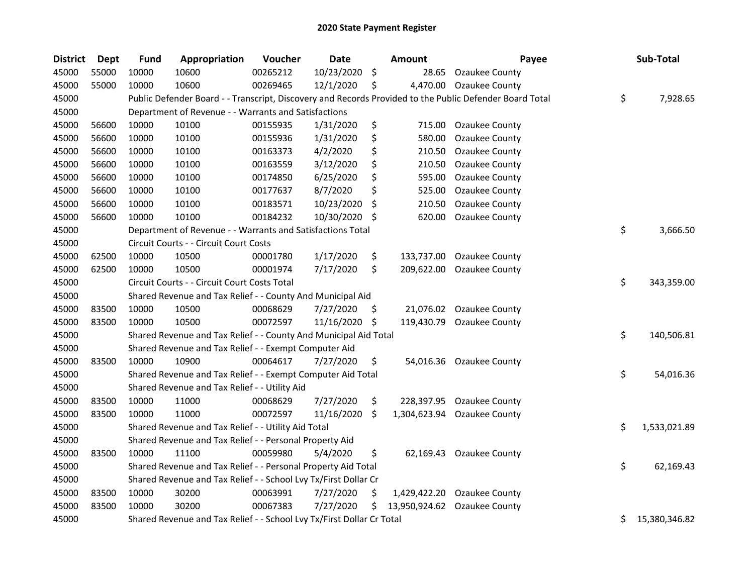# 2020 State Payment Register

| District | Dept | Fund | Appropriation | Voucher | Date | Amount | Payee | Sub-Total |
|---|---|---|---|---|---|---|---|---|
| 45000 | 55000 | 10000 | 10600 | 00265212 | 10/23/2020 | $ 28.65 | Ozaukee County | |
| 45000 | 55000 | 10000 | 10600 | 00269465 | 12/1/2020 | $ 4,470.00 | Ozaukee County | |
| 45000 | | Public Defender Board - - Transcript, Discovery and Records Provided to the Public Defender Board Total | | | | | | $ 7,928.65 |
| 45000 | | Department of Revenue - - Warrants and Satisfactions | | | | | | |
| 45000 | 56600 | 10000 | 10100 | 00155935 | 1/31/2020 | $ 715.00 | Ozaukee County | |
| 45000 | 56600 | 10000 | 10100 | 00155936 | 1/31/2020 | $ 580.00 | Ozaukee County | |
| 45000 | 56600 | 10000 | 10100 | 00163373 | 4/2/2020 | $ 210.50 | Ozaukee County | |
| 45000 | 56600 | 10000 | 10100 | 00163559 | 3/12/2020 | $ 210.50 | Ozaukee County | |
| 45000 | 56600 | 10000 | 10100 | 00174850 | 6/25/2020 | $ 595.00 | Ozaukee County | |
| 45000 | 56600 | 10000 | 10100 | 00177637 | 8/7/2020 | $ 525.00 | Ozaukee County | |
| 45000 | 56600 | 10000 | 10100 | 00183571 | 10/23/2020 | $ 210.50 | Ozaukee County | |
| 45000 | 56600 | 10000 | 10100 | 00184232 | 10/30/2020 | $ 620.00 | Ozaukee County | |
| 45000 | | Department of Revenue - - Warrants and Satisfactions Total | | | | | | $ 3,666.50 |
| 45000 | | Circuit Courts - - Circuit Court Costs | | | | | | |
| 45000 | 62500 | 10000 | 10500 | 00001780 | 1/17/2020 | $ 133,737.00 | Ozaukee County | |
| 45000 | 62500 | 10000 | 10500 | 00001974 | 7/17/2020 | $ 209,622.00 | Ozaukee County | |
| 45000 | | Circuit Courts - - Circuit Court Costs Total | | | | | | $ 343,359.00 |
| 45000 | | Shared Revenue and Tax Relief - - County And Municipal Aid | | | | | | |
| 45000 | 83500 | 10000 | 10500 | 00068629 | 7/27/2020 | $ 21,076.02 | Ozaukee County | |
| 45000 | 83500 | 10000 | 10500 | 00072597 | 11/16/2020 | $ 119,430.79 | Ozaukee County | |
| 45000 | | Shared Revenue and Tax Relief - - County And Municipal Aid Total | | | | | | $ 140,506.81 |
| 45000 | | Shared Revenue and Tax Relief - - Exempt Computer Aid | | | | | | |
| 45000 | 83500 | 10000 | 10900 | 00064617 | 7/27/2020 | $ 54,016.36 | Ozaukee County | |
| 45000 | | Shared Revenue and Tax Relief - - Exempt Computer Aid Total | | | | | | $ 54,016.36 |
| 45000 | | Shared Revenue and Tax Relief - - Utility Aid | | | | | | |
| 45000 | 83500 | 10000 | 11000 | 00068629 | 7/27/2020 | $ 228,397.95 | Ozaukee County | |
| 45000 | 83500 | 10000 | 11000 | 00072597 | 11/16/2020 | $ 1,304,623.94 | Ozaukee County | |
| 45000 | | Shared Revenue and Tax Relief - - Utility Aid Total | | | | | | $ 1,533,021.89 |
| 45000 | | Shared Revenue and Tax Relief - - Personal Property Aid | | | | | | |
| 45000 | 83500 | 10000 | 11100 | 00059980 | 5/4/2020 | $ 62,169.43 | Ozaukee County | |
| 45000 | | Shared Revenue and Tax Relief - - Personal Property Aid Total | | | | | | $ 62,169.43 |
| 45000 | | Shared Revenue and Tax Relief - - School Lvy Tx/First Dollar Cr | | | | | | |
| 45000 | 83500 | 10000 | 30200 | 00063991 | 7/27/2020 | $ 1,429,422.20 | Ozaukee County | |
| 45000 | 83500 | 10000 | 30200 | 00067383 | 7/27/2020 | $ 13,950,924.62 | Ozaukee County | |
| 45000 | | Shared Revenue and Tax Relief - - School Lvy Tx/First Dollar Cr Total | | | | | | $ 15,380,346.82 |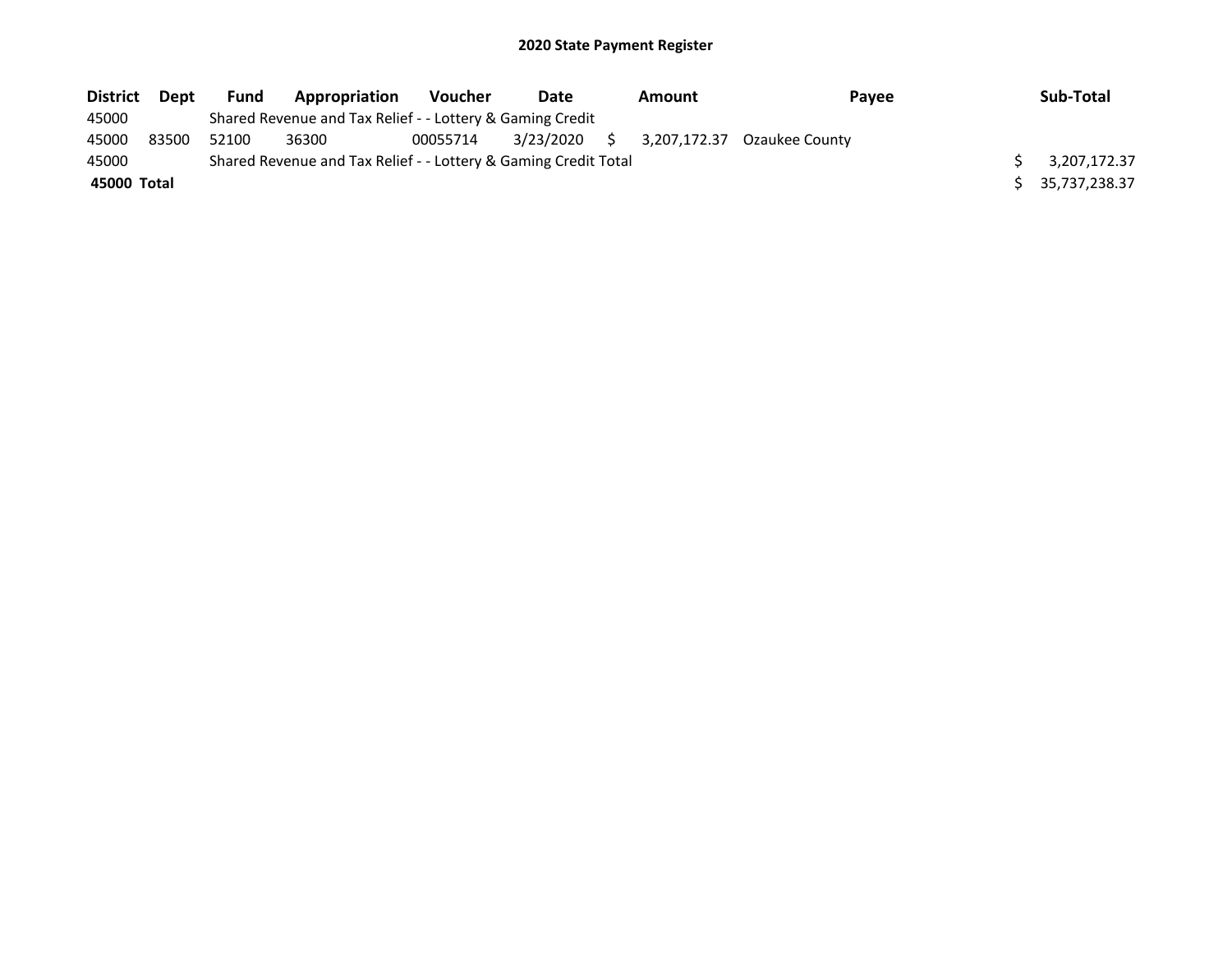## 2020 State Payment Register

| District | Dept | Fund | Appropriation | Voucher | Date | Amount | Payee | Sub-Total |
|---|---|---|---|---|---|---|---|---|
| 45000 | | Shared Revenue and Tax Relief - - Lottery & Gaming Credit | | | | | | |
| 45000 | 83500 | 52100 | 36300 | 00055714 | 3/23/2020 | $ 3,207,172.37 | Ozaukee County | |
| 45000 | | Shared Revenue and Tax Relief - - Lottery & Gaming Credit Total | | | | | | $ 3,207,172.37 |
| **45000 Total** | | | | | | | | $ 35,737,238.37 |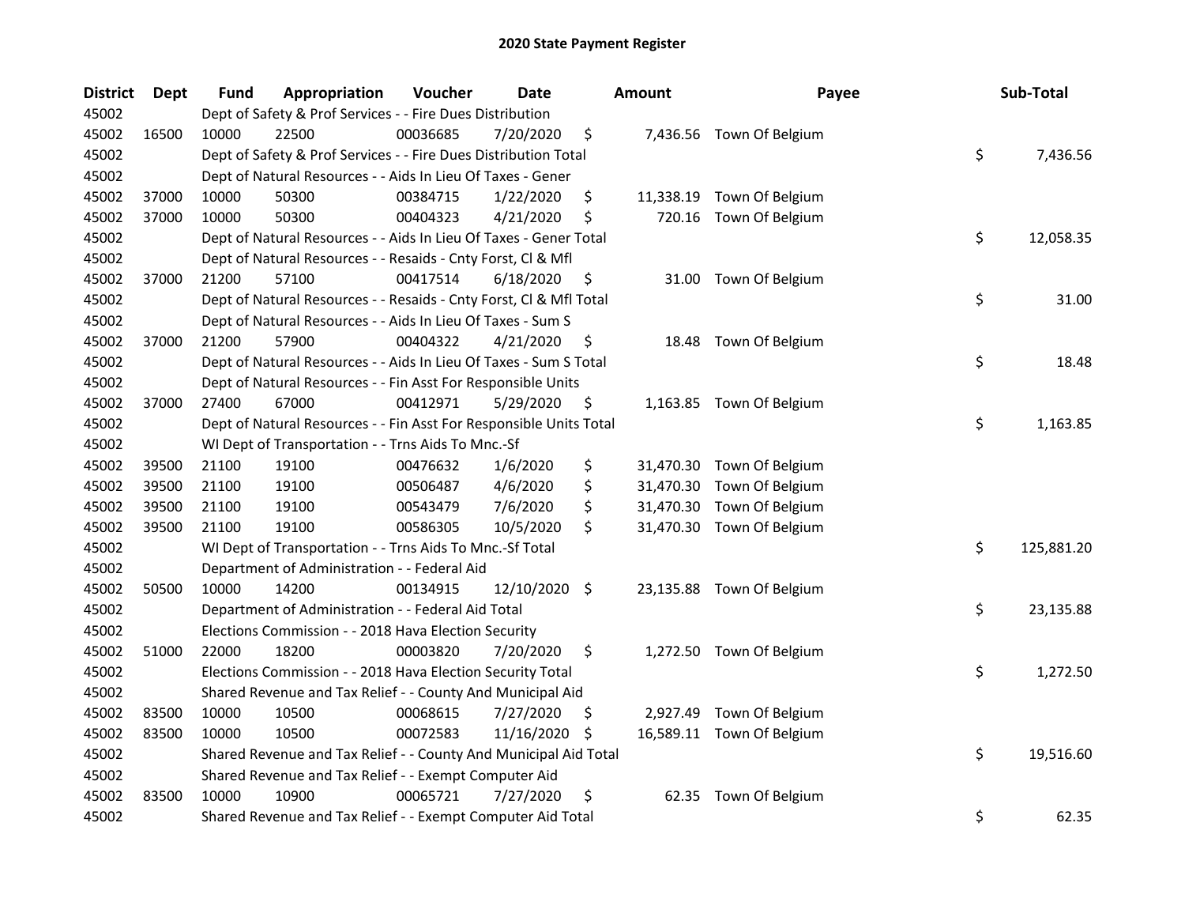# 2020 State Payment Register

| District | Dept | Fund | Appropriation | Voucher | Date | Amount | Payee | Sub-Total |
|---|---|---|---|---|---|---|---|---|
| 45002 | | Dept of Safety & Prof Services - - Fire Dues Distribution | | | | | | |
| 45002 | 16500 | 10000 | 22500 | 00036685 | 7/20/2020 | $ 7,436.56 | Town Of Belgium | |
| 45002 | | Dept of Safety & Prof Services - - Fire Dues Distribution Total | | | | | | $ 7,436.56 |
| 45002 | | Dept of Natural Resources - - Aids In Lieu Of Taxes - Gener | | | | | | |
| 45002 | 37000 | 10000 | 50300 | 00384715 | 1/22/2020 | $ 11,338.19 | Town Of Belgium | |
| 45002 | 37000 | 10000 | 50300 | 00404323 | 4/21/2020 | $ 720.16 | Town Of Belgium | |
| 45002 | | Dept of Natural Resources - - Aids In Lieu Of Taxes - Gener Total | | | | | | $ 12,058.35 |
| 45002 | | Dept of Natural Resources - - Resaids - Cnty Forst, Cl & Mfl | | | | | | |
| 45002 | 37000 | 21200 | 57100 | 00417514 | 6/18/2020 | $ 31.00 | Town Of Belgium | |
| 45002 | | Dept of Natural Resources - - Resaids - Cnty Forst, Cl & Mfl Total | | | | | | $ 31.00 |
| 45002 | | Dept of Natural Resources - - Aids In Lieu Of Taxes - Sum S | | | | | | |
| 45002 | 37000 | 21200 | 57900 | 00404322 | 4/21/2020 | $ 18.48 | Town Of Belgium | |
| 45002 | | Dept of Natural Resources - - Aids In Lieu Of Taxes - Sum S Total | | | | | | $ 18.48 |
| 45002 | | Dept of Natural Resources - - Fin Asst For Responsible Units | | | | | | |
| 45002 | 37000 | 27400 | 67000 | 00412971 | 5/29/2020 | $ 1,163.85 | Town Of Belgium | |
| 45002 | | Dept of Natural Resources - - Fin Asst For Responsible Units Total | | | | | | $ 1,163.85 |
| 45002 | | WI Dept of Transportation - - Trns Aids To Mnc.-Sf | | | | | | |
| 45002 | 39500 | 21100 | 19100 | 00476632 | 1/6/2020 | $ 31,470.30 | Town Of Belgium | |
| 45002 | 39500 | 21100 | 19100 | 00506487 | 4/6/2020 | $ 31,470.30 | Town Of Belgium | |
| 45002 | 39500 | 21100 | 19100 | 00543479 | 7/6/2020 | $ 31,470.30 | Town Of Belgium | |
| 45002 | 39500 | 21100 | 19100 | 00586305 | 10/5/2020 | $ 31,470.30 | Town Of Belgium | |
| 45002 | | WI Dept of Transportation - - Trns Aids To Mnc.-Sf Total | | | | | | $ 125,881.20 |
| 45002 | | Department of Administration - - Federal Aid | | | | | | |
| 45002 | 50500 | 10000 | 14200 | 00134915 | 12/10/2020 | $ 23,135.88 | Town Of Belgium | |
| 45002 | | Department of Administration - - Federal Aid Total | | | | | | $ 23,135.88 |
| 45002 | | Elections Commission - - 2018 Hava Election Security | | | | | | |
| 45002 | 51000 | 22000 | 18200 | 00003820 | 7/20/2020 | $ 1,272.50 | Town Of Belgium | |
| 45002 | | Elections Commission - - 2018 Hava Election Security Total | | | | | | $ 1,272.50 |
| 45002 | | Shared Revenue and Tax Relief - - County And Municipal Aid | | | | | | |
| 45002 | 83500 | 10000 | 10500 | 00068615 | 7/27/2020 | $ 2,927.49 | Town Of Belgium | |
| 45002 | 83500 | 10000 | 10500 | 00072583 | 11/16/2020 | $ 16,589.11 | Town Of Belgium | |
| 45002 | | Shared Revenue and Tax Relief - - County And Municipal Aid Total | | | | | | $ 19,516.60 |
| 45002 | | Shared Revenue and Tax Relief - - Exempt Computer Aid | | | | | | |
| 45002 | 83500 | 10000 | 10900 | 00065721 | 7/27/2020 | $ 62.35 | Town Of Belgium | |
| 45002 | | Shared Revenue and Tax Relief - - Exempt Computer Aid Total | | | | | | $ 62.35 |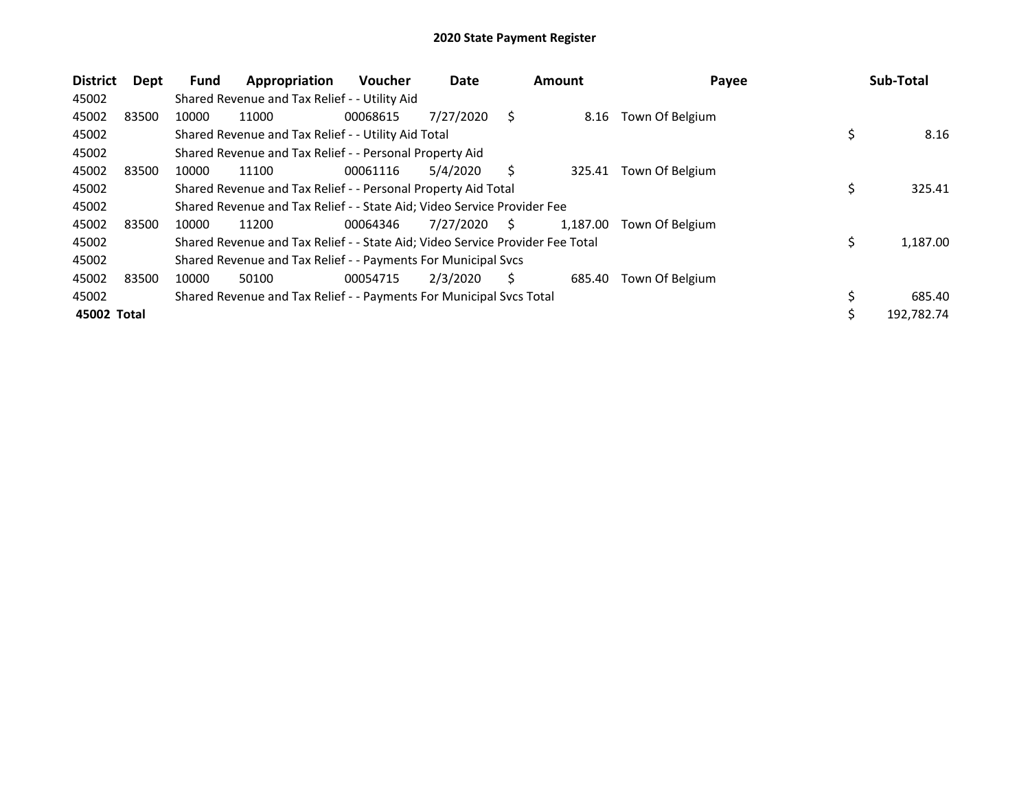## 2020 State Payment Register

| District | Dept | Fund | Appropriation | Voucher | Date | Amount | Payee | Sub-Total |
|---|---|---|---|---|---|---|---|---|
| 45002 | | Shared Revenue and Tax Relief - - Utility Aid | | | | | | |
| 45002 | 83500 | 10000 | 11000 | 00068615 | 7/27/2020 | $ 8.16 | Town Of Belgium | |
| 45002 | | Shared Revenue and Tax Relief - - Utility Aid Total | | | | | | $ 8.16 |
| 45002 | | Shared Revenue and Tax Relief - - Personal Property Aid | | | | | | |
| 45002 | 83500 | 10000 | 11100 | 00061116 | 5/4/2020 | $ 325.41 | Town Of Belgium | |
| 45002 | | Shared Revenue and Tax Relief - - Personal Property Aid Total | | | | | | $ 325.41 |
| 45002 | | Shared Revenue and Tax Relief - - State Aid; Video Service Provider Fee | | | | | | |
| 45002 | 83500 | 10000 | 11200 | 00064346 | 7/27/2020 | $ 1,187.00 | Town Of Belgium | |
| 45002 | | Shared Revenue and Tax Relief - - State Aid; Video Service Provider Fee Total | | | | | | $ 1,187.00 |
| 45002 | | Shared Revenue and Tax Relief - - Payments For Municipal Svcs | | | | | | |
| 45002 | 83500 | 10000 | 50100 | 00054715 | 2/3/2020 | $ 685.40 | Town Of Belgium | |
| 45002 | | Shared Revenue and Tax Relief - - Payments For Municipal Svcs Total | | | | | | $ 685.40 |
| **45002 Total** | | | | | | | | $ 192,782.74 |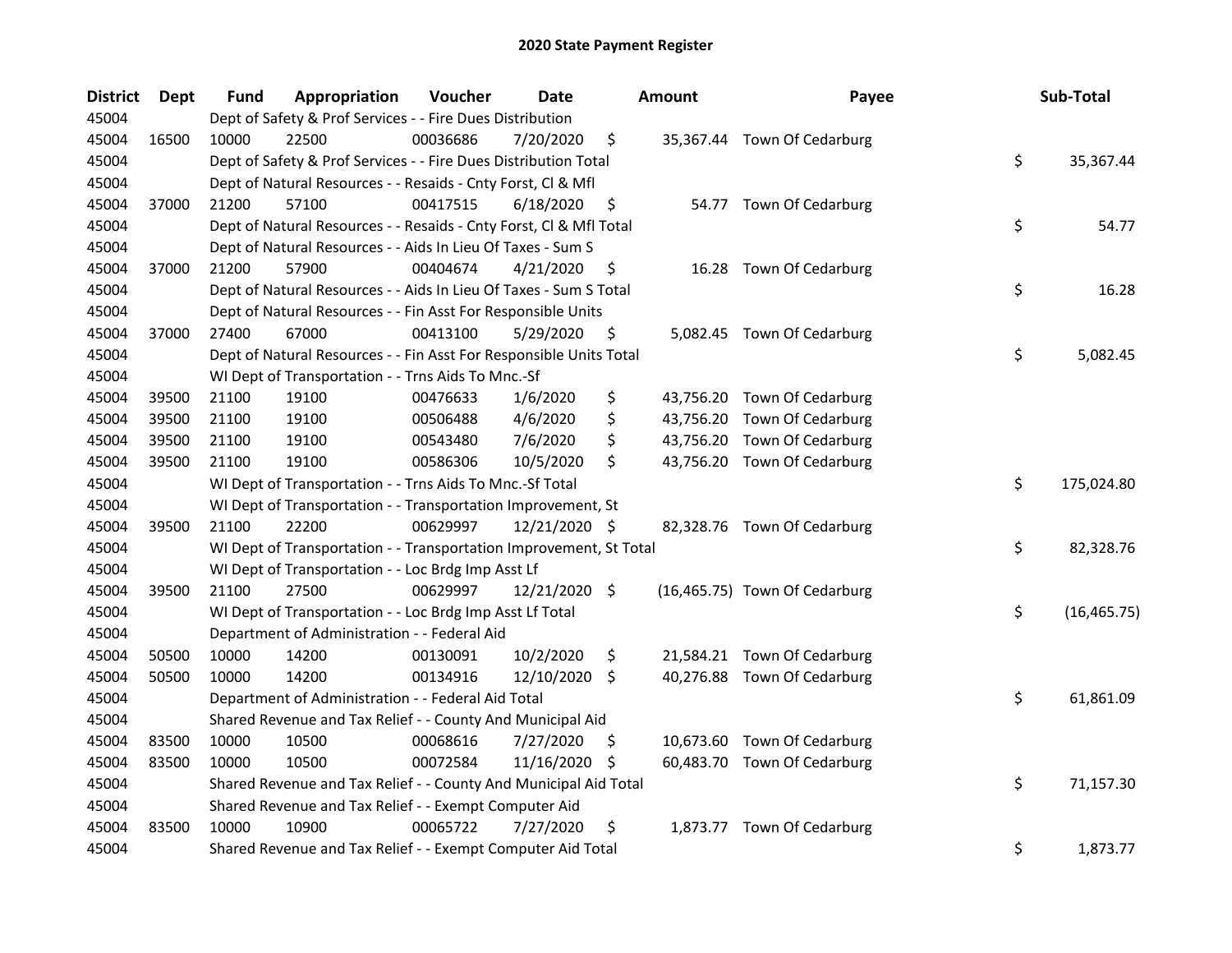# 2020 State Payment Register

| District | Dept | Fund | Appropriation | Voucher | Date | Amount | Payee | Sub-Total |
|---|---|---|---|---|---|---|---|---|
| 45004 | | Dept of Safety & Prof Services - - Fire Dues Distribution | | | | | | |
| 45004 | 16500 | 10000 | 22500 | 00036686 | 7/20/2020 | $ 35,367.44 | Town Of Cedarburg | |
| 45004 | | Dept of Safety & Prof Services - - Fire Dues Distribution Total | | | | | | $ 35,367.44 |
| 45004 | | Dept of Natural Resources - - Resaids - Cnty Forst, Cl & Mfl | | | | | | |
| 45004 | 37000 | 21200 | 57100 | 00417515 | 6/18/2020 | $ 54.77 | Town Of Cedarburg | |
| 45004 | | Dept of Natural Resources - - Resaids - Cnty Forst, Cl & Mfl Total | | | | | | $ 54.77 |
| 45004 | | Dept of Natural Resources - - Aids In Lieu Of Taxes - Sum S | | | | | | |
| 45004 | 37000 | 21200 | 57900 | 00404674 | 4/21/2020 | $ 16.28 | Town Of Cedarburg | |
| 45004 | | Dept of Natural Resources - - Aids In Lieu Of Taxes - Sum S Total | | | | | | $ 16.28 |
| 45004 | | Dept of Natural Resources - - Fin Asst For Responsible Units | | | | | | |
| 45004 | 37000 | 27400 | 67000 | 00413100 | 5/29/2020 | $ 5,082.45 | Town Of Cedarburg | |
| 45004 | | Dept of Natural Resources - - Fin Asst For Responsible Units Total | | | | | | $ 5,082.45 |
| 45004 | | WI Dept of Transportation - - Trns Aids To Mnc.-Sf | | | | | | |
| 45004 | 39500 | 21100 | 19100 | 00476633 | 1/6/2020 | $ 43,756.20 | Town Of Cedarburg | |
| 45004 | 39500 | 21100 | 19100 | 00506488 | 4/6/2020 | $ 43,756.20 | Town Of Cedarburg | |
| 45004 | 39500 | 21100 | 19100 | 00543480 | 7/6/2020 | $ 43,756.20 | Town Of Cedarburg | |
| 45004 | 39500 | 21100 | 19100 | 00586306 | 10/5/2020 | $ 43,756.20 | Town Of Cedarburg | |
| 45004 | | WI Dept of Transportation - - Trns Aids To Mnc.-Sf Total | | | | | | $ 175,024.80 |
| 45004 | | WI Dept of Transportation - - Transportation Improvement, St | | | | | | |
| 45004 | 39500 | 21100 | 22200 | 00629997 | 12/21/2020 | $ 82,328.76 | Town Of Cedarburg | |
| 45004 | | WI Dept of Transportation - - Transportation Improvement, St Total | | | | | | $ 82,328.76 |
| 45004 | | WI Dept of Transportation - - Loc Brdg Imp Asst Lf | | | | | | |
| 45004 | 39500 | 21100 | 27500 | 00629997 | 12/21/2020 | $ (16,465.75) | Town Of Cedarburg | |
| 45004 | | WI Dept of Transportation - - Loc Brdg Imp Asst Lf Total | | | | | | $ (16,465.75) |
| 45004 | | Department of Administration - - Federal Aid | | | | | | |
| 45004 | 50500 | 10000 | 14200 | 00130091 | 10/2/2020 | $ 21,584.21 | Town Of Cedarburg | |
| 45004 | 50500 | 10000 | 14200 | 00134916 | 12/10/2020 | $ 40,276.88 | Town Of Cedarburg | |
| 45004 | | Department of Administration - - Federal Aid Total | | | | | | $ 61,861.09 |
| 45004 | | Shared Revenue and Tax Relief - - County And Municipal Aid | | | | | | |
| 45004 | 83500 | 10000 | 10500 | 00068616 | 7/27/2020 | $ 10,673.60 | Town Of Cedarburg | |
| 45004 | 83500 | 10000 | 10500 | 00072584 | 11/16/2020 | $ 60,483.70 | Town Of Cedarburg | |
| 45004 | | Shared Revenue and Tax Relief - - County And Municipal Aid Total | | | | | | $ 71,157.30 |
| 45004 | | Shared Revenue and Tax Relief - - Exempt Computer Aid | | | | | | |
| 45004 | 83500 | 10000 | 10900 | 00065722 | 7/27/2020 | $ 1,873.77 | Town Of Cedarburg | |
| 45004 | | Shared Revenue and Tax Relief - - Exempt Computer Aid Total | | | | | | $ 1,873.77 |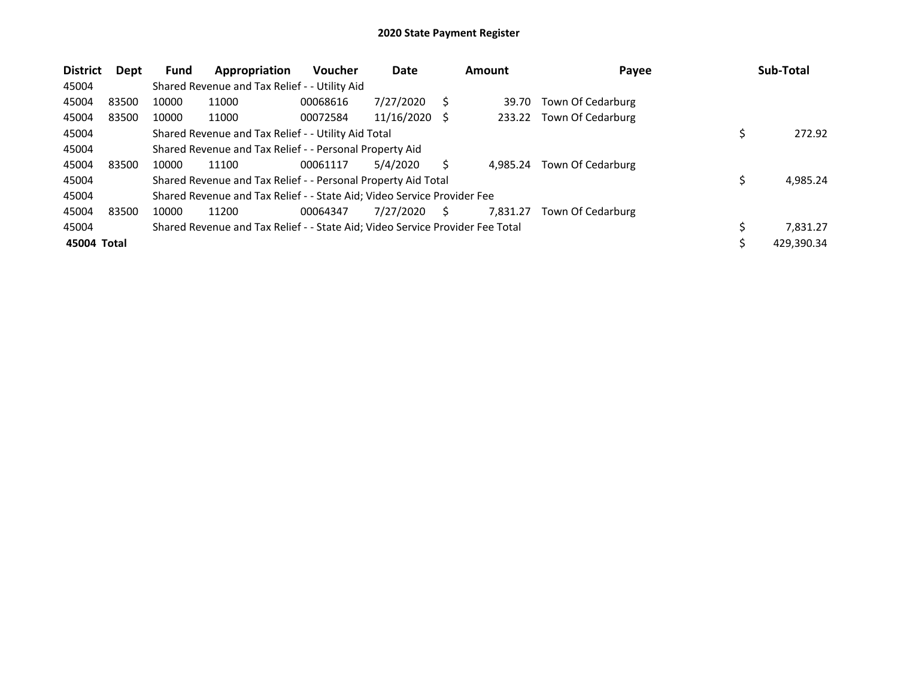# 2020 State Payment Register

| District | Dept | Fund | Appropriation | Voucher | Date | Amount | Payee | Sub-Total |
|---|---|---|---|---|---|---|---|---|
| 45004 | | Shared Revenue and Tax Relief - - Utility Aid | | | | | | |
| 45004 | 83500 | 10000 | 11000 | 00068616 | 7/27/2020 | $ 39.70 | Town Of Cedarburg | |
| 45004 | 83500 | 10000 | 11000 | 00072584 | 11/16/2020 | $ 233.22 | Town Of Cedarburg | |
| 45004 | | Shared Revenue and Tax Relief - - Utility Aid Total | | | | | | $ 272.92 |
| 45004 | | Shared Revenue and Tax Relief - - Personal Property Aid | | | | | | |
| 45004 | 83500 | 10000 | 11100 | 00061117 | 5/4/2020 | $ 4,985.24 | Town Of Cedarburg | |
| 45004 | | Shared Revenue and Tax Relief - - Personal Property Aid Total | | | | | | $ 4,985.24 |
| 45004 | | Shared Revenue and Tax Relief - - State Aid; Video Service Provider Fee | | | | | | |
| 45004 | 83500 | 10000 | 11200 | 00064347 | 7/27/2020 | $ 7,831.27 | Town Of Cedarburg | |
| 45004 | | Shared Revenue and Tax Relief - - State Aid; Video Service Provider Fee Total | | | | | | $ 7,831.27 |
| **45004 Total** | | | | | | | | $ 429,390.34 |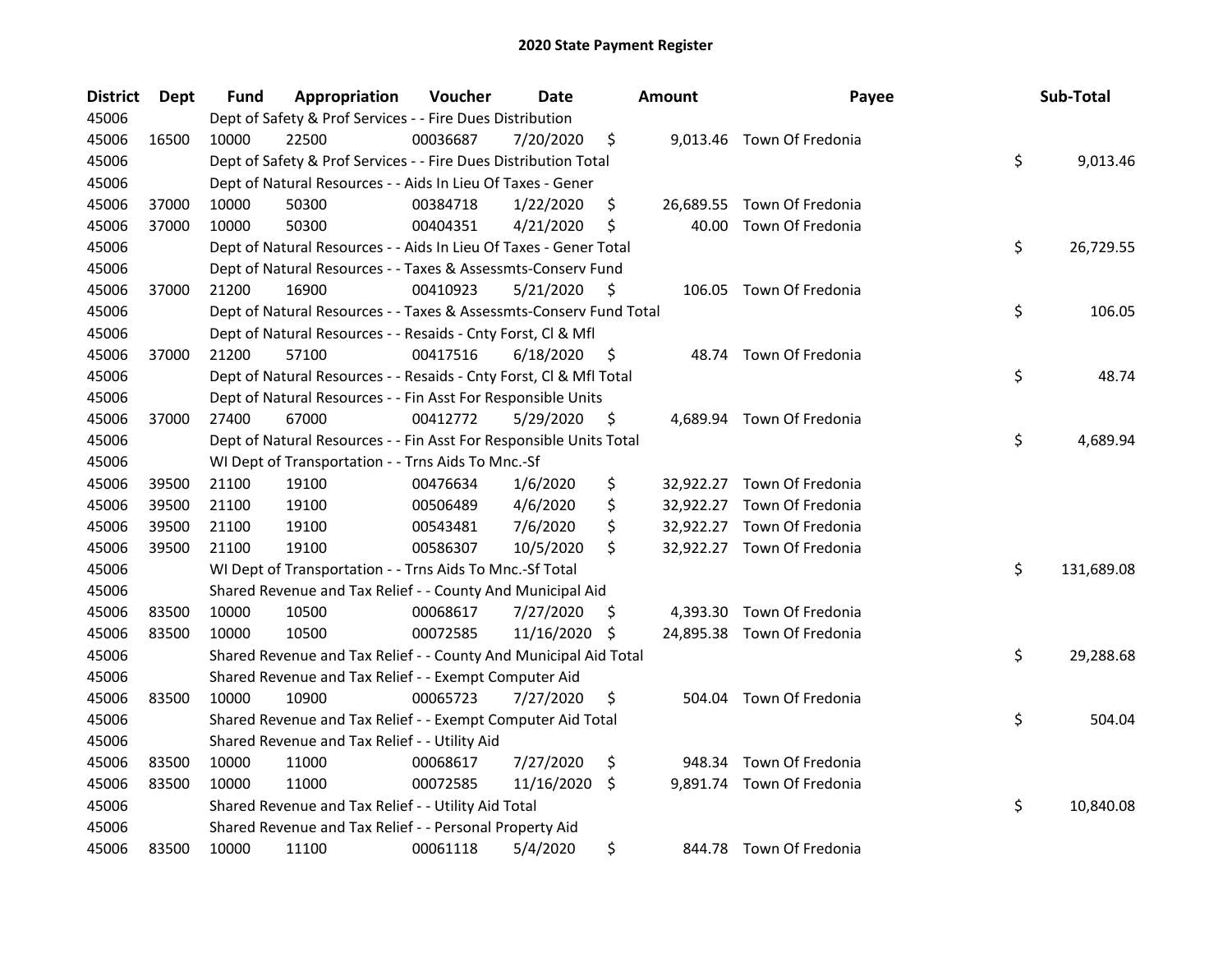# 2020 State Payment Register

| District | Dept | Fund | Appropriation | Voucher | Date | Amount | Payee | Sub-Total |
|---|---|---|---|---|---|---|---|---|
| 45006 | | Dept of Safety & Prof Services - - Fire Dues Distribution | | | | | | |
| 45006 | 16500 | 10000 | 22500 | 00036687 | 7/20/2020 | $ 9,013.46 | Town Of Fredonia | |
| 45006 | | Dept of Safety & Prof Services - - Fire Dues Distribution Total | | | | | | $ 9,013.46 |
| 45006 | | Dept of Natural Resources - - Aids In Lieu Of Taxes - Gener | | | | | | |
| 45006 | 37000 | 10000 | 50300 | 00384718 | 1/22/2020 | $ 26,689.55 | Town Of Fredonia | |
| 45006 | 37000 | 10000 | 50300 | 00404351 | 4/21/2020 | $ 40.00 | Town Of Fredonia | |
| 45006 | | Dept of Natural Resources - - Aids In Lieu Of Taxes - Gener Total | | | | | | $ 26,729.55 |
| 45006 | | Dept of Natural Resources - - Taxes & Assessmts-Conserv Fund | | | | | | |
| 45006 | 37000 | 21200 | 16900 | 00410923 | 5/21/2020 | $ 106.05 | Town Of Fredonia | |
| 45006 | | Dept of Natural Resources - - Taxes & Assessmts-Conserv Fund Total | | | | | | $ 106.05 |
| 45006 | | Dept of Natural Resources - - Resaids - Cnty Forst, Cl & Mfl | | | | | | |
| 45006 | 37000 | 21200 | 57100 | 00417516 | 6/18/2020 | $ 48.74 | Town Of Fredonia | |
| 45006 | | Dept of Natural Resources - - Resaids - Cnty Forst, Cl & Mfl Total | | | | | | $ 48.74 |
| 45006 | | Dept of Natural Resources - - Fin Asst For Responsible Units | | | | | | |
| 45006 | 37000 | 27400 | 67000 | 00412772 | 5/29/2020 | $ 4,689.94 | Town Of Fredonia | |
| 45006 | | Dept of Natural Resources - - Fin Asst For Responsible Units Total | | | | | | $ 4,689.94 |
| 45006 | | WI Dept of Transportation - - Trns Aids To Mnc.-Sf | | | | | | |
| 45006 | 39500 | 21100 | 19100 | 00476634 | 1/6/2020 | $ 32,922.27 | Town Of Fredonia | |
| 45006 | 39500 | 21100 | 19100 | 00506489 | 4/6/2020 | $ 32,922.27 | Town Of Fredonia | |
| 45006 | 39500 | 21100 | 19100 | 00543481 | 7/6/2020 | $ 32,922.27 | Town Of Fredonia | |
| 45006 | 39500 | 21100 | 19100 | 00586307 | 10/5/2020 | $ 32,922.27 | Town Of Fredonia | |
| 45006 | | WI Dept of Transportation - - Trns Aids To Mnc.-Sf Total | | | | | | $ 131,689.08 |
| 45006 | | Shared Revenue and Tax Relief - - County And Municipal Aid | | | | | | |
| 45006 | 83500 | 10000 | 10500 | 00068617 | 7/27/2020 | $ 4,393.30 | Town Of Fredonia | |
| 45006 | 83500 | 10000 | 10500 | 00072585 | 11/16/2020 | $ 24,895.38 | Town Of Fredonia | |
| 45006 | | Shared Revenue and Tax Relief - - County And Municipal Aid Total | | | | | | $ 29,288.68 |
| 45006 | | Shared Revenue and Tax Relief - - Exempt Computer Aid | | | | | | |
| 45006 | 83500 | 10000 | 10900 | 00065723 | 7/27/2020 | $ 504.04 | Town Of Fredonia | |
| 45006 | | Shared Revenue and Tax Relief - - Exempt Computer Aid Total | | | | | | $ 504.04 |
| 45006 | | Shared Revenue and Tax Relief - - Utility Aid | | | | | | |
| 45006 | 83500 | 10000 | 11000 | 00068617 | 7/27/2020 | $ 948.34 | Town Of Fredonia | |
| 45006 | 83500 | 10000 | 11000 | 00072585 | 11/16/2020 | $ 9,891.74 | Town Of Fredonia | |
| 45006 | | Shared Revenue and Tax Relief - - Utility Aid Total | | | | | | $ 10,840.08 |
| 45006 | | Shared Revenue and Tax Relief - - Personal Property Aid | | | | | | |
| 45006 | 83500 | 10000 | 11100 | 00061118 | 5/4/2020 | $ 844.78 | Town Of Fredonia | |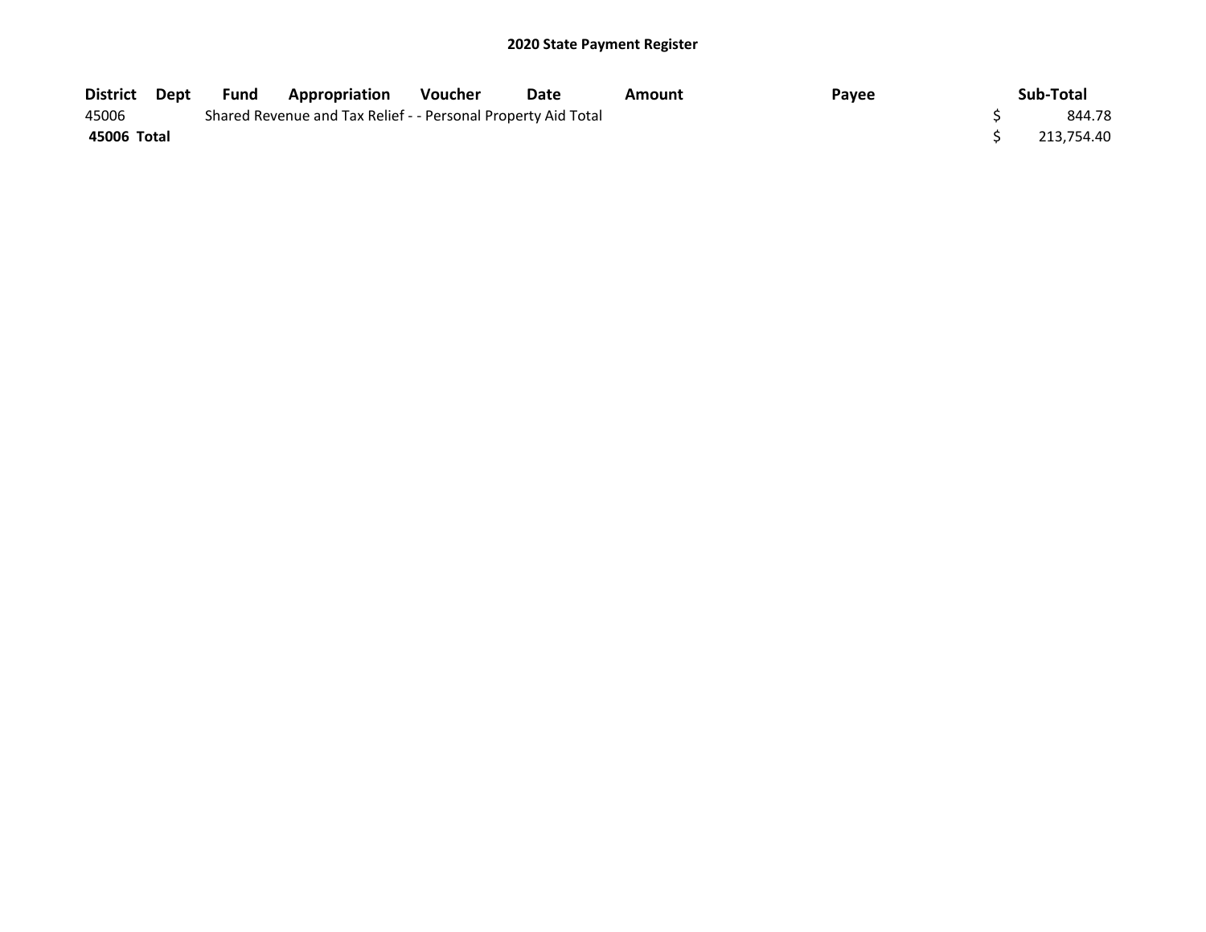## 2020 State Payment Register

| District | Dept | Fund | Appropriation | Voucher | Date | Amount | Payee | Sub-Total |
|---|---|---|---|---|---|---|---|---|
| 45006 | | Shared Revenue and Tax Relief - - Personal Property Aid Total | | | | | | $ 844.78 |
| **45006 Total** | | | | | | | | $ 213,754.40 |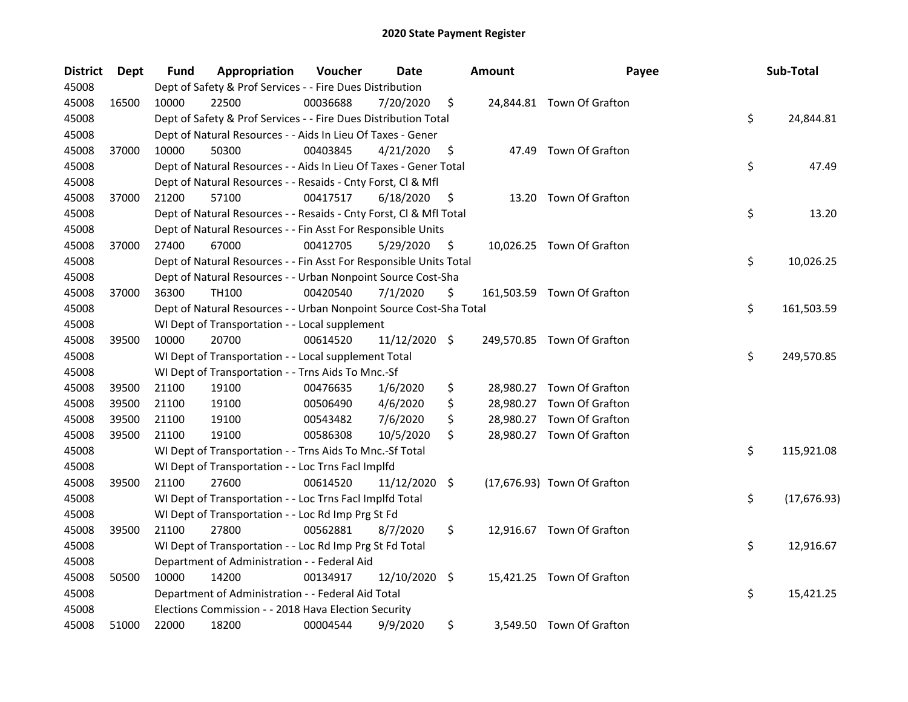# 2020 State Payment Register

| District | Dept | Fund | Appropriation | Voucher | Date | Amount | Payee | Sub-Total |
|---|---|---|---|---|---|---|---|---|
| 45008 | | Dept of Safety & Prof Services - - Fire Dues Distribution | | | | | | |
| 45008 | 16500 | 10000 | 22500 | 00036688 | 7/20/2020 | $ 24,844.81 | Town Of Grafton | |
| 45008 | | Dept of Safety & Prof Services - - Fire Dues Distribution Total | | | | | | $ 24,844.81 |
| 45008 | | Dept of Natural Resources - - Aids In Lieu Of Taxes - Gener | | | | | | |
| 45008 | 37000 | 10000 | 50300 | 00403845 | 4/21/2020 | $ 47.49 | Town Of Grafton | |
| 45008 | | Dept of Natural Resources - - Aids In Lieu Of Taxes - Gener Total | | | | | | $ 47.49 |
| 45008 | | Dept of Natural Resources - - Resaids - Cnty Forst, Cl & Mfl | | | | | | |
| 45008 | 37000 | 21200 | 57100 | 00417517 | 6/18/2020 | $ 13.20 | Town Of Grafton | |
| 45008 | | Dept of Natural Resources - - Resaids - Cnty Forst, Cl & Mfl Total | | | | | | $ 13.20 |
| 45008 | | Dept of Natural Resources - - Fin Asst For Responsible Units | | | | | | |
| 45008 | 37000 | 27400 | 67000 | 00412705 | 5/29/2020 | $ 10,026.25 | Town Of Grafton | |
| 45008 | | Dept of Natural Resources - - Fin Asst For Responsible Units Total | | | | | | $ 10,026.25 |
| 45008 | | Dept of Natural Resources - - Urban Nonpoint Source Cost-Sha | | | | | | |
| 45008 | 37000 | 36300 | TH100 | 00420540 | 7/1/2020 | $ 161,503.59 | Town Of Grafton | |
| 45008 | | Dept of Natural Resources - - Urban Nonpoint Source Cost-Sha Total | | | | | | $ 161,503.59 |
| 45008 | | WI Dept of Transportation - - Local supplement | | | | | | |
| 45008 | 39500 | 10000 | 20700 | 00614520 | 11/12/2020 | $ 249,570.85 | Town Of Grafton | |
| 45008 | | WI Dept of Transportation - - Local supplement Total | | | | | | $ 249,570.85 |
| 45008 | | WI Dept of Transportation - - Trns Aids To Mnc.-Sf | | | | | | |
| 45008 | 39500 | 21100 | 19100 | 00476635 | 1/6/2020 | $ 28,980.27 | Town Of Grafton | |
| 45008 | 39500 | 21100 | 19100 | 00506490 | 4/6/2020 | $ 28,980.27 | Town Of Grafton | |
| 45008 | 39500 | 21100 | 19100 | 00543482 | 7/6/2020 | $ 28,980.27 | Town Of Grafton | |
| 45008 | 39500 | 21100 | 19100 | 00586308 | 10/5/2020 | $ 28,980.27 | Town Of Grafton | |
| 45008 | | WI Dept of Transportation - - Trns Aids To Mnc.-Sf Total | | | | | | $ 115,921.08 |
| 45008 | | WI Dept of Transportation - - Loc Trns Facl Implfd | | | | | | |
| 45008 | 39500 | 21100 | 27600 | 00614520 | 11/12/2020 | $ (17,676.93) | Town Of Grafton | |
| 45008 | | WI Dept of Transportation - - Loc Trns Facl Implfd Total | | | | | | $ (17,676.93) |
| 45008 | | WI Dept of Transportation - - Loc Rd Imp Prg St Fd | | | | | | |
| 45008 | 39500 | 21100 | 27800 | 00562881 | 8/7/2020 | $ 12,916.67 | Town Of Grafton | |
| 45008 | | WI Dept of Transportation - - Loc Rd Imp Prg St Fd Total | | | | | | $ 12,916.67 |
| 45008 | | Department of Administration - - Federal Aid | | | | | | |
| 45008 | 50500 | 10000 | 14200 | 00134917 | 12/10/2020 | $ 15,421.25 | Town Of Grafton | |
| 45008 | | Department of Administration - - Federal Aid Total | | | | | | $ 15,421.25 |
| 45008 | | Elections Commission - - 2018 Hava Election Security | | | | | | |
| 45008 | 51000 | 22000 | 18200 | 00004544 | 9/9/2020 | $ 3,549.50 | Town Of Grafton | |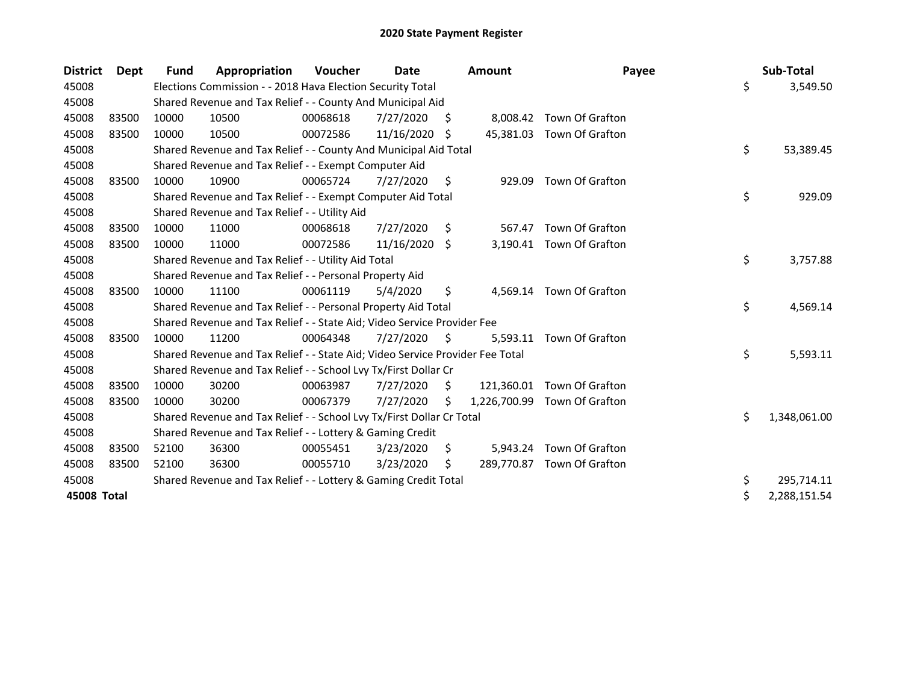# 2020 State Payment Register

| District | Dept | Fund | Appropriation | Voucher | Date | Amount | Payee | Sub-Total |
|---|---|---|---|---|---|---|---|---|
| 45008 | | Elections Commission - - 2018 Hava Election Security Total | | | | | | $ 3,549.50 |
| 45008 | | Shared Revenue and Tax Relief - - County And Municipal Aid | | | | | | |
| 45008 | 83500 | 10000 | 10500 | 00068618 | 7/27/2020 | $ 8,008.42 | Town Of Grafton | |
| 45008 | 83500 | 10000 | 10500 | 00072586 | 11/16/2020 | $ 45,381.03 | Town Of Grafton | |
| 45008 | | Shared Revenue and Tax Relief - - County And Municipal Aid Total | | | | | | $ 53,389.45 |
| 45008 | | Shared Revenue and Tax Relief - - Exempt Computer Aid | | | | | | |
| 45008 | 83500 | 10000 | 10900 | 00065724 | 7/27/2020 | $ 929.09 | Town Of Grafton | |
| 45008 | | Shared Revenue and Tax Relief - - Exempt Computer Aid Total | | | | | | $ 929.09 |
| 45008 | | Shared Revenue and Tax Relief - - Utility Aid | | | | | | |
| 45008 | 83500 | 10000 | 11000 | 00068618 | 7/27/2020 | $ 567.47 | Town Of Grafton | |
| 45008 | 83500 | 10000 | 11000 | 00072586 | 11/16/2020 | $ 3,190.41 | Town Of Grafton | |
| 45008 | | Shared Revenue and Tax Relief - - Utility Aid Total | | | | | | $ 3,757.88 |
| 45008 | | Shared Revenue and Tax Relief - - Personal Property Aid | | | | | | |
| 45008 | 83500 | 10000 | 11100 | 00061119 | 5/4/2020 | $ 4,569.14 | Town Of Grafton | |
| 45008 | | Shared Revenue and Tax Relief - - Personal Property Aid Total | | | | | | $ 4,569.14 |
| 45008 | | Shared Revenue and Tax Relief - - State Aid; Video Service Provider Fee | | | | | | |
| 45008 | 83500 | 10000 | 11200 | 00064348 | 7/27/2020 | $ 5,593.11 | Town Of Grafton | |
| 45008 | | Shared Revenue and Tax Relief - - State Aid; Video Service Provider Fee Total | | | | | | $ 5,593.11 |
| 45008 | | Shared Revenue and Tax Relief - - School Lvy Tx/First Dollar Cr | | | | | | |
| 45008 | 83500 | 10000 | 30200 | 00063987 | 7/27/2020 | $ 121,360.01 | Town Of Grafton | |
| 45008 | 83500 | 10000 | 30200 | 00067379 | 7/27/2020 | $ 1,226,700.99 | Town Of Grafton | |
| 45008 | | Shared Revenue and Tax Relief - - School Lvy Tx/First Dollar Cr Total | | | | | | $ 1,348,061.00 |
| 45008 | | Shared Revenue and Tax Relief - - Lottery & Gaming Credit | | | | | | |
| 45008 | 83500 | 52100 | 36300 | 00055451 | 3/23/2020 | $ 5,943.24 | Town Of Grafton | |
| 45008 | 83500 | 52100 | 36300 | 00055710 | 3/23/2020 | $ 289,770.87 | Town Of Grafton | |
| 45008 | | Shared Revenue and Tax Relief - - Lottery & Gaming Credit Total | | | | | | $ 295,714.11 |
| **45008 Total** | | | | | | | | $ 2,288,151.54 |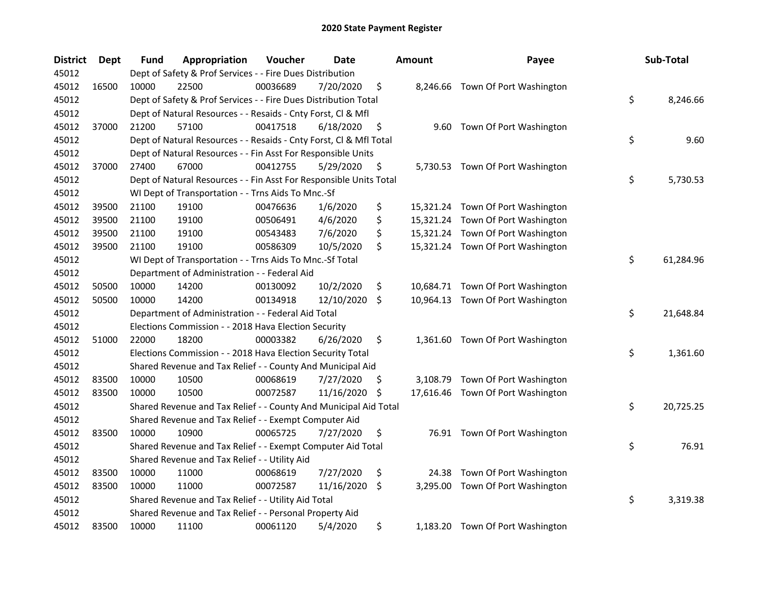# 2020 State Payment Register

| District | Dept | Fund | Appropriation | Voucher | Date | Amount | Payee | Sub-Total |
|---|---|---|---|---|---|---|---|---|
| 45012 | | Dept of Safety & Prof Services - - Fire Dues Distribution | | | | | | |
| 45012 | 16500 | 10000 | 22500 | 00036689 | 7/20/2020 | $ 8,246.66 | Town Of Port Washington | |
| 45012 | | Dept of Safety & Prof Services - - Fire Dues Distribution Total | | | | | | $ 8,246.66 |
| 45012 | | Dept of Natural Resources - - Resaids - Cnty Forst, Cl & Mfl | | | | | | |
| 45012 | 37000 | 21200 | 57100 | 00417518 | 6/18/2020 | $ 9.60 | Town Of Port Washington | |
| 45012 | | Dept of Natural Resources - - Resaids - Cnty Forst, Cl & Mfl Total | | | | | | $ 9.60 |
| 45012 | | Dept of Natural Resources - - Fin Asst For Responsible Units | | | | | | |
| 45012 | 37000 | 27400 | 67000 | 00412755 | 5/29/2020 | $ 5,730.53 | Town Of Port Washington | |
| 45012 | | Dept of Natural Resources - - Fin Asst For Responsible Units Total | | | | | | $ 5,730.53 |
| 45012 | | WI Dept of Transportation - - Trns Aids To Mnc.-Sf | | | | | | |
| 45012 | 39500 | 21100 | 19100 | 00476636 | 1/6/2020 | $ 15,321.24 | Town Of Port Washington | |
| 45012 | 39500 | 21100 | 19100 | 00506491 | 4/6/2020 | $ 15,321.24 | Town Of Port Washington | |
| 45012 | 39500 | 21100 | 19100 | 00543483 | 7/6/2020 | $ 15,321.24 | Town Of Port Washington | |
| 45012 | 39500 | 21100 | 19100 | 00586309 | 10/5/2020 | $ 15,321.24 | Town Of Port Washington | |
| 45012 | | WI Dept of Transportation - - Trns Aids To Mnc.-Sf Total | | | | | | $ 61,284.96 |
| 45012 | | Department of Administration - - Federal Aid | | | | | | |
| 45012 | 50500 | 10000 | 14200 | 00130092 | 10/2/2020 | $ 10,684.71 | Town Of Port Washington | |
| 45012 | 50500 | 10000 | 14200 | 00134918 | 12/10/2020 | $ 10,964.13 | Town Of Port Washington | |
| 45012 | | Department of Administration - - Federal Aid Total | | | | | | $ 21,648.84 |
| 45012 | | Elections Commission - - 2018 Hava Election Security | | | | | | |
| 45012 | 51000 | 22000 | 18200 | 00003382 | 6/26/2020 | $ 1,361.60 | Town Of Port Washington | |
| 45012 | | Elections Commission - - 2018 Hava Election Security Total | | | | | | $ 1,361.60 |
| 45012 | | Shared Revenue and Tax Relief - - County And Municipal Aid | | | | | | |
| 45012 | 83500 | 10000 | 10500 | 00068619 | 7/27/2020 | $ 3,108.79 | Town Of Port Washington | |
| 45012 | 83500 | 10000 | 10500 | 00072587 | 11/16/2020 | $ 17,616.46 | Town Of Port Washington | |
| 45012 | | Shared Revenue and Tax Relief - - County And Municipal Aid Total | | | | | | $ 20,725.25 |
| 45012 | | Shared Revenue and Tax Relief - - Exempt Computer Aid | | | | | | |
| 45012 | 83500 | 10000 | 10900 | 00065725 | 7/27/2020 | $ 76.91 | Town Of Port Washington | |
| 45012 | | Shared Revenue and Tax Relief - - Exempt Computer Aid Total | | | | | | $ 76.91 |
| 45012 | | Shared Revenue and Tax Relief - - Utility Aid | | | | | | |
| 45012 | 83500 | 10000 | 11000 | 00068619 | 7/27/2020 | $ 24.38 | Town Of Port Washington | |
| 45012 | 83500 | 10000 | 11000 | 00072587 | 11/16/2020 | $ 3,295.00 | Town Of Port Washington | |
| 45012 | | Shared Revenue and Tax Relief - - Utility Aid Total | | | | | | $ 3,319.38 |
| 45012 | | Shared Revenue and Tax Relief - - Personal Property Aid | | | | | | |
| 45012 | 83500 | 10000 | 11100 | 00061120 | 5/4/2020 | $ 1,183.20 | Town Of Port Washington | |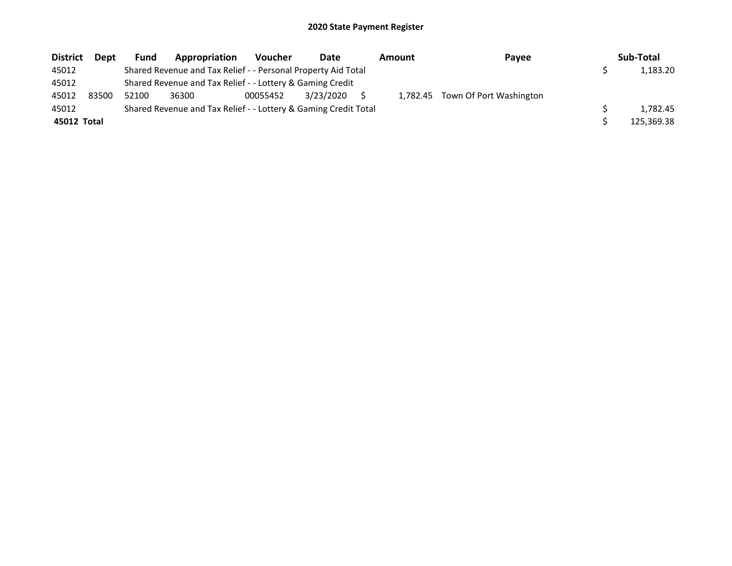# 2020 State Payment Register

| District | Dept | Fund | Appropriation | Voucher | Date | Amount | Payee | Sub-Total |
|---|---|---|---|---|---|---|---|---|
| 45012 | | Shared Revenue and Tax Relief - - Personal Property Aid Total | | | | | | $ 1,183.20 |
| 45012 | | Shared Revenue and Tax Relief - - Lottery & Gaming Credit | | | | | | |
| 45012 | 83500 | 52100 | 36300 | 00055452 | 3/23/2020 | $ 1,782.45 | Town Of Port Washington | |
| 45012 | | Shared Revenue and Tax Relief - - Lottery & Gaming Credit Total | | | | | | $ 1,782.45 |
| **45012 Total** | | | | | | | | $ 125,369.38 |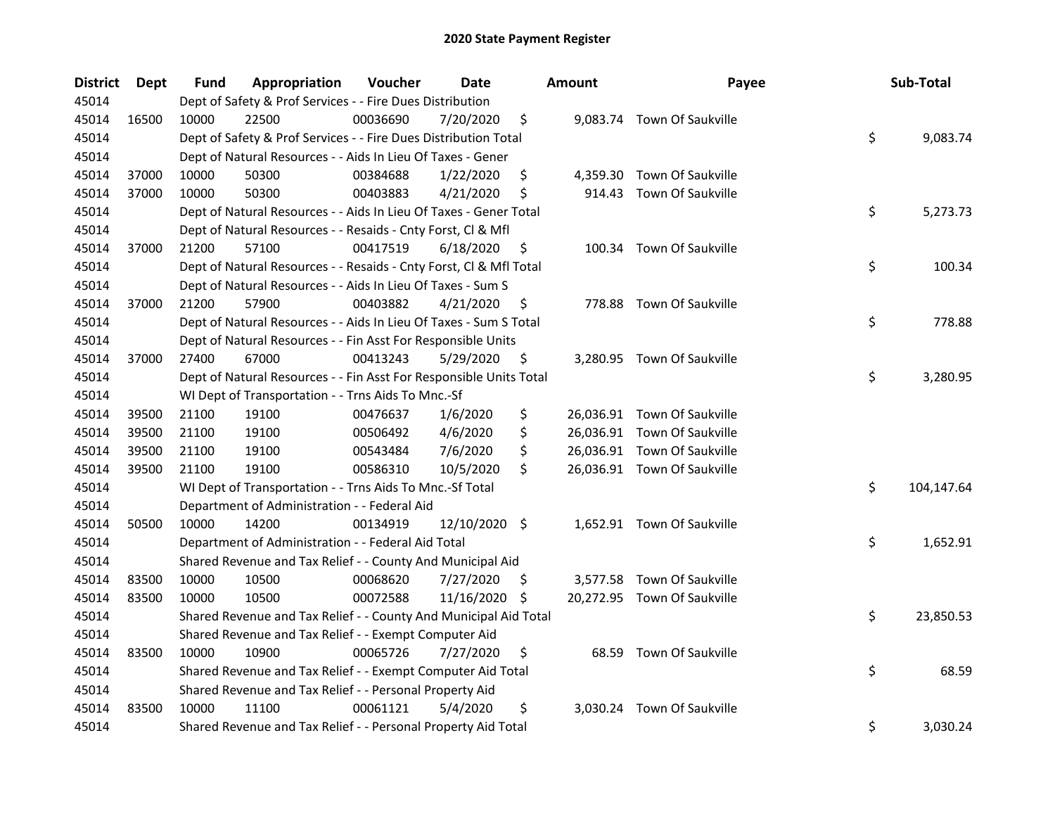# 2020 State Payment Register

| District | Dept | Fund | Appropriation | Voucher | Date | Amount | Payee | Sub-Total |
|---|---|---|---|---|---|---|---|---|
| 45014 | | Dept of Safety & Prof Services - - Fire Dues Distribution | | | | | | |
| 45014 | 16500 | 10000 | 22500 | 00036690 | 7/20/2020 | $ 9,083.74 | Town Of Saukville | |
| 45014 | | Dept of Safety & Prof Services - - Fire Dues Distribution Total | | | | | | $ 9,083.74 |
| 45014 | | Dept of Natural Resources - - Aids In Lieu Of Taxes - Gener | | | | | | |
| 45014 | 37000 | 10000 | 50300 | 00384688 | 1/22/2020 | $ 4,359.30 | Town Of Saukville | |
| 45014 | 37000 | 10000 | 50300 | 00403883 | 4/21/2020 | $ 914.43 | Town Of Saukville | |
| 45014 | | Dept of Natural Resources - - Aids In Lieu Of Taxes - Gener Total | | | | | | $ 5,273.73 |
| 45014 | | Dept of Natural Resources - - Resaids - Cnty Forst, Cl & Mfl | | | | | | |
| 45014 | 37000 | 21200 | 57100 | 00417519 | 6/18/2020 | $ 100.34 | Town Of Saukville | |
| 45014 | | Dept of Natural Resources - - Resaids - Cnty Forst, Cl & Mfl Total | | | | | | $ 100.34 |
| 45014 | | Dept of Natural Resources - - Aids In Lieu Of Taxes - Sum S | | | | | | |
| 45014 | 37000 | 21200 | 57900 | 00403882 | 4/21/2020 | $ 778.88 | Town Of Saukville | |
| 45014 | | Dept of Natural Resources - - Aids In Lieu Of Taxes - Sum S Total | | | | | | $ 778.88 |
| 45014 | | Dept of Natural Resources - - Fin Asst For Responsible Units | | | | | | |
| 45014 | 37000 | 27400 | 67000 | 00413243 | 5/29/2020 | $ 3,280.95 | Town Of Saukville | |
| 45014 | | Dept of Natural Resources - - Fin Asst For Responsible Units Total | | | | | | $ 3,280.95 |
| 45014 | | WI Dept of Transportation - - Trns Aids To Mnc.-Sf | | | | | | |
| 45014 | 39500 | 21100 | 19100 | 00476637 | 1/6/2020 | $ 26,036.91 | Town Of Saukville | |
| 45014 | 39500 | 21100 | 19100 | 00506492 | 4/6/2020 | $ 26,036.91 | Town Of Saukville | |
| 45014 | 39500 | 21100 | 19100 | 00543484 | 7/6/2020 | $ 26,036.91 | Town Of Saukville | |
| 45014 | 39500 | 21100 | 19100 | 00586310 | 10/5/2020 | $ 26,036.91 | Town Of Saukville | |
| 45014 | | WI Dept of Transportation - - Trns Aids To Mnc.-Sf Total | | | | | | $ 104,147.64 |
| 45014 | | Department of Administration - - Federal Aid | | | | | | |
| 45014 | 50500 | 10000 | 14200 | 00134919 | 12/10/2020 | $ 1,652.91 | Town Of Saukville | |
| 45014 | | Department of Administration - - Federal Aid Total | | | | | | $ 1,652.91 |
| 45014 | | Shared Revenue and Tax Relief - - County And Municipal Aid | | | | | | |
| 45014 | 83500 | 10000 | 10500 | 00068620 | 7/27/2020 | $ 3,577.58 | Town Of Saukville | |
| 45014 | 83500 | 10000 | 10500 | 00072588 | 11/16/2020 | $ 20,272.95 | Town Of Saukville | |
| 45014 | | Shared Revenue and Tax Relief - - County And Municipal Aid Total | | | | | | $ 23,850.53 |
| 45014 | | Shared Revenue and Tax Relief - - Exempt Computer Aid | | | | | | |
| 45014 | 83500 | 10000 | 10900 | 00065726 | 7/27/2020 | $ 68.59 | Town Of Saukville | |
| 45014 | | Shared Revenue and Tax Relief - - Exempt Computer Aid Total | | | | | | $ 68.59 |
| 45014 | | Shared Revenue and Tax Relief - - Personal Property Aid | | | | | | |
| 45014 | 83500 | 10000 | 11100 | 00061121 | 5/4/2020 | $ 3,030.24 | Town Of Saukville | |
| 45014 | | Shared Revenue and Tax Relief - - Personal Property Aid Total | | | | | | $ 3,030.24 |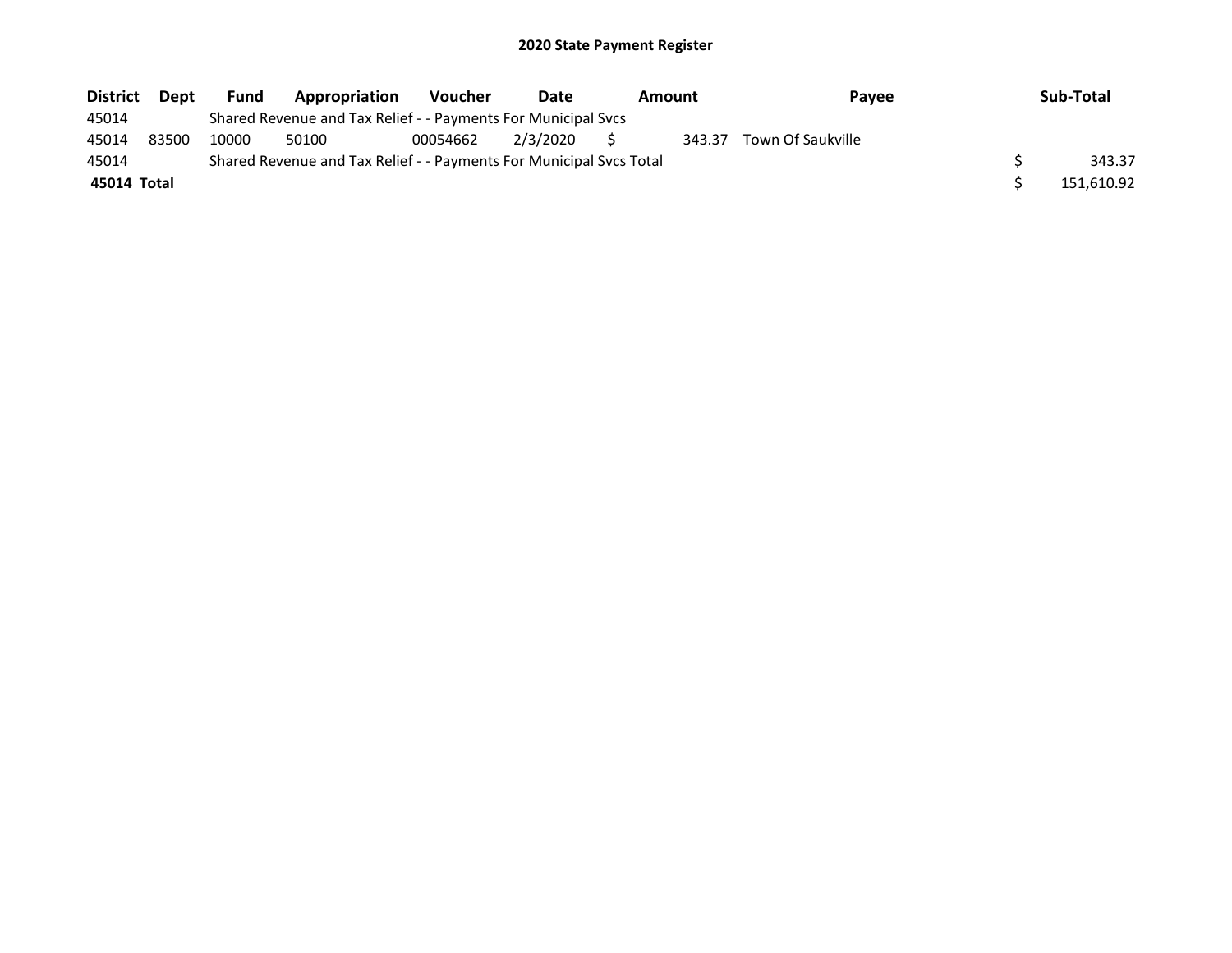# 2020 State Payment Register

| District | Dept | Fund | Appropriation | Voucher | Date | Amount | Payee | Sub-Total |
|---|---|---|---|---|---|---|---|---|
| 45014 | | Shared Revenue and Tax Relief - - Payments For Municipal Svcs | | | | | | |
| 45014 | 83500 | 10000 | 50100 | 00054662 | 2/3/2020 | $ 343.37 | Town Of Saukville | |
| 45014 | | Shared Revenue and Tax Relief - - Payments For Municipal Svcs Total | | | | | | $ 343.37 |
| **45014 Total** | | | | | | | | $ 151,610.92 |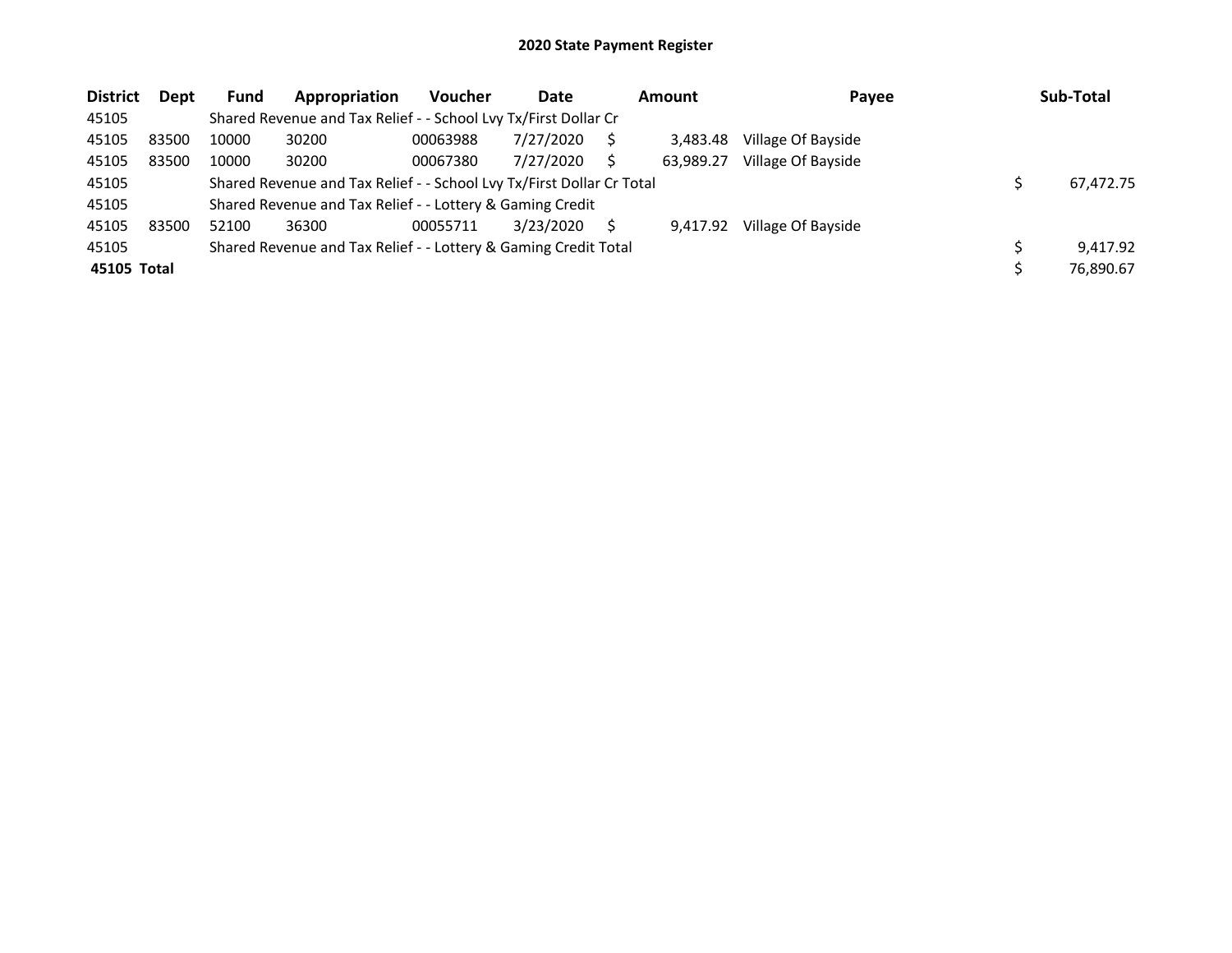# 2020 State Payment Register

| District | Dept | Fund | Appropriation | Voucher | Date | Amount | Payee | Sub-Total |
|---|---|---|---|---|---|---|---|---|
| 45105 | | Shared Revenue and Tax Relief - - School Lvy Tx/First Dollar Cr | | | | | | |
| 45105 | 83500 | 10000 | 30200 | 00063988 | 7/27/2020 | $ 3,483.48 | Village Of Bayside | |
| 45105 | 83500 | 10000 | 30200 | 00067380 | 7/27/2020 | $ 63,989.27 | Village Of Bayside | |
| 45105 | | Shared Revenue and Tax Relief - - School Lvy Tx/First Dollar Cr Total | | | | | | $ 67,472.75 |
| 45105 | | Shared Revenue and Tax Relief - - Lottery & Gaming Credit | | | | | | |
| 45105 | 83500 | 52100 | 36300 | 00055711 | 3/23/2020 | $ 9,417.92 | Village Of Bayside | |
| 45105 | | Shared Revenue and Tax Relief - - Lottery & Gaming Credit Total | | | | | | $ 9,417.92 |
| **45105 Total** | | | | | | | | $ 76,890.67 |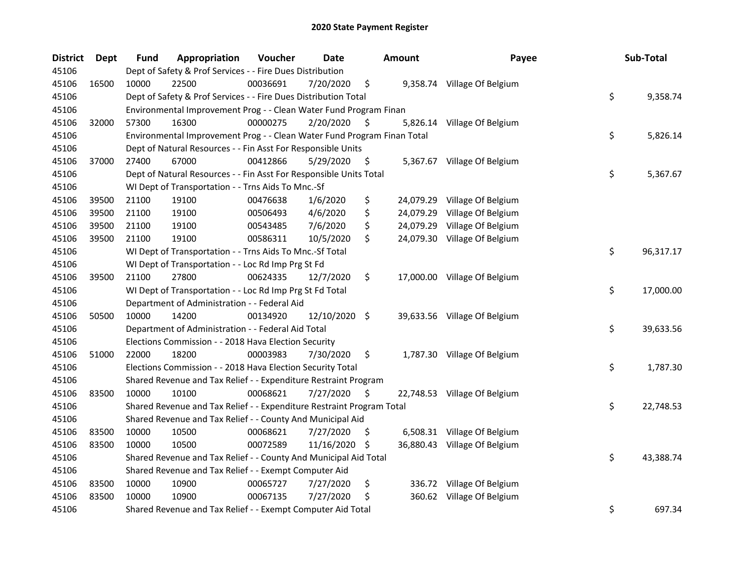# 2020 State Payment Register

| District | Dept | Fund | Appropriation | Voucher | Date | Amount | Payee | Sub-Total |
|---|---|---|---|---|---|---|---|---|
| 45106 | | Dept of Safety & Prof Services - - Fire Dues Distribution | | | | | | |
| 45106 | 16500 | 10000 | 22500 | 00036691 | 7/20/2020 | $ 9,358.74 | Village Of Belgium | |
| 45106 | | Dept of Safety & Prof Services - - Fire Dues Distribution Total | | | | | | $ 9,358.74 |
| 45106 | | Environmental Improvement Prog - - Clean Water Fund Program Finan | | | | | | |
| 45106 | 32000 | 57300 | 16300 | 00000275 | 2/20/2020 | $ 5,826.14 | Village Of Belgium | |
| 45106 | | Environmental Improvement Prog - - Clean Water Fund Program Finan Total | | | | | | $ 5,826.14 |
| 45106 | | Dept of Natural Resources - - Fin Asst For Responsible Units | | | | | | |
| 45106 | 37000 | 27400 | 67000 | 00412866 | 5/29/2020 | $ 5,367.67 | Village Of Belgium | |
| 45106 | | Dept of Natural Resources - - Fin Asst For Responsible Units Total | | | | | | $ 5,367.67 |
| 45106 | | WI Dept of Transportation - - Trns Aids To Mnc.-Sf | | | | | | |
| 45106 | 39500 | 21100 | 19100 | 00476638 | 1/6/2020 | $ 24,079.29 | Village Of Belgium | |
| 45106 | 39500 | 21100 | 19100 | 00506493 | 4/6/2020 | $ 24,079.29 | Village Of Belgium | |
| 45106 | 39500 | 21100 | 19100 | 00543485 | 7/6/2020 | $ 24,079.29 | Village Of Belgium | |
| 45106 | 39500 | 21100 | 19100 | 00586311 | 10/5/2020 | $ 24,079.30 | Village Of Belgium | |
| 45106 | | WI Dept of Transportation - - Trns Aids To Mnc.-Sf Total | | | | | | $ 96,317.17 |
| 45106 | | WI Dept of Transportation - - Loc Rd Imp Prg St Fd | | | | | | |
| 45106 | 39500 | 21100 | 27800 | 00624335 | 12/7/2020 | $ 17,000.00 | Village Of Belgium | |
| 45106 | | WI Dept of Transportation - - Loc Rd Imp Prg St Fd Total | | | | | | $ 17,000.00 |
| 45106 | | Department of Administration - - Federal Aid | | | | | | |
| 45106 | 50500 | 10000 | 14200 | 00134920 | 12/10/2020 | $ 39,633.56 | Village Of Belgium | |
| 45106 | | Department of Administration - - Federal Aid Total | | | | | | $ 39,633.56 |
| 45106 | | Elections Commission - - 2018 Hava Election Security | | | | | | |
| 45106 | 51000 | 22000 | 18200 | 00003983 | 7/30/2020 | $ 1,787.30 | Village Of Belgium | |
| 45106 | | Elections Commission - - 2018 Hava Election Security Total | | | | | | $ 1,787.30 |
| 45106 | | Shared Revenue and Tax Relief - - Expenditure Restraint Program | | | | | | |
| 45106 | 83500 | 10000 | 10100 | 00068621 | 7/27/2020 | $ 22,748.53 | Village Of Belgium | |
| 45106 | | Shared Revenue and Tax Relief - - Expenditure Restraint Program Total | | | | | | $ 22,748.53 |
| 45106 | | Shared Revenue and Tax Relief - - County And Municipal Aid | | | | | | |
| 45106 | 83500 | 10000 | 10500 | 00068621 | 7/27/2020 | $ 6,508.31 | Village Of Belgium | |
| 45106 | 83500 | 10000 | 10500 | 00072589 | 11/16/2020 | $ 36,880.43 | Village Of Belgium | |
| 45106 | | Shared Revenue and Tax Relief - - County And Municipal Aid Total | | | | | | $ 43,388.74 |
| 45106 | | Shared Revenue and Tax Relief - - Exempt Computer Aid | | | | | | |
| 45106 | 83500 | 10000 | 10900 | 00065727 | 7/27/2020 | $ 336.72 | Village Of Belgium | |
| 45106 | 83500 | 10000 | 10900 | 00067135 | 7/27/2020 | $ 360.62 | Village Of Belgium | |
| 45106 | | Shared Revenue and Tax Relief - - Exempt Computer Aid Total | | | | | | $ 697.34 |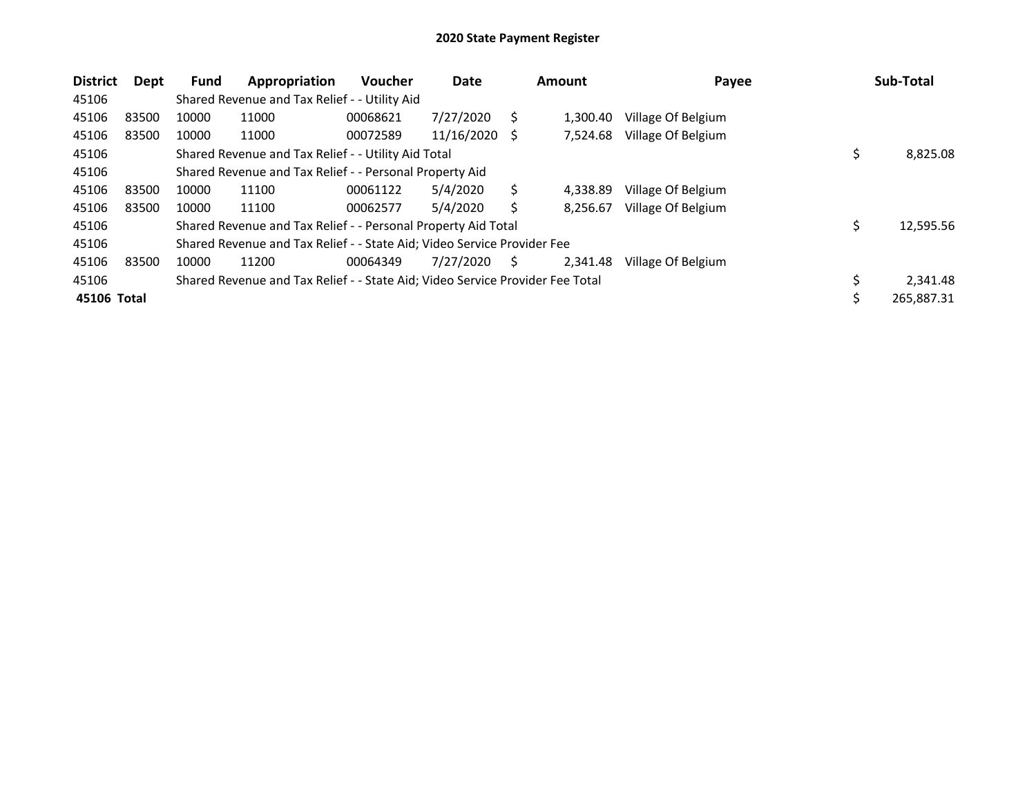# 2020 State Payment Register

| District | Dept | Fund | Appropriation | Voucher | Date | Amount | Payee | Sub-Total |
|---|---|---|---|---|---|---|---|---|
| 45106 | | Shared Revenue and Tax Relief - - Utility Aid | | | | | | |
| 45106 | 83500 | 10000 | 11000 | 00068621 | 7/27/2020 | $ 1,300.40 | Village Of Belgium | |
| 45106 | 83500 | 10000 | 11000 | 00072589 | 11/16/2020 | $ 7,524.68 | Village Of Belgium | |
| 45106 | | Shared Revenue and Tax Relief - - Utility Aid Total | | | | | | $ 8,825.08 |
| 45106 | | Shared Revenue and Tax Relief - - Personal Property Aid | | | | | | |
| 45106 | 83500 | 10000 | 11100 | 00061122 | 5/4/2020 | $ 4,338.89 | Village Of Belgium | |
| 45106 | 83500 | 10000 | 11100 | 00062577 | 5/4/2020 | $ 8,256.67 | Village Of Belgium | |
| 45106 | | Shared Revenue and Tax Relief - - Personal Property Aid Total | | | | | | $ 12,595.56 |
| 45106 | | Shared Revenue and Tax Relief - - State Aid; Video Service Provider Fee | | | | | | |
| 45106 | 83500 | 10000 | 11200 | 00064349 | 7/27/2020 | $ 2,341.48 | Village Of Belgium | |
| 45106 | | Shared Revenue and Tax Relief - - State Aid; Video Service Provider Fee Total | | | | | | $ 2,341.48 |
| **45106 Total** | | | | | | | | $ 265,887.31 |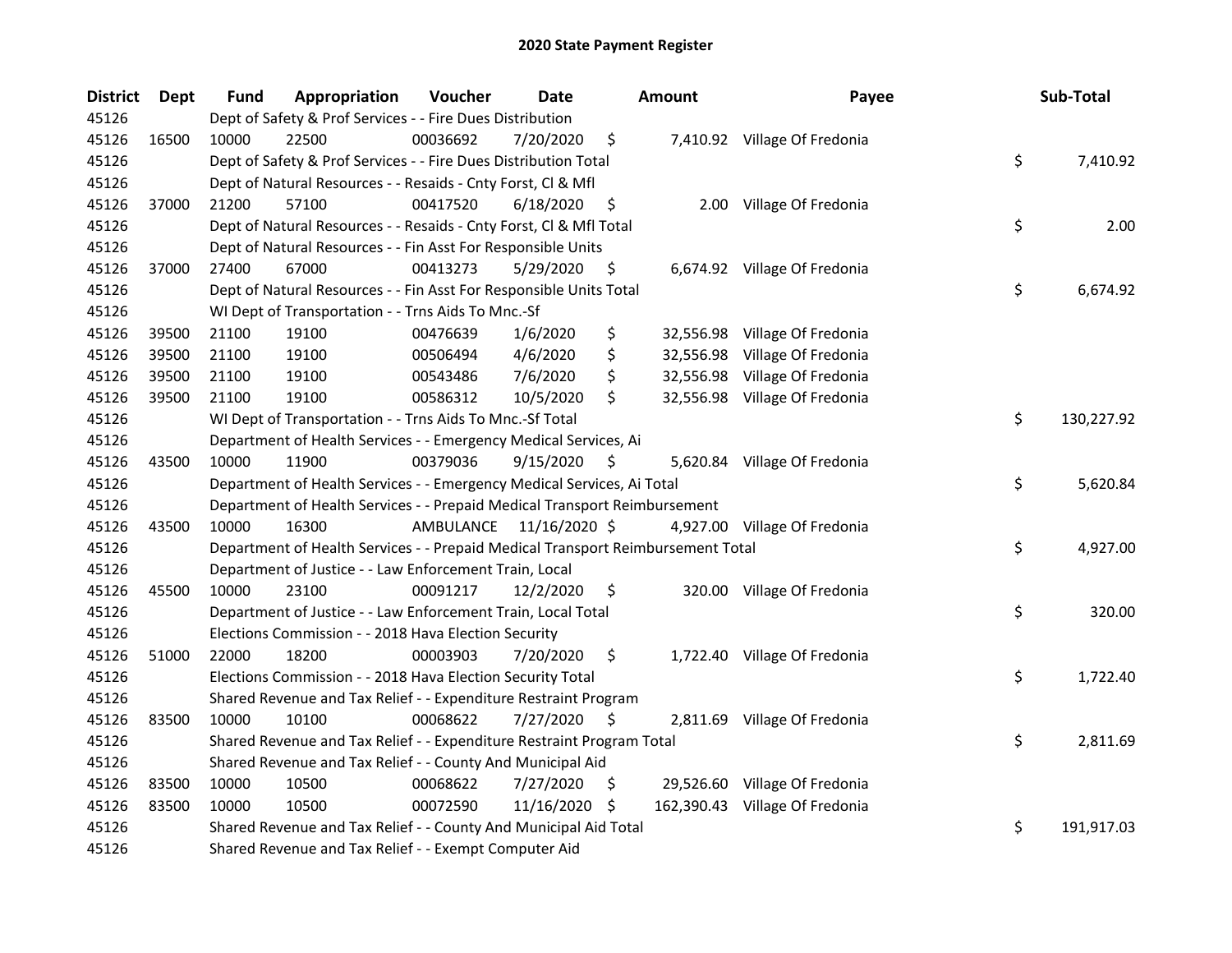## 2020 State Payment Register

| District | Dept | Fund | Appropriation | Voucher | Date | Amount | Payee | Sub-Total |
|---|---|---|---|---|---|---|---|---|
| 45126 | | Dept of Safety & Prof Services - - Fire Dues Distribution | | | | | | |
| 45126 | 16500 | 10000 | 22500 | 00036692 | 7/20/2020 | $ 7,410.92 | Village Of Fredonia | |
| 45126 | | Dept of Safety & Prof Services - - Fire Dues Distribution Total | | | | | | $ 7,410.92 |
| 45126 | | Dept of Natural Resources - - Resaids - Cnty Forst, Cl & Mfl | | | | | | |
| 45126 | 37000 | 21200 | 57100 | 00417520 | 6/18/2020 | $ 2.00 | Village Of Fredonia | |
| 45126 | | Dept of Natural Resources - - Resaids - Cnty Forst, Cl & Mfl Total | | | | | | $ 2.00 |
| 45126 | | Dept of Natural Resources - - Fin Asst For Responsible Units | | | | | | |
| 45126 | 37000 | 27400 | 67000 | 00413273 | 5/29/2020 | $ 6,674.92 | Village Of Fredonia | |
| 45126 | | Dept of Natural Resources - - Fin Asst For Responsible Units Total | | | | | | $ 6,674.92 |
| 45126 | | WI Dept of Transportation - - Trns Aids To Mnc.-Sf | | | | | | |
| 45126 | 39500 | 21100 | 19100 | 00476639 | 1/6/2020 | $ 32,556.98 | Village Of Fredonia | |
| 45126 | 39500 | 21100 | 19100 | 00506494 | 4/6/2020 | $ 32,556.98 | Village Of Fredonia | |
| 45126 | 39500 | 21100 | 19100 | 00543486 | 7/6/2020 | $ 32,556.98 | Village Of Fredonia | |
| 45126 | 39500 | 21100 | 19100 | 00586312 | 10/5/2020 | $ 32,556.98 | Village Of Fredonia | |
| 45126 | | WI Dept of Transportation - - Trns Aids To Mnc.-Sf Total | | | | | | $ 130,227.92 |
| 45126 | | Department of Health Services - - Emergency Medical Services, Ai | | | | | | |
| 45126 | 43500 | 10000 | 11900 | 00379036 | 9/15/2020 | $ 5,620.84 | Village Of Fredonia | |
| 45126 | | Department of Health Services - - Emergency Medical Services, Ai Total | | | | | | $ 5,620.84 |
| 45126 | | Department of Health Services - - Prepaid Medical Transport Reimbursement | | | | | | |
| 45126 | 43500 | 10000 | 16300 | AMBULANCE | 11/16/2020 | $ 4,927.00 | Village Of Fredonia | |
| 45126 | | Department of Health Services - - Prepaid Medical Transport Reimbursement Total | | | | | | $ 4,927.00 |
| 45126 | | Department of Justice - - Law Enforcement Train, Local | | | | | | |
| 45126 | 45500 | 10000 | 23100 | 00091217 | 12/2/2020 | $ 320.00 | Village Of Fredonia | |
| 45126 | | Department of Justice - - Law Enforcement Train, Local Total | | | | | | $ 320.00 |
| 45126 | | Elections Commission - - 2018 Hava Election Security | | | | | | |
| 45126 | 51000 | 22000 | 18200 | 00003903 | 7/20/2020 | $ 1,722.40 | Village Of Fredonia | |
| 45126 | | Elections Commission - - 2018 Hava Election Security Total | | | | | | $ 1,722.40 |
| 45126 | | Shared Revenue and Tax Relief - - Expenditure Restraint Program | | | | | | |
| 45126 | 83500 | 10000 | 10100 | 00068622 | 7/27/2020 | $ 2,811.69 | Village Of Fredonia | |
| 45126 | | Shared Revenue and Tax Relief - - Expenditure Restraint Program Total | | | | | | $ 2,811.69 |
| 45126 | | Shared Revenue and Tax Relief - - County And Municipal Aid | | | | | | |
| 45126 | 83500 | 10000 | 10500 | 00068622 | 7/27/2020 | $ 29,526.60 | Village Of Fredonia | |
| 45126 | 83500 | 10000 | 10500 | 00072590 | 11/16/2020 | $ 162,390.43 | Village Of Fredonia | |
| 45126 | | Shared Revenue and Tax Relief - - County And Municipal Aid Total | | | | | | $ 191,917.03 |
| 45126 | | Shared Revenue and Tax Relief - - Exempt Computer Aid | | | | | | |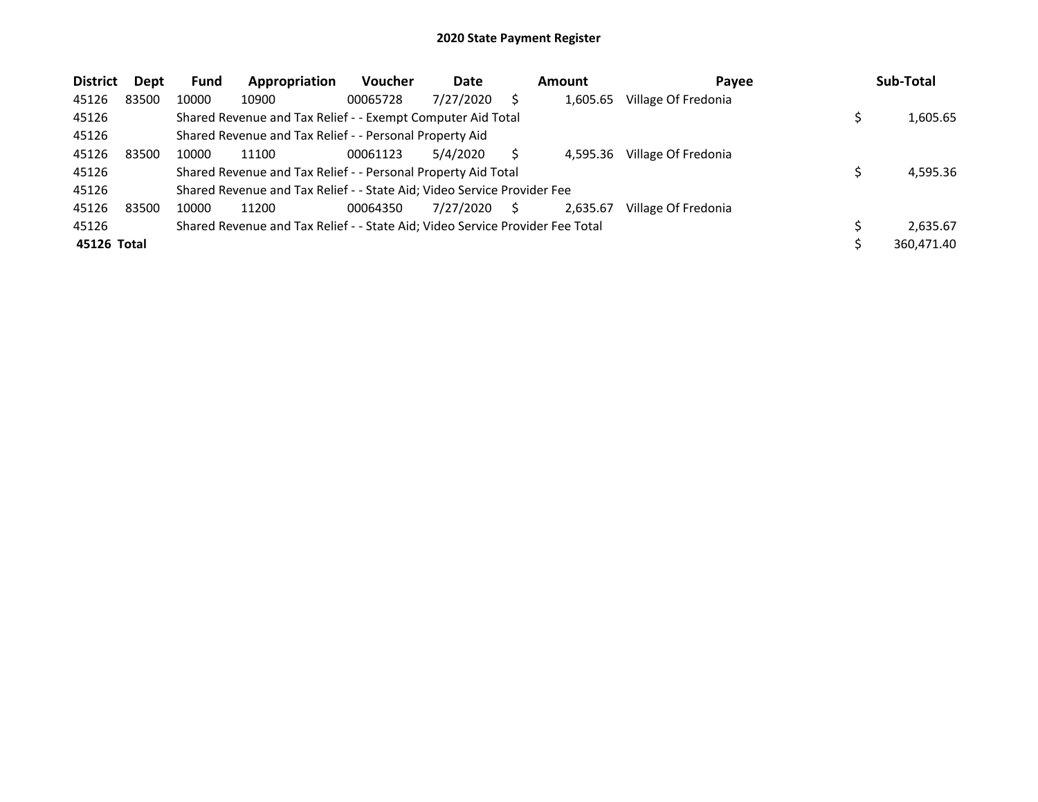# 2020 State Payment Register

| District | Dept | Fund | Appropriation | Voucher | Date | Amount | Payee | Sub-Total |
|---|---|---|---|---|---|---|---|---|
| 45126 | 83500 | 10000 | 10900 | 00065728 | 7/27/2020 | $ 1,605.65 | Village Of Fredonia | |
| 45126 | | Shared Revenue and Tax Relief - - Exempt Computer Aid Total | | | | | | $ 1,605.65 |
| 45126 | | Shared Revenue and Tax Relief - - Personal Property Aid | | | | | | |
| 45126 | 83500 | 10000 | 11100 | 00061123 | 5/4/2020 | $ 4,595.36 | Village Of Fredonia | |
| 45126 | | Shared Revenue and Tax Relief - - Personal Property Aid Total | | | | | | $ 4,595.36 |
| 45126 | | Shared Revenue and Tax Relief - - State Aid; Video Service Provider Fee | | | | | | |
| 45126 | 83500 | 10000 | 11200 | 00064350 | 7/27/2020 | $ 2,635.67 | Village Of Fredonia | |
| 45126 | | Shared Revenue and Tax Relief - - State Aid; Video Service Provider Fee Total | | | | | | $ 2,635.67 |
| **45126 Total** | | | | | | | | $ 360,471.40 |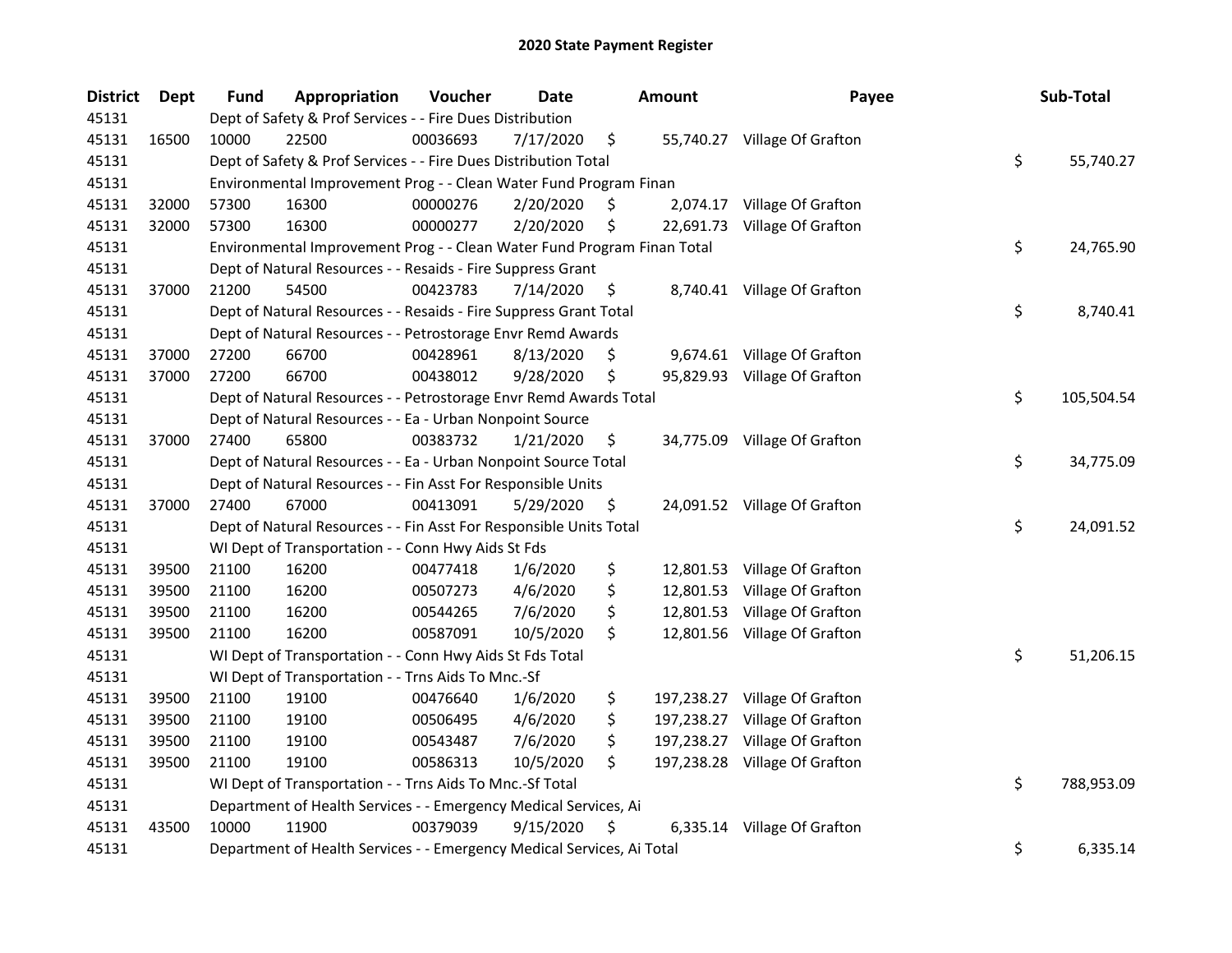# 2020 State Payment Register

| District | Dept | Fund | Appropriation | Voucher | Date | Amount | Payee | Sub-Total |
|---|---|---|---|---|---|---|---|---|
| 45131 | | Dept of Safety & Prof Services - - Fire Dues Distribution | | | | | | |
| 45131 | 16500 | 10000 | 22500 | 00036693 | 7/17/2020 | $ 55,740.27 | Village Of Grafton | |
| 45131 | | Dept of Safety & Prof Services - - Fire Dues Distribution Total | | | | | | $ 55,740.27 |
| 45131 | | Environmental Improvement Prog - - Clean Water Fund Program Finan | | | | | | |
| 45131 | 32000 | 57300 | 16300 | 00000276 | 2/20/2020 | $ 2,074.17 | Village Of Grafton | |
| 45131 | 32000 | 57300 | 16300 | 00000277 | 2/20/2020 | $ 22,691.73 | Village Of Grafton | |
| 45131 | | Environmental Improvement Prog - - Clean Water Fund Program Finan Total | | | | | | $ 24,765.90 |
| 45131 | | Dept of Natural Resources - - Resaids - Fire Suppress Grant | | | | | | |
| 45131 | 37000 | 21200 | 54500 | 00423783 | 7/14/2020 | $ 8,740.41 | Village Of Grafton | |
| 45131 | | Dept of Natural Resources - - Resaids - Fire Suppress Grant Total | | | | | | $ 8,740.41 |
| 45131 | | Dept of Natural Resources - - Petrostorage Envr Remd Awards | | | | | | |
| 45131 | 37000 | 27200 | 66700 | 00428961 | 8/13/2020 | $ 9,674.61 | Village Of Grafton | |
| 45131 | 37000 | 27200 | 66700 | 00438012 | 9/28/2020 | $ 95,829.93 | Village Of Grafton | |
| 45131 | | Dept of Natural Resources - - Petrostorage Envr Remd Awards Total | | | | | | $ 105,504.54 |
| 45131 | | Dept of Natural Resources - - Ea - Urban Nonpoint Source | | | | | | |
| 45131 | 37000 | 27400 | 65800 | 00383732 | 1/21/2020 | $ 34,775.09 | Village Of Grafton | |
| 45131 | | Dept of Natural Resources - - Ea - Urban Nonpoint Source Total | | | | | | $ 34,775.09 |
| 45131 | | Dept of Natural Resources - - Fin Asst For Responsible Units | | | | | | |
| 45131 | 37000 | 27400 | 67000 | 00413091 | 5/29/2020 | $ 24,091.52 | Village Of Grafton | |
| 45131 | | Dept of Natural Resources - - Fin Asst For Responsible Units Total | | | | | | $ 24,091.52 |
| 45131 | | WI Dept of Transportation - - Conn Hwy Aids St Fds | | | | | | |
| 45131 | 39500 | 21100 | 16200 | 00477418 | 1/6/2020 | $ 12,801.53 | Village Of Grafton | |
| 45131 | 39500 | 21100 | 16200 | 00507273 | 4/6/2020 | $ 12,801.53 | Village Of Grafton | |
| 45131 | 39500 | 21100 | 16200 | 00544265 | 7/6/2020 | $ 12,801.53 | Village Of Grafton | |
| 45131 | 39500 | 21100 | 16200 | 00587091 | 10/5/2020 | $ 12,801.56 | Village Of Grafton | |
| 45131 | | WI Dept of Transportation - - Conn Hwy Aids St Fds Total | | | | | | $ 51,206.15 |
| 45131 | | WI Dept of Transportation - - Trns Aids To Mnc.-Sf | | | | | | |
| 45131 | 39500 | 21100 | 19100 | 00476640 | 1/6/2020 | $ 197,238.27 | Village Of Grafton | |
| 45131 | 39500 | 21100 | 19100 | 00506495 | 4/6/2020 | $ 197,238.27 | Village Of Grafton | |
| 45131 | 39500 | 21100 | 19100 | 00543487 | 7/6/2020 | $ 197,238.27 | Village Of Grafton | |
| 45131 | 39500 | 21100 | 19100 | 00586313 | 10/5/2020 | $ 197,238.28 | Village Of Grafton | |
| 45131 | | WI Dept of Transportation - - Trns Aids To Mnc.-Sf Total | | | | | | $ 788,953.09 |
| 45131 | | Department of Health Services - - Emergency Medical Services, Ai | | | | | | |
| 45131 | 43500 | 10000 | 11900 | 00379039 | 9/15/2020 | $ 6,335.14 | Village Of Grafton | |
| 45131 | | Department of Health Services - - Emergency Medical Services, Ai Total | | | | | | $ 6,335.14 |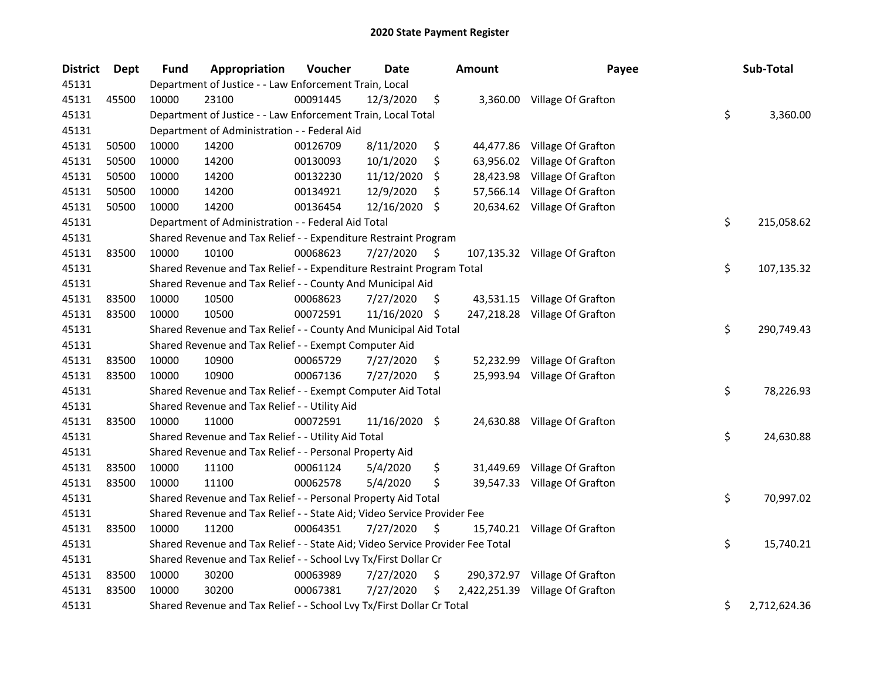# 2020 State Payment Register

| District | Dept | Fund | Appropriation | Voucher | Date | Amount | Payee | Sub-Total |
|---|---|---|---|---|---|---|---|---|
| 45131 | | Department of Justice - - Law Enforcement Train, Local | | | | | | |
| 45131 | 45500 | 10000 | 23100 | 00091445 | 12/3/2020 | $ 3,360.00 | Village Of Grafton | |
| 45131 | | Department of Justice - - Law Enforcement Train, Local Total | | | | | | $ 3,360.00 |
| 45131 | | Department of Administration - - Federal Aid | | | | | | |
| 45131 | 50500 | 10000 | 14200 | 00126709 | 8/11/2020 | $ 44,477.86 | Village Of Grafton | |
| 45131 | 50500 | 10000 | 14200 | 00130093 | 10/1/2020 | $ 63,956.02 | Village Of Grafton | |
| 45131 | 50500 | 10000 | 14200 | 00132230 | 11/12/2020 | $ 28,423.98 | Village Of Grafton | |
| 45131 | 50500 | 10000 | 14200 | 00134921 | 12/9/2020 | $ 57,566.14 | Village Of Grafton | |
| 45131 | 50500 | 10000 | 14200 | 00136454 | 12/16/2020 | $ 20,634.62 | Village Of Grafton | |
| 45131 | | Department of Administration - - Federal Aid Total | | | | | | $ 215,058.62 |
| 45131 | | Shared Revenue and Tax Relief - - Expenditure Restraint Program | | | | | | |
| 45131 | 83500 | 10000 | 10100 | 00068623 | 7/27/2020 | $ 107,135.32 | Village Of Grafton | |
| 45131 | | Shared Revenue and Tax Relief - - Expenditure Restraint Program Total | | | | | | $ 107,135.32 |
| 45131 | | Shared Revenue and Tax Relief - - County And Municipal Aid | | | | | | |
| 45131 | 83500 | 10000 | 10500 | 00068623 | 7/27/2020 | $ 43,531.15 | Village Of Grafton | |
| 45131 | 83500 | 10000 | 10500 | 00072591 | 11/16/2020 | $ 247,218.28 | Village Of Grafton | |
| 45131 | | Shared Revenue and Tax Relief - - County And Municipal Aid Total | | | | | | $ 290,749.43 |
| 45131 | | Shared Revenue and Tax Relief - - Exempt Computer Aid | | | | | | |
| 45131 | 83500 | 10000 | 10900 | 00065729 | 7/27/2020 | $ 52,232.99 | Village Of Grafton | |
| 45131 | 83500 | 10000 | 10900 | 00067136 | 7/27/2020 | $ 25,993.94 | Village Of Grafton | |
| 45131 | | Shared Revenue and Tax Relief - - Exempt Computer Aid Total | | | | | | $ 78,226.93 |
| 45131 | | Shared Revenue and Tax Relief - - Utility Aid | | | | | | |
| 45131 | 83500 | 10000 | 11000 | 00072591 | 11/16/2020 | $ 24,630.88 | Village Of Grafton | |
| 45131 | | Shared Revenue and Tax Relief - - Utility Aid Total | | | | | | $ 24,630.88 |
| 45131 | | Shared Revenue and Tax Relief - - Personal Property Aid | | | | | | |
| 45131 | 83500 | 10000 | 11100 | 00061124 | 5/4/2020 | $ 31,449.69 | Village Of Grafton | |
| 45131 | 83500 | 10000 | 11100 | 00062578 | 5/4/2020 | $ 39,547.33 | Village Of Grafton | |
| 45131 | | Shared Revenue and Tax Relief - - Personal Property Aid Total | | | | | | $ 70,997.02 |
| 45131 | | Shared Revenue and Tax Relief - - State Aid; Video Service Provider Fee | | | | | | |
| 45131 | 83500 | 10000 | 11200 | 00064351 | 7/27/2020 | $ 15,740.21 | Village Of Grafton | |
| 45131 | | Shared Revenue and Tax Relief - - State Aid; Video Service Provider Fee Total | | | | | | $ 15,740.21 |
| 45131 | | Shared Revenue and Tax Relief - - School Lvy Tx/First Dollar Cr | | | | | | |
| 45131 | 83500 | 10000 | 30200 | 00063989 | 7/27/2020 | $ 290,372.97 | Village Of Grafton | |
| 45131 | 83500 | 10000 | 30200 | 00067381 | 7/27/2020 | $ 2,422,251.39 | Village Of Grafton | |
| 45131 | | Shared Revenue and Tax Relief - - School Lvy Tx/First Dollar Cr Total | | | | | | $ 2,712,624.36 |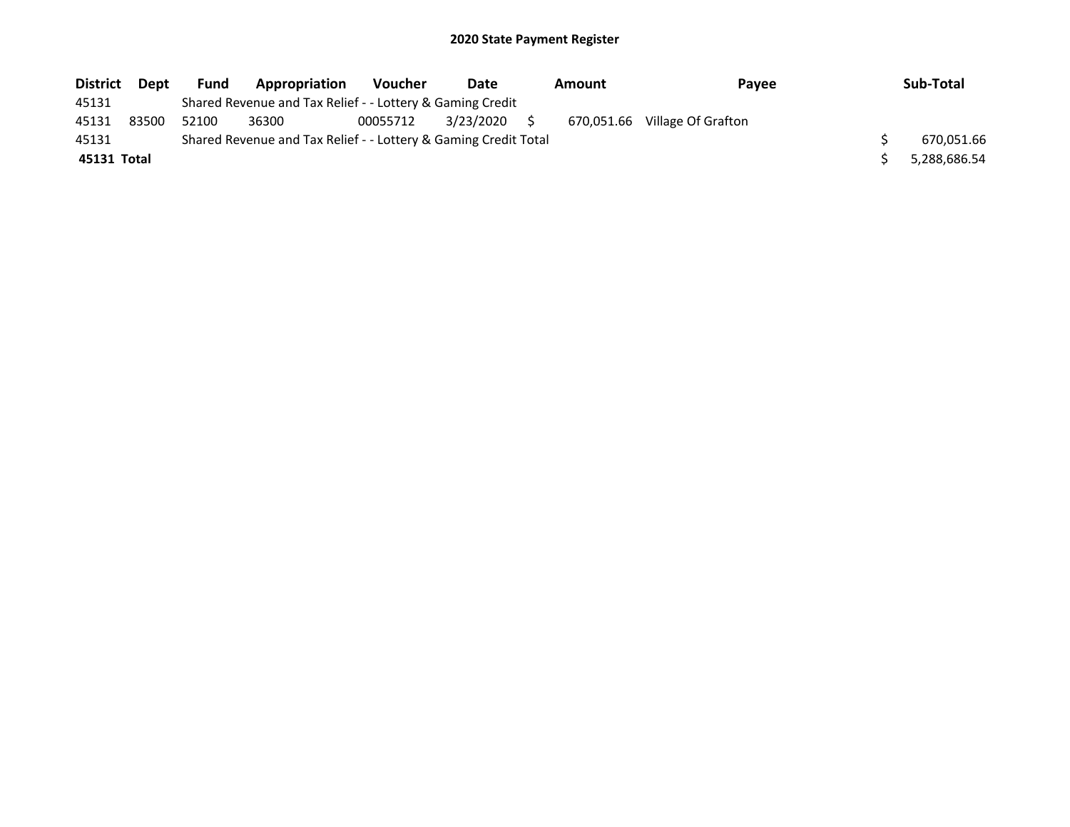# 2020 State Payment Register

| District | Dept | Fund | Appropriation | Voucher | Date | Amount | Payee | Sub-Total |
|---|---|---|---|---|---|---|---|---|
| 45131 | | Shared Revenue and Tax Relief - - Lottery & Gaming Credit | | | | | | |
| 45131 | 83500 | 52100 | 36300 | 00055712 | 3/23/2020 | $ 670,051.66 | Village Of Grafton | |
| 45131 | | Shared Revenue and Tax Relief - - Lottery & Gaming Credit Total | | | | | | $ 670,051.66 |
| **45131 Total** | | | | | | | | $ 5,288,686.54 |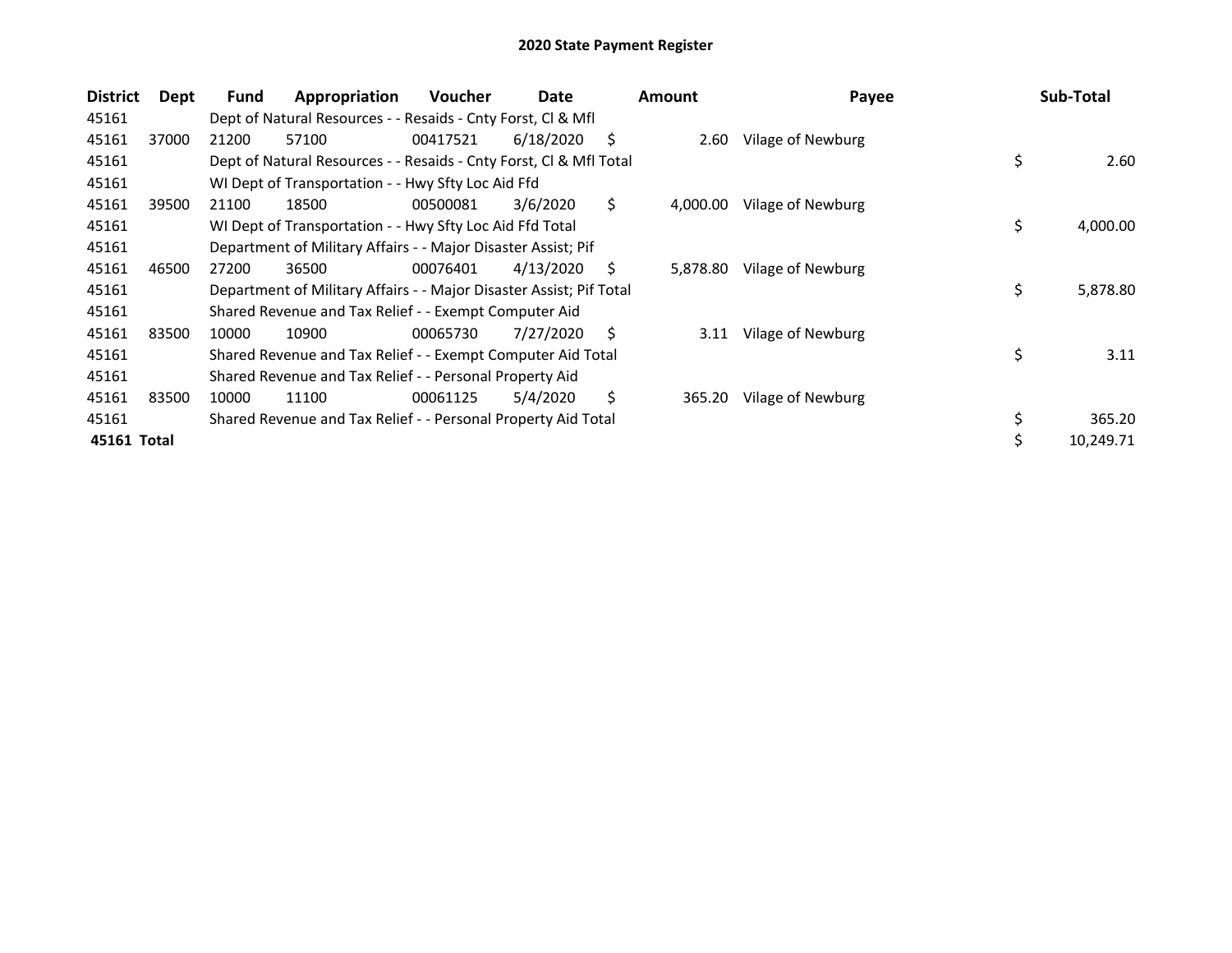# 2020 State Payment Register

| District | Dept | Fund | Appropriation | Voucher | Date | Amount | Payee | Sub-Total |
|---|---|---|---|---|---|---|---|---|
| 45161 | | Dept of Natural Resources - - Resaids - Cnty Forst, Cl & Mfl | | | | | | |
| 45161 | 37000 | 21200 | 57100 | 00417521 | 6/18/2020 | $ 2.60 | Vilage of Newburg | |
| 45161 | | Dept of Natural Resources - - Resaids - Cnty Forst, Cl & Mfl Total | | | | | | $ 2.60 |
| 45161 | | WI Dept of Transportation - - Hwy Sfty Loc Aid Ffd | | | | | | |
| 45161 | 39500 | 21100 | 18500 | 00500081 | 3/6/2020 | $ 4,000.00 | Vilage of Newburg | |
| 45161 | | WI Dept of Transportation - - Hwy Sfty Loc Aid Ffd Total | | | | | | $ 4,000.00 |
| 45161 | | Department of Military Affairs - - Major Disaster Assist; Pif | | | | | | |
| 45161 | 46500 | 27200 | 36500 | 00076401 | 4/13/2020 | $ 5,878.80 | Vilage of Newburg | |
| 45161 | | Department of Military Affairs - - Major Disaster Assist; Pif Total | | | | | | $ 5,878.80 |
| 45161 | | Shared Revenue and Tax Relief - - Exempt Computer Aid | | | | | | |
| 45161 | 83500 | 10000 | 10900 | 00065730 | 7/27/2020 | $ 3.11 | Vilage of Newburg | |
| 45161 | | Shared Revenue and Tax Relief - - Exempt Computer Aid Total | | | | | | $ 3.11 |
| 45161 | | Shared Revenue and Tax Relief - - Personal Property Aid | | | | | | |
| 45161 | 83500 | 10000 | 11100 | 00061125 | 5/4/2020 | $ 365.20 | Vilage of Newburg | |
| 45161 | | Shared Revenue and Tax Relief - - Personal Property Aid Total | | | | | | $ 365.20 |
| **45161 Total** | | | | | | | | $ 10,249.71 |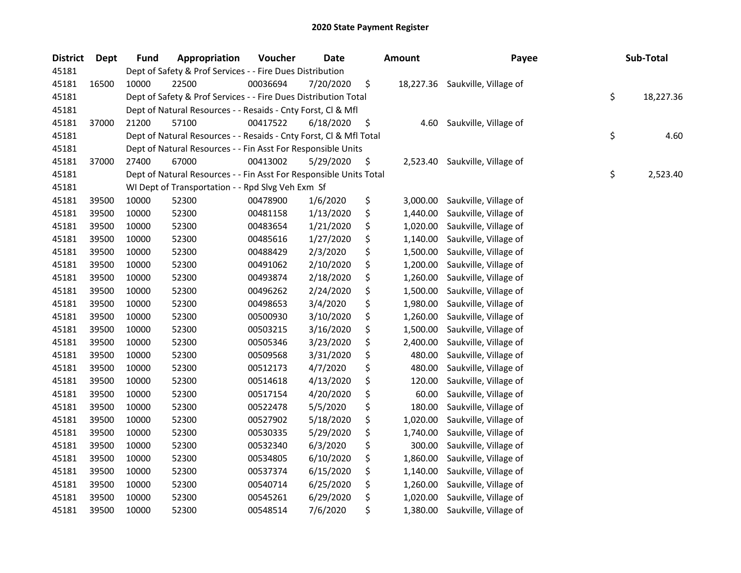# 2020 State Payment Register

| District | Dept | Fund | Appropriation | Voucher | Date | Amount | Payee | Sub-Total |
|---|---|---|---|---|---|---|---|---|
| 45181 | | Dept of Safety & Prof Services - - Fire Dues Distribution | | | | | | |
| 45181 | 16500 | 10000 | 22500 | 00036694 | 7/20/2020 | $ 18,227.36 | Saukville, Village of | |
| 45181 | | Dept of Safety & Prof Services - - Fire Dues Distribution Total | | | | | | $ 18,227.36 |
| 45181 | | Dept of Natural Resources - - Resaids - Cnty Forst, Cl & Mfl | | | | | | |
| 45181 | 37000 | 21200 | 57100 | 00417522 | 6/18/2020 | $ 4.60 | Saukville, Village of | |
| 45181 | | Dept of Natural Resources - - Resaids - Cnty Forst, Cl & Mfl Total | | | | | | $ 4.60 |
| 45181 | | Dept of Natural Resources - - Fin Asst For Responsible Units | | | | | | |
| 45181 | 37000 | 27400 | 67000 | 00413002 | 5/29/2020 | $ 2,523.40 | Saukville, Village of | |
| 45181 | | Dept of Natural Resources - - Fin Asst For Responsible Units Total | | | | | | $ 2,523.40 |
| 45181 | | WI Dept of Transportation - - Rpd Slvg Veh Exm Sf | | | | | | |
| 45181 | 39500 | 10000 | 52300 | 00478900 | 1/6/2020 | $ 3,000.00 | Saukville, Village of | |
| 45181 | 39500 | 10000 | 52300 | 00481158 | 1/13/2020 | $ 1,440.00 | Saukville, Village of | |
| 45181 | 39500 | 10000 | 52300 | 00483654 | 1/21/2020 | $ 1,020.00 | Saukville, Village of | |
| 45181 | 39500 | 10000 | 52300 | 00485616 | 1/27/2020 | $ 1,140.00 | Saukville, Village of | |
| 45181 | 39500 | 10000 | 52300 | 00488429 | 2/3/2020 | $ 1,500.00 | Saukville, Village of | |
| 45181 | 39500 | 10000 | 52300 | 00491062 | 2/10/2020 | $ 1,200.00 | Saukville, Village of | |
| 45181 | 39500 | 10000 | 52300 | 00493874 | 2/18/2020 | $ 1,260.00 | Saukville, Village of | |
| 45181 | 39500 | 10000 | 52300 | 00496262 | 2/24/2020 | $ 1,500.00 | Saukville, Village of | |
| 45181 | 39500 | 10000 | 52300 | 00498653 | 3/4/2020 | $ 1,980.00 | Saukville, Village of | |
| 45181 | 39500 | 10000 | 52300 | 00500930 | 3/10/2020 | $ 1,260.00 | Saukville, Village of | |
| 45181 | 39500 | 10000 | 52300 | 00503215 | 3/16/2020 | $ 1,500.00 | Saukville, Village of | |
| 45181 | 39500 | 10000 | 52300 | 00505346 | 3/23/2020 | $ 2,400.00 | Saukville, Village of | |
| 45181 | 39500 | 10000 | 52300 | 00509568 | 3/31/2020 | $ 480.00 | Saukville, Village of | |
| 45181 | 39500 | 10000 | 52300 | 00512173 | 4/7/2020 | $ 480.00 | Saukville, Village of | |
| 45181 | 39500 | 10000 | 52300 | 00514618 | 4/13/2020 | $ 120.00 | Saukville, Village of | |
| 45181 | 39500 | 10000 | 52300 | 00517154 | 4/20/2020 | $ 60.00 | Saukville, Village of | |
| 45181 | 39500 | 10000 | 52300 | 00522478 | 5/5/2020 | $ 180.00 | Saukville, Village of | |
| 45181 | 39500 | 10000 | 52300 | 00527902 | 5/18/2020 | $ 1,020.00 | Saukville, Village of | |
| 45181 | 39500 | 10000 | 52300 | 00530335 | 5/29/2020 | $ 1,740.00 | Saukville, Village of | |
| 45181 | 39500 | 10000 | 52300 | 00532340 | 6/3/2020 | $ 300.00 | Saukville, Village of | |
| 45181 | 39500 | 10000 | 52300 | 00534805 | 6/10/2020 | $ 1,860.00 | Saukville, Village of | |
| 45181 | 39500 | 10000 | 52300 | 00537374 | 6/15/2020 | $ 1,140.00 | Saukville, Village of | |
| 45181 | 39500 | 10000 | 52300 | 00540714 | 6/25/2020 | $ 1,260.00 | Saukville, Village of | |
| 45181 | 39500 | 10000 | 52300 | 00545261 | 6/29/2020 | $ 1,020.00 | Saukville, Village of | |
| 45181 | 39500 | 10000 | 52300 | 00548514 | 7/6/2020 | $ 1,380.00 | Saukville, Village of | |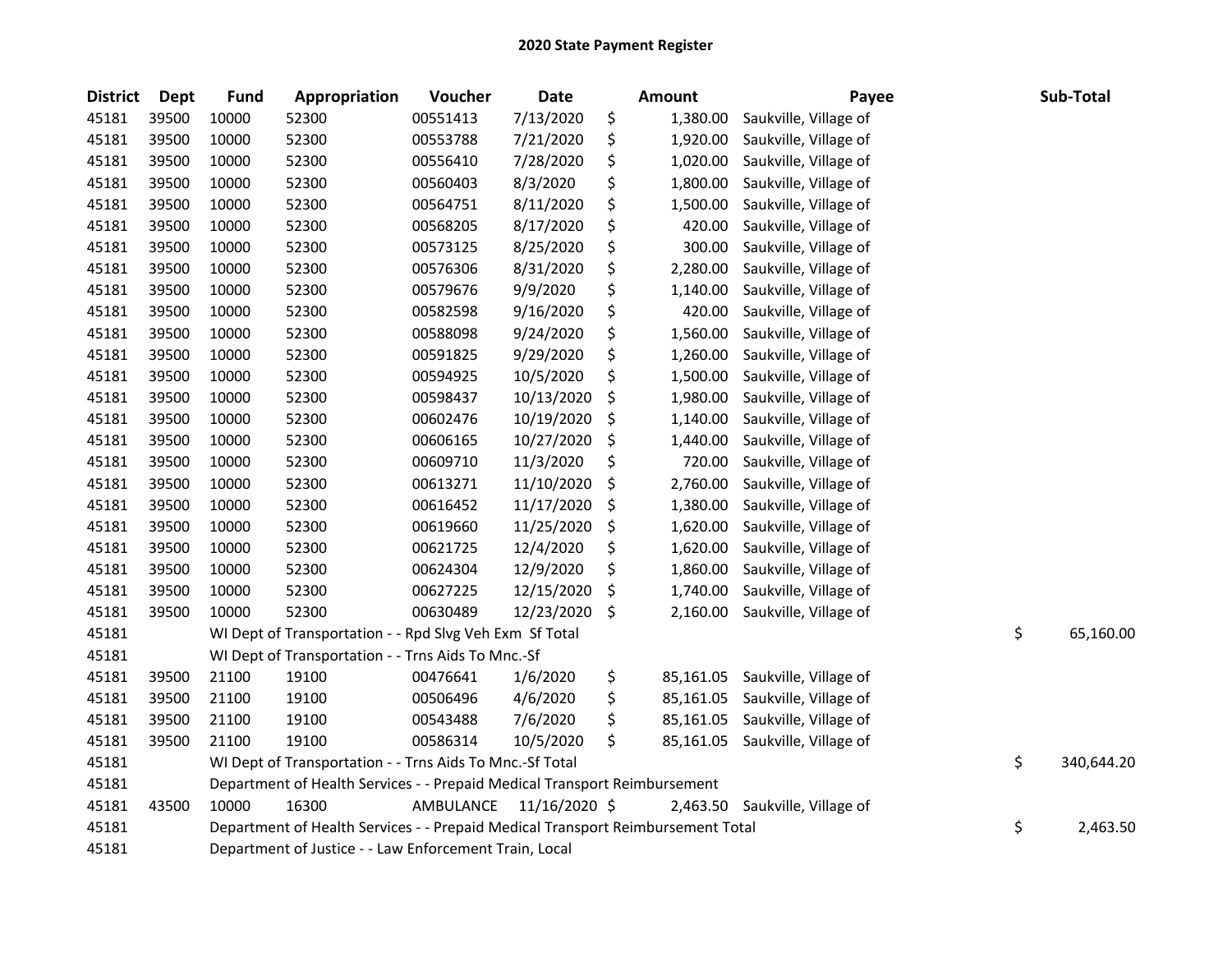# 2020 State Payment Register

| District | Dept | Fund | Appropriation | Voucher | Date | Amount | Payee | Sub-Total |
|---|---|---|---|---|---|---|---|---|
| 45181 | 39500 | 10000 | 52300 | 00551413 | 7/13/2020 | $ 1,380.00 | Saukville, Village of | |
| 45181 | 39500 | 10000 | 52300 | 00553788 | 7/21/2020 | $ 1,920.00 | Saukville, Village of | |
| 45181 | 39500 | 10000 | 52300 | 00556410 | 7/28/2020 | $ 1,020.00 | Saukville, Village of | |
| 45181 | 39500 | 10000 | 52300 | 00560403 | 8/3/2020 | $ 1,800.00 | Saukville, Village of | |
| 45181 | 39500 | 10000 | 52300 | 00564751 | 8/11/2020 | $ 1,500.00 | Saukville, Village of | |
| 45181 | 39500 | 10000 | 52300 | 00568205 | 8/17/2020 | $ 420.00 | Saukville, Village of | |
| 45181 | 39500 | 10000 | 52300 | 00573125 | 8/25/2020 | $ 300.00 | Saukville, Village of | |
| 45181 | 39500 | 10000 | 52300 | 00576306 | 8/31/2020 | $ 2,280.00 | Saukville, Village of | |
| 45181 | 39500 | 10000 | 52300 | 00579676 | 9/9/2020 | $ 1,140.00 | Saukville, Village of | |
| 45181 | 39500 | 10000 | 52300 | 00582598 | 9/16/2020 | $ 420.00 | Saukville, Village of | |
| 45181 | 39500 | 10000 | 52300 | 00588098 | 9/24/2020 | $ 1,560.00 | Saukville, Village of | |
| 45181 | 39500 | 10000 | 52300 | 00591825 | 9/29/2020 | $ 1,260.00 | Saukville, Village of | |
| 45181 | 39500 | 10000 | 52300 | 00594925 | 10/5/2020 | $ 1,500.00 | Saukville, Village of | |
| 45181 | 39500 | 10000 | 52300 | 00598437 | 10/13/2020 | $ 1,980.00 | Saukville, Village of | |
| 45181 | 39500 | 10000 | 52300 | 00602476 | 10/19/2020 | $ 1,140.00 | Saukville, Village of | |
| 45181 | 39500 | 10000 | 52300 | 00606165 | 10/27/2020 | $ 1,440.00 | Saukville, Village of | |
| 45181 | 39500 | 10000 | 52300 | 00609710 | 11/3/2020 | $ 720.00 | Saukville, Village of | |
| 45181 | 39500 | 10000 | 52300 | 00613271 | 11/10/2020 | $ 2,760.00 | Saukville, Village of | |
| 45181 | 39500 | 10000 | 52300 | 00616452 | 11/17/2020 | $ 1,380.00 | Saukville, Village of | |
| 45181 | 39500 | 10000 | 52300 | 00619660 | 11/25/2020 | $ 1,620.00 | Saukville, Village of | |
| 45181 | 39500 | 10000 | 52300 | 00621725 | 12/4/2020 | $ 1,620.00 | Saukville, Village of | |
| 45181 | 39500 | 10000 | 52300 | 00624304 | 12/9/2020 | $ 1,860.00 | Saukville, Village of | |
| 45181 | 39500 | 10000 | 52300 | 00627225 | 12/15/2020 | $ 1,740.00 | Saukville, Village of | |
| 45181 | 39500 | 10000 | 52300 | 00630489 | 12/23/2020 | $ 2,160.00 | Saukville, Village of | |
| 45181 | | WI Dept of Transportation - - Rpd Slvg Veh Exm Sf Total | | | | | | $ 65,160.00 |
| 45181 | | WI Dept of Transportation - - Trns Aids To Mnc.-Sf | | | | | | |
| 45181 | 39500 | 21100 | 19100 | 00476641 | 1/6/2020 | $ 85,161.05 | Saukville, Village of | |
| 45181 | 39500 | 21100 | 19100 | 00506496 | 4/6/2020 | $ 85,161.05 | Saukville, Village of | |
| 45181 | 39500 | 21100 | 19100 | 00543488 | 7/6/2020 | $ 85,161.05 | Saukville, Village of | |
| 45181 | 39500 | 21100 | 19100 | 00586314 | 10/5/2020 | $ 85,161.05 | Saukville, Village of | |
| 45181 | | WI Dept of Transportation - - Trns Aids To Mnc.-Sf Total | | | | | | $ 340,644.20 |
| 45181 | | Department of Health Services - - Prepaid Medical Transport Reimbursement | | | | | | |
| 45181 | 43500 | 10000 | 16300 | AMBULANCE | 11/16/2020 | $ 2,463.50 | Saukville, Village of | |
| 45181 | | Department of Health Services - - Prepaid Medical Transport Reimbursement Total | | | | | | $ 2,463.50 |
| 45181 | | Department of Justice - - Law Enforcement Train, Local | | | | | | |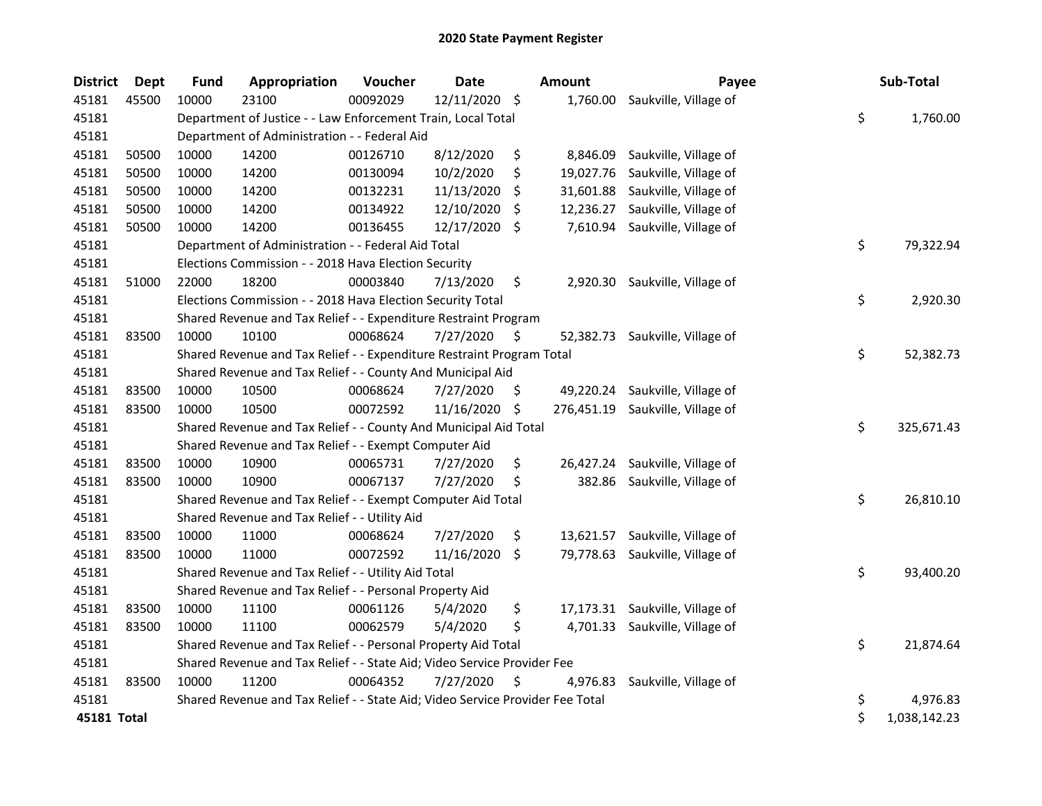# 2020 State Payment Register

| District | Dept | Fund | Appropriation | Voucher | Date | Amount | Payee | Sub-Total |
|---|---|---|---|---|---|---|---|---|
| 45181 | 45500 | 10000 | 23100 | 00092029 | 12/11/2020 | $ 1,760.00 | Saukville, Village of | |
| 45181 | | Department of Justice - - Law Enforcement Train, Local Total | | | | | | $ 1,760.00 |
| 45181 | | Department of Administration - - Federal Aid | | | | | | |
| 45181 | 50500 | 10000 | 14200 | 00126710 | 8/12/2020 | $ 8,846.09 | Saukville, Village of | |
| 45181 | 50500 | 10000 | 14200 | 00130094 | 10/2/2020 | $ 19,027.76 | Saukville, Village of | |
| 45181 | 50500 | 10000 | 14200 | 00132231 | 11/13/2020 | $ 31,601.88 | Saukville, Village of | |
| 45181 | 50500 | 10000 | 14200 | 00134922 | 12/10/2020 | $ 12,236.27 | Saukville, Village of | |
| 45181 | 50500 | 10000 | 14200 | 00136455 | 12/17/2020 | $ 7,610.94 | Saukville, Village of | |
| 45181 | | Department of Administration - - Federal Aid Total | | | | | | $ 79,322.94 |
| 45181 | | Elections Commission - - 2018 Hava Election Security | | | | | | |
| 45181 | 51000 | 22000 | 18200 | 00003840 | 7/13/2020 | $ 2,920.30 | Saukville, Village of | |
| 45181 | | Elections Commission - - 2018 Hava Election Security Total | | | | | | $ 2,920.30 |
| 45181 | | Shared Revenue and Tax Relief - - Expenditure Restraint Program | | | | | | |
| 45181 | 83500 | 10000 | 10100 | 00068624 | 7/27/2020 | $ 52,382.73 | Saukville, Village of | |
| 45181 | | Shared Revenue and Tax Relief - - Expenditure Restraint Program Total | | | | | | $ 52,382.73 |
| 45181 | | Shared Revenue and Tax Relief - - County And Municipal Aid | | | | | | |
| 45181 | 83500 | 10000 | 10500 | 00068624 | 7/27/2020 | $ 49,220.24 | Saukville, Village of | |
| 45181 | 83500 | 10000 | 10500 | 00072592 | 11/16/2020 | $ 276,451.19 | Saukville, Village of | |
| 45181 | | Shared Revenue and Tax Relief - - County And Municipal Aid Total | | | | | | $ 325,671.43 |
| 45181 | | Shared Revenue and Tax Relief - - Exempt Computer Aid | | | | | | |
| 45181 | 83500 | 10000 | 10900 | 00065731 | 7/27/2020 | $ 26,427.24 | Saukville, Village of | |
| 45181 | 83500 | 10000 | 10900 | 00067137 | 7/27/2020 | $ 382.86 | Saukville, Village of | |
| 45181 | | Shared Revenue and Tax Relief - - Exempt Computer Aid Total | | | | | | $ 26,810.10 |
| 45181 | | Shared Revenue and Tax Relief - - Utility Aid | | | | | | |
| 45181 | 83500 | 10000 | 11000 | 00068624 | 7/27/2020 | $ 13,621.57 | Saukville, Village of | |
| 45181 | 83500 | 10000 | 11000 | 00072592 | 11/16/2020 | $ 79,778.63 | Saukville, Village of | |
| 45181 | | Shared Revenue and Tax Relief - - Utility Aid Total | | | | | | $ 93,400.20 |
| 45181 | | Shared Revenue and Tax Relief - - Personal Property Aid | | | | | | |
| 45181 | 83500 | 10000 | 11100 | 00061126 | 5/4/2020 | $ 17,173.31 | Saukville, Village of | |
| 45181 | 83500 | 10000 | 11100 | 00062579 | 5/4/2020 | $ 4,701.33 | Saukville, Village of | |
| 45181 | | Shared Revenue and Tax Relief - - Personal Property Aid Total | | | | | | $ 21,874.64 |
| 45181 | | Shared Revenue and Tax Relief - - State Aid; Video Service Provider Fee | | | | | | |
| 45181 | 83500 | 10000 | 11200 | 00064352 | 7/27/2020 | $ 4,976.83 | Saukville, Village of | |
| 45181 | | Shared Revenue and Tax Relief - - State Aid; Video Service Provider Fee Total | | | | | | $ 4,976.83 |
| **45181 Total** | | | | | | | | $ 1,038,142.23 |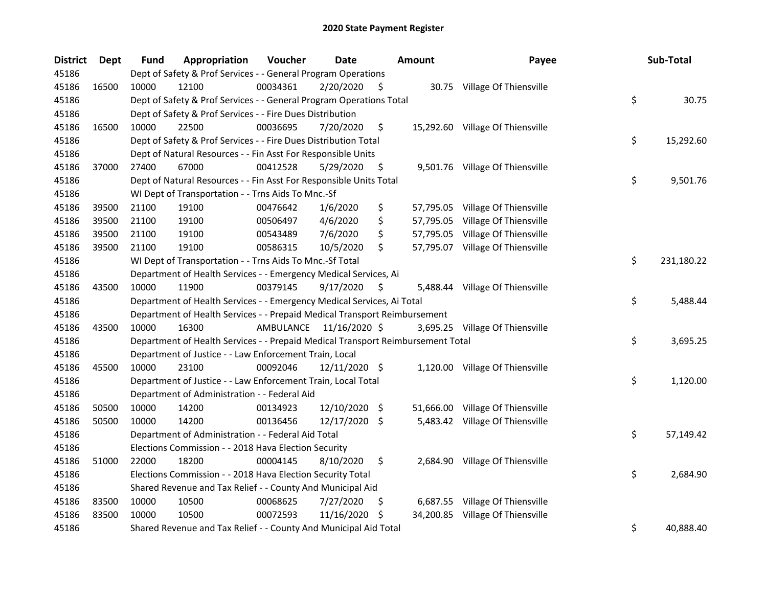# 2020 State Payment Register

| District | Dept | Fund | Appropriation | Voucher | Date | Amount | Payee | Sub-Total |
|---|---|---|---|---|---|---|---|---|
| 45186 | Dept of Safety & Prof Services - - General Program Operations | | | | | | | |
| 45186 | 16500 | 10000 | 12100 | 00034361 | 2/20/2020 | $ 30.75 | Village Of Thiensville | |
| 45186 | Dept of Safety & Prof Services - - General Program Operations Total | | | | | | | $ 30.75 |
| 45186 | Dept of Safety & Prof Services - - Fire Dues Distribution | | | | | | | |
| 45186 | 16500 | 10000 | 22500 | 00036695 | 7/20/2020 | $ 15,292.60 | Village Of Thiensville | |
| 45186 | Dept of Safety & Prof Services - - Fire Dues Distribution Total | | | | | | | $ 15,292.60 |
| 45186 | Dept of Natural Resources - - Fin Asst For Responsible Units | | | | | | | |
| 45186 | 37000 | 27400 | 67000 | 00412528 | 5/29/2020 | $ 9,501.76 | Village Of Thiensville | |
| 45186 | Dept of Natural Resources - - Fin Asst For Responsible Units Total | | | | | | | $ 9,501.76 |
| 45186 | WI Dept of Transportation - - Trns Aids To Mnc.-Sf | | | | | | | |
| 45186 | 39500 | 21100 | 19100 | 00476642 | 1/6/2020 | $ 57,795.05 | Village Of Thiensville | |
| 45186 | 39500 | 21100 | 19100 | 00506497 | 4/6/2020 | $ 57,795.05 | Village Of Thiensville | |
| 45186 | 39500 | 21100 | 19100 | 00543489 | 7/6/2020 | $ 57,795.05 | Village Of Thiensville | |
| 45186 | 39500 | 21100 | 19100 | 00586315 | 10/5/2020 | $ 57,795.07 | Village Of Thiensville | |
| 45186 | WI Dept of Transportation - - Trns Aids To Mnc.-Sf Total | | | | | | | $ 231,180.22 |
| 45186 | Department of Health Services - - Emergency Medical Services, Ai | | | | | | | |
| 45186 | 43500 | 10000 | 11900 | 00379145 | 9/17/2020 | $ 5,488.44 | Village Of Thiensville | |
| 45186 | Department of Health Services - - Emergency Medical Services, Ai Total | | | | | | | $ 5,488.44 |
| 45186 | Department of Health Services - - Prepaid Medical Transport Reimbursement | | | | | | | |
| 45186 | 43500 | 10000 | 16300 | AMBULANCE | 11/16/2020 | $ 3,695.25 | Village Of Thiensville | |
| 45186 | Department of Health Services - - Prepaid Medical Transport Reimbursement Total | | | | | | | $ 3,695.25 |
| 45186 | Department of Justice - - Law Enforcement Train, Local | | | | | | | |
| 45186 | 45500 | 10000 | 23100 | 00092046 | 12/11/2020 | $ 1,120.00 | Village Of Thiensville | |
| 45186 | Department of Justice - - Law Enforcement Train, Local Total | | | | | | | $ 1,120.00 |
| 45186 | Department of Administration - - Federal Aid | | | | | | | |
| 45186 | 50500 | 10000 | 14200 | 00134923 | 12/10/2020 | $ 51,666.00 | Village Of Thiensville | |
| 45186 | 50500 | 10000 | 14200 | 00136456 | 12/17/2020 | $ 5,483.42 | Village Of Thiensville | |
| 45186 | Department of Administration - - Federal Aid Total | | | | | | | $ 57,149.42 |
| 45186 | Elections Commission - - 2018 Hava Election Security | | | | | | | |
| 45186 | 51000 | 22000 | 18200 | 00004145 | 8/10/2020 | $ 2,684.90 | Village Of Thiensville | |
| 45186 | Elections Commission - - 2018 Hava Election Security Total | | | | | | | $ 2,684.90 |
| 45186 | Shared Revenue and Tax Relief - - County And Municipal Aid | | | | | | | |
| 45186 | 83500 | 10000 | 10500 | 00068625 | 7/27/2020 | $ 6,687.55 | Village Of Thiensville | |
| 45186 | 83500 | 10000 | 10500 | 00072593 | 11/16/2020 | $ 34,200.85 | Village Of Thiensville | |
| 45186 | Shared Revenue and Tax Relief - - County And Municipal Aid Total | | | | | | | $ 40,888.40 |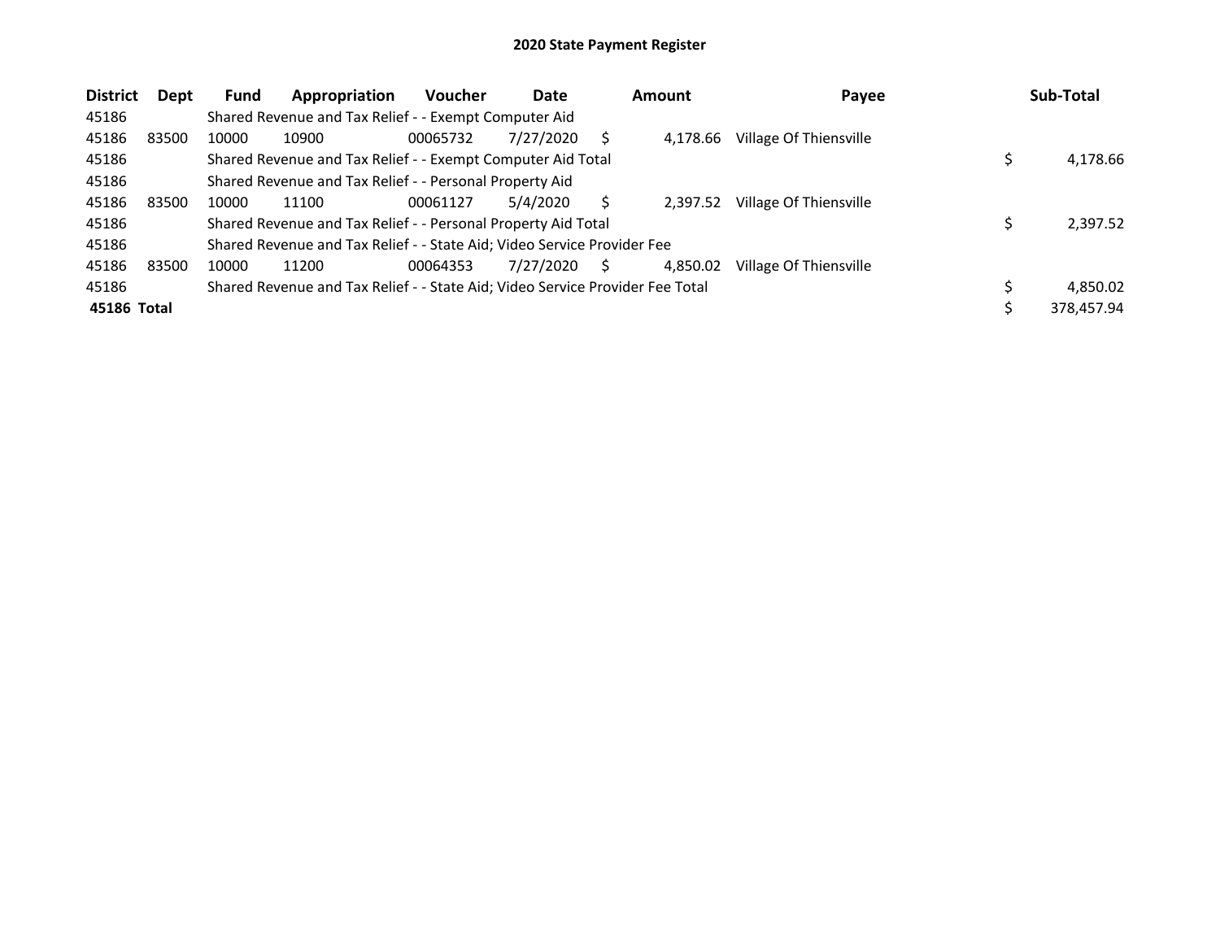# 2020 State Payment Register

| District | Dept | Fund | Appropriation | Voucher | Date | Amount | Payee | Sub-Total |
|---|---|---|---|---|---|---|---|---|
| 45186 | | Shared Revenue and Tax Relief - - Exempt Computer Aid | | | | | | |
| 45186 | 83500 | 10000 | 10900 | 00065732 | 7/27/2020 | $ 4,178.66 | Village Of Thiensville | |
| 45186 | | Shared Revenue and Tax Relief - - Exempt Computer Aid Total | | | | | | $ 4,178.66 |
| 45186 | | Shared Revenue and Tax Relief - - Personal Property Aid | | | | | | |
| 45186 | 83500 | 10000 | 11100 | 00061127 | 5/4/2020 | $ 2,397.52 | Village Of Thiensville | |
| 45186 | | Shared Revenue and Tax Relief - - Personal Property Aid Total | | | | | | $ 2,397.52 |
| 45186 | | Shared Revenue and Tax Relief - - State Aid; Video Service Provider Fee | | | | | | |
| 45186 | 83500 | 10000 | 11200 | 00064353 | 7/27/2020 | $ 4,850.02 | Village Of Thiensville | |
| 45186 | | Shared Revenue and Tax Relief - - State Aid; Video Service Provider Fee Total | | | | | | $ 4,850.02 |
| **45186 Total** | | | | | | | | $ 378,457.94 |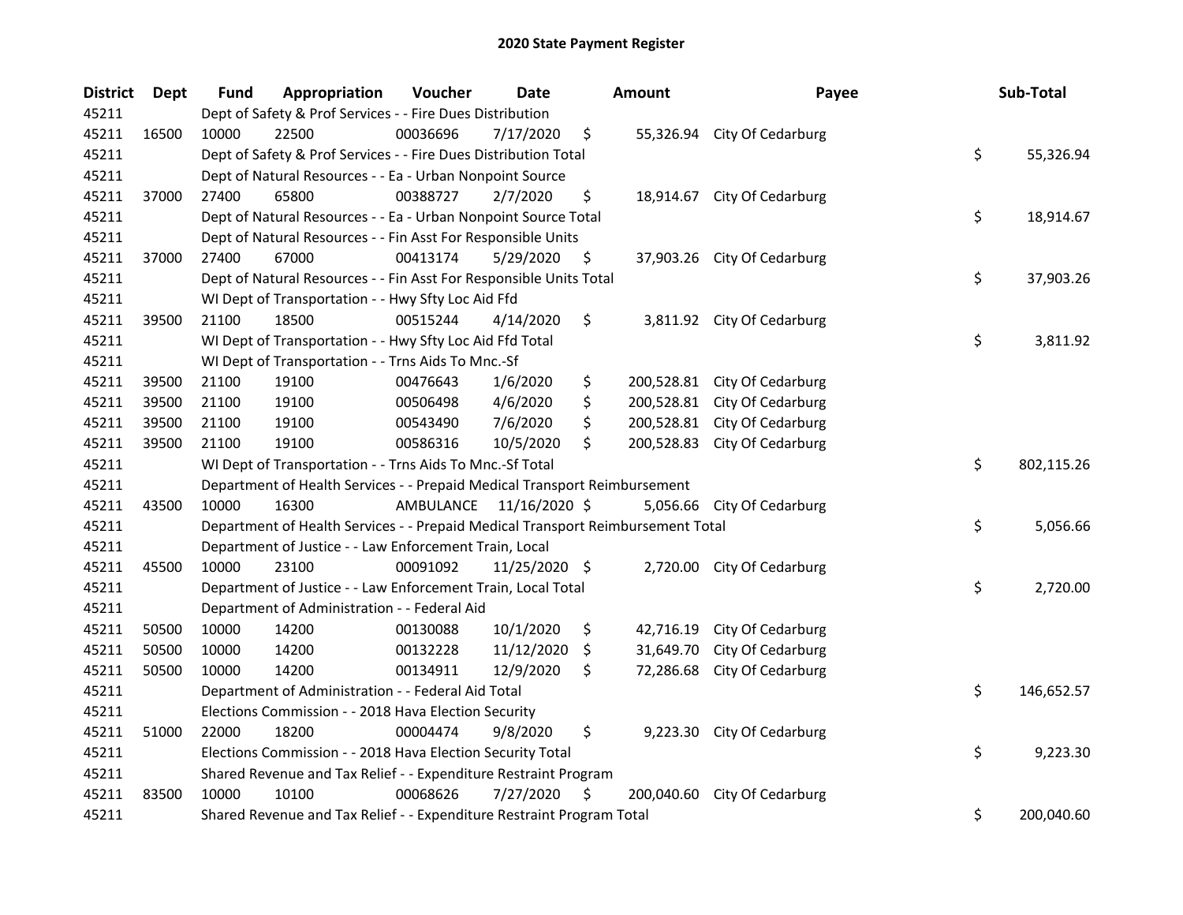# 2020 State Payment Register

| District | Dept | Fund | Appropriation | Voucher | Date | Amount | Payee | Sub-Total |
|---|---|---|---|---|---|---|---|---|
| 45211 | | Dept of Safety & Prof Services - - Fire Dues Distribution | | | | | | |
| 45211 | 16500 | 10000 | 22500 | 00036696 | 7/17/2020 | $ 55,326.94 | City Of Cedarburg | |
| 45211 | | Dept of Safety & Prof Services - - Fire Dues Distribution Total | | | | | | $ 55,326.94 |
| 45211 | | Dept of Natural Resources - - Ea - Urban Nonpoint Source | | | | | | |
| 45211 | 37000 | 27400 | 65800 | 00388727 | 2/7/2020 | $ 18,914.67 | City Of Cedarburg | |
| 45211 | | Dept of Natural Resources - - Ea - Urban Nonpoint Source Total | | | | | | $ 18,914.67 |
| 45211 | | Dept of Natural Resources - - Fin Asst For Responsible Units | | | | | | |
| 45211 | 37000 | 27400 | 67000 | 00413174 | 5/29/2020 | $ 37,903.26 | City Of Cedarburg | |
| 45211 | | Dept of Natural Resources - - Fin Asst For Responsible Units Total | | | | | | $ 37,903.26 |
| 45211 | | WI Dept of Transportation - - Hwy Sfty Loc Aid Ffd | | | | | | |
| 45211 | 39500 | 21100 | 18500 | 00515244 | 4/14/2020 | $ 3,811.92 | City Of Cedarburg | |
| 45211 | | WI Dept of Transportation - - Hwy Sfty Loc Aid Ffd Total | | | | | | $ 3,811.92 |
| 45211 | | WI Dept of Transportation - - Trns Aids To Mnc.-Sf | | | | | | |
| 45211 | 39500 | 21100 | 19100 | 00476643 | 1/6/2020 | $ 200,528.81 | City Of Cedarburg | |
| 45211 | 39500 | 21100 | 19100 | 00506498 | 4/6/2020 | $ 200,528.81 | City Of Cedarburg | |
| 45211 | 39500 | 21100 | 19100 | 00543490 | 7/6/2020 | $ 200,528.81 | City Of Cedarburg | |
| 45211 | 39500 | 21100 | 19100 | 00586316 | 10/5/2020 | $ 200,528.83 | City Of Cedarburg | |
| 45211 | | WI Dept of Transportation - - Trns Aids To Mnc.-Sf Total | | | | | | $ 802,115.26 |
| 45211 | | Department of Health Services - - Prepaid Medical Transport Reimbursement | | | | | | |
| 45211 | 43500 | 10000 | 16300 | AMBULANCE | 11/16/2020 | $ 5,056.66 | City Of Cedarburg | |
| 45211 | | Department of Health Services - - Prepaid Medical Transport Reimbursement Total | | | | | | $ 5,056.66 |
| 45211 | | Department of Justice - - Law Enforcement Train, Local | | | | | | |
| 45211 | 45500 | 10000 | 23100 | 00091092 | 11/25/2020 | $ 2,720.00 | City Of Cedarburg | |
| 45211 | | Department of Justice - - Law Enforcement Train, Local Total | | | | | | $ 2,720.00 |
| 45211 | | Department of Administration - - Federal Aid | | | | | | |
| 45211 | 50500 | 10000 | 14200 | 00130088 | 10/1/2020 | $ 42,716.19 | City Of Cedarburg | |
| 45211 | 50500 | 10000 | 14200 | 00132228 | 11/12/2020 | $ 31,649.70 | City Of Cedarburg | |
| 45211 | 50500 | 10000 | 14200 | 00134911 | 12/9/2020 | $ 72,286.68 | City Of Cedarburg | |
| 45211 | | Department of Administration - - Federal Aid Total | | | | | | $ 146,652.57 |
| 45211 | | Elections Commission - - 2018 Hava Election Security | | | | | | |
| 45211 | 51000 | 22000 | 18200 | 00004474 | 9/8/2020 | $ 9,223.30 | City Of Cedarburg | |
| 45211 | | Elections Commission - - 2018 Hava Election Security Total | | | | | | $ 9,223.30 |
| 45211 | | Shared Revenue and Tax Relief - - Expenditure Restraint Program | | | | | | |
| 45211 | 83500 | 10000 | 10100 | 00068626 | 7/27/2020 | $ 200,040.60 | City Of Cedarburg | |
| 45211 | | Shared Revenue and Tax Relief - - Expenditure Restraint Program Total | | | | | | $ 200,040.60 |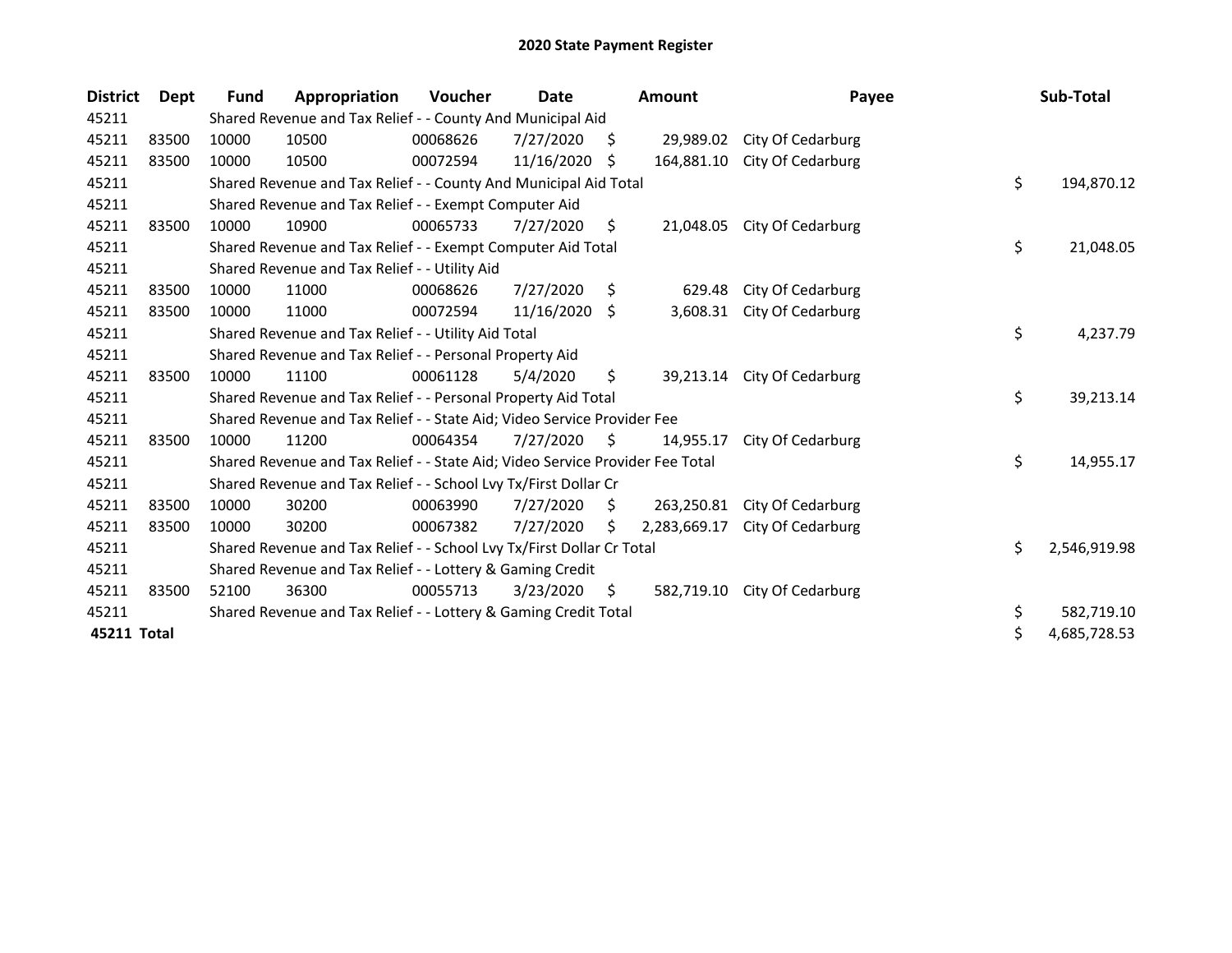# 2020 State Payment Register

| District | Dept | Fund | Appropriation | Voucher | Date | Amount | Payee | Sub-Total |
|---|---|---|---|---|---|---|---|---|
| 45211 | | Shared Revenue and Tax Relief - - County And Municipal Aid | | | | | | |
| 45211 | 83500 | 10000 | 10500 | 00068626 | 7/27/2020 | $ 29,989.02 | City Of Cedarburg | |
| 45211 | 83500 | 10000 | 10500 | 00072594 | 11/16/2020 | $ 164,881.10 | City Of Cedarburg | |
| 45211 | | Shared Revenue and Tax Relief - - County And Municipal Aid Total | | | | | | $ 194,870.12 |
| 45211 | | Shared Revenue and Tax Relief - - Exempt Computer Aid | | | | | | |
| 45211 | 83500 | 10000 | 10900 | 00065733 | 7/27/2020 | $ 21,048.05 | City Of Cedarburg | |
| 45211 | | Shared Revenue and Tax Relief - - Exempt Computer Aid Total | | | | | | $ 21,048.05 |
| 45211 | | Shared Revenue and Tax Relief - - Utility Aid | | | | | | |
| 45211 | 83500 | 10000 | 11000 | 00068626 | 7/27/2020 | $ 629.48 | City Of Cedarburg | |
| 45211 | 83500 | 10000 | 11000 | 00072594 | 11/16/2020 | $ 3,608.31 | City Of Cedarburg | |
| 45211 | | Shared Revenue and Tax Relief - - Utility Aid Total | | | | | | $ 4,237.79 |
| 45211 | | Shared Revenue and Tax Relief - - Personal Property Aid | | | | | | |
| 45211 | 83500 | 10000 | 11100 | 00061128 | 5/4/2020 | $ 39,213.14 | City Of Cedarburg | |
| 45211 | | Shared Revenue and Tax Relief - - Personal Property Aid Total | | | | | | $ 39,213.14 |
| 45211 | | Shared Revenue and Tax Relief - - State Aid; Video Service Provider Fee | | | | | | |
| 45211 | 83500 | 10000 | 11200 | 00064354 | 7/27/2020 | $ 14,955.17 | City Of Cedarburg | |
| 45211 | | Shared Revenue and Tax Relief - - State Aid; Video Service Provider Fee Total | | | | | | $ 14,955.17 |
| 45211 | | Shared Revenue and Tax Relief - - School Lvy Tx/First Dollar Cr | | | | | | |
| 45211 | 83500 | 10000 | 30200 | 00063990 | 7/27/2020 | $ 263,250.81 | City Of Cedarburg | |
| 45211 | 83500 | 10000 | 30200 | 00067382 | 7/27/2020 | $ 2,283,669.17 | City Of Cedarburg | |
| 45211 | | Shared Revenue and Tax Relief - - School Lvy Tx/First Dollar Cr Total | | | | | | $ 2,546,919.98 |
| 45211 | | Shared Revenue and Tax Relief - - Lottery & Gaming Credit | | | | | | |
| 45211 | 83500 | 52100 | 36300 | 00055713 | 3/23/2020 | $ 582,719.10 | City Of Cedarburg | |
| 45211 | | Shared Revenue and Tax Relief - - Lottery & Gaming Credit Total | | | | | | $ 582,719.10 |
| **45211 Total** | | | | | | | | $ 4,685,728.53 |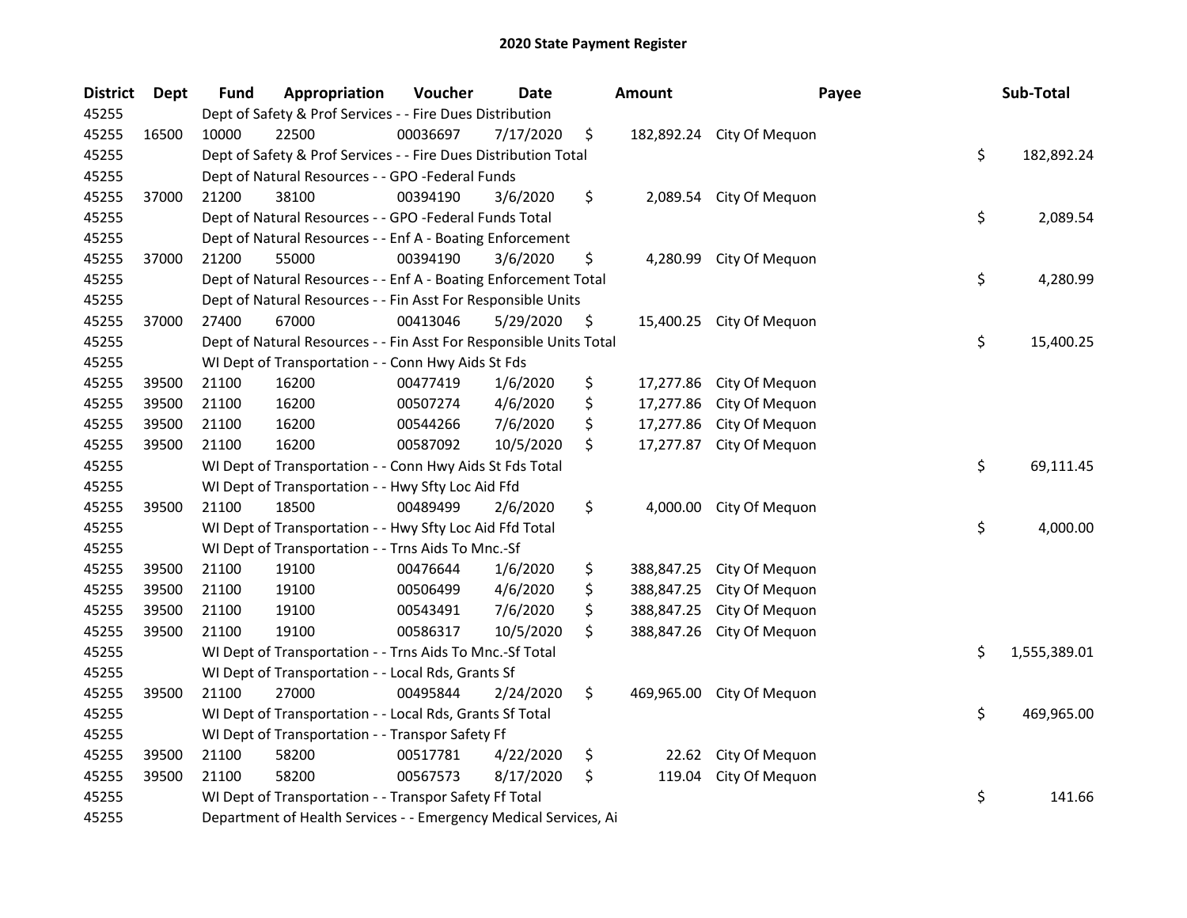# 2020 State Payment Register

| District | Dept | Fund | Appropriation | Voucher | Date | Amount | Payee | Sub-Total |
|---|---|---|---|---|---|---|---|---|
| 45255 | | Dept of Safety & Prof Services - - Fire Dues Distribution | | | | | | |
| 45255 | 16500 | 10000 | 22500 | 00036697 | 7/17/2020 | $ 182,892.24 | City Of Mequon | |
| 45255 | | Dept of Safety & Prof Services - - Fire Dues Distribution Total | | | | | | $ 182,892.24 |
| 45255 | | Dept of Natural Resources - - GPO -Federal Funds | | | | | | |
| 45255 | 37000 | 21200 | 38100 | 00394190 | 3/6/2020 | $ 2,089.54 | City Of Mequon | |
| 45255 | | Dept of Natural Resources - - GPO -Federal Funds Total | | | | | | $ 2,089.54 |
| 45255 | | Dept of Natural Resources - - Enf A - Boating Enforcement | | | | | | |
| 45255 | 37000 | 21200 | 55000 | 00394190 | 3/6/2020 | $ 4,280.99 | City Of Mequon | |
| 45255 | | Dept of Natural Resources - - Enf A - Boating Enforcement Total | | | | | | $ 4,280.99 |
| 45255 | | Dept of Natural Resources - - Fin Asst For Responsible Units | | | | | | |
| 45255 | 37000 | 27400 | 67000 | 00413046 | 5/29/2020 | $ 15,400.25 | City Of Mequon | |
| 45255 | | Dept of Natural Resources - - Fin Asst For Responsible Units Total | | | | | | $ 15,400.25 |
| 45255 | | WI Dept of Transportation - - Conn Hwy Aids St Fds | | | | | | |
| 45255 | 39500 | 21100 | 16200 | 00477419 | 1/6/2020 | $ 17,277.86 | City Of Mequon | |
| 45255 | 39500 | 21100 | 16200 | 00507274 | 4/6/2020 | $ 17,277.86 | City Of Mequon | |
| 45255 | 39500 | 21100 | 16200 | 00544266 | 7/6/2020 | $ 17,277.86 | City Of Mequon | |
| 45255 | 39500 | 21100 | 16200 | 00587092 | 10/5/2020 | $ 17,277.87 | City Of Mequon | |
| 45255 | | WI Dept of Transportation - - Conn Hwy Aids St Fds Total | | | | | | $ 69,111.45 |
| 45255 | | WI Dept of Transportation - - Hwy Sfty Loc Aid Ffd | | | | | | |
| 45255 | 39500 | 21100 | 18500 | 00489499 | 2/6/2020 | $ 4,000.00 | City Of Mequon | |
| 45255 | | WI Dept of Transportation - - Hwy Sfty Loc Aid Ffd Total | | | | | | $ 4,000.00 |
| 45255 | | WI Dept of Transportation - - Trns Aids To Mnc.-Sf | | | | | | |
| 45255 | 39500 | 21100 | 19100 | 00476644 | 1/6/2020 | $ 388,847.25 | City Of Mequon | |
| 45255 | 39500 | 21100 | 19100 | 00506499 | 4/6/2020 | $ 388,847.25 | City Of Mequon | |
| 45255 | 39500 | 21100 | 19100 | 00543491 | 7/6/2020 | $ 388,847.25 | City Of Mequon | |
| 45255 | 39500 | 21100 | 19100 | 00586317 | 10/5/2020 | $ 388,847.26 | City Of Mequon | |
| 45255 | | WI Dept of Transportation - - Trns Aids To Mnc.-Sf Total | | | | | | $ 1,555,389.01 |
| 45255 | | WI Dept of Transportation - - Local Rds, Grants Sf | | | | | | |
| 45255 | 39500 | 21100 | 27000 | 00495844 | 2/24/2020 | $ 469,965.00 | City Of Mequon | |
| 45255 | | WI Dept of Transportation - - Local Rds, Grants Sf Total | | | | | | $ 469,965.00 |
| 45255 | | WI Dept of Transportation - - Transpor Safety Ff | | | | | | |
| 45255 | 39500 | 21100 | 58200 | 00517781 | 4/22/2020 | $ 22.62 | City Of Mequon | |
| 45255 | 39500 | 21100 | 58200 | 00567573 | 8/17/2020 | $ 119.04 | City Of Mequon | |
| 45255 | | WI Dept of Transportation - - Transpor Safety Ff Total | | | | | | $ 141.66 |
| 45255 | | Department of Health Services - - Emergency Medical Services, Ai | | | | | | |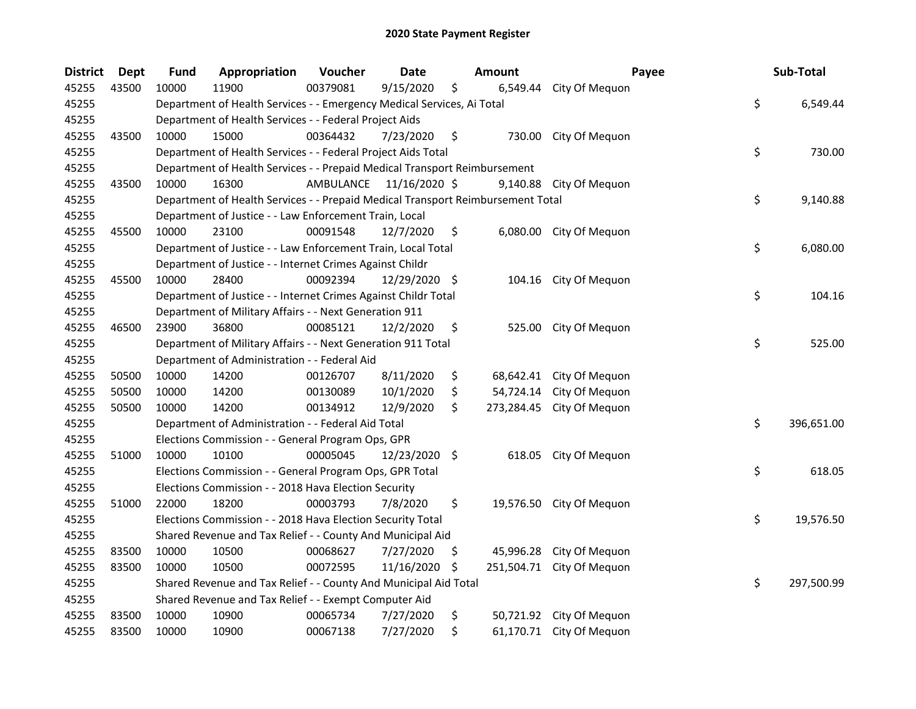# 2020 State Payment Register

| District | Dept | Fund | Appropriation | Voucher | Date | Amount | Payee | Sub-Total |
|---|---|---|---|---|---|---|---|---|
| 45255 | 43500 | 10000 | 11900 | 00379081 | 9/15/2020 | $ 6,549.44 | City Of Mequon | |
| 45255 | | Department of Health Services - - Emergency Medical Services, Ai Total | | | | | | $ 6,549.44 |
| 45255 | | Department of Health Services - - Federal Project Aids | | | | | | |
| 45255 | 43500 | 10000 | 15000 | 00364432 | 7/23/2020 | $ 730.00 | City Of Mequon | |
| 45255 | | Department of Health Services - - Federal Project Aids Total | | | | | | $ 730.00 |
| 45255 | | Department of Health Services - - Prepaid Medical Transport Reimbursement | | | | | | |
| 45255 | 43500 | 10000 | 16300 | AMBULANCE | 11/16/2020 | $ 9,140.88 | City Of Mequon | |
| 45255 | | Department of Health Services - - Prepaid Medical Transport Reimbursement Total | | | | | | $ 9,140.88 |
| 45255 | | Department of Justice - - Law Enforcement Train, Local | | | | | | |
| 45255 | 45500 | 10000 | 23100 | 00091548 | 12/7/2020 | $ 6,080.00 | City Of Mequon | |
| 45255 | | Department of Justice - - Law Enforcement Train, Local Total | | | | | | $ 6,080.00 |
| 45255 | | Department of Justice - - Internet Crimes Against Childr | | | | | | |
| 45255 | 45500 | 10000 | 28400 | 00092394 | 12/29/2020 | $ 104.16 | City Of Mequon | |
| 45255 | | Department of Justice - - Internet Crimes Against Childr Total | | | | | | $ 104.16 |
| 45255 | | Department of Military Affairs - - Next Generation 911 | | | | | | |
| 45255 | 46500 | 23900 | 36800 | 00085121 | 12/2/2020 | $ 525.00 | City Of Mequon | |
| 45255 | | Department of Military Affairs - - Next Generation 911 Total | | | | | | $ 525.00 |
| 45255 | | Department of Administration - - Federal Aid | | | | | | |
| 45255 | 50500 | 10000 | 14200 | 00126707 | 8/11/2020 | $ 68,642.41 | City Of Mequon | |
| 45255 | 50500 | 10000 | 14200 | 00130089 | 10/1/2020 | $ 54,724.14 | City Of Mequon | |
| 45255 | 50500 | 10000 | 14200 | 00134912 | 12/9/2020 | $ 273,284.45 | City Of Mequon | |
| 45255 | | Department of Administration - - Federal Aid Total | | | | | | $ 396,651.00 |
| 45255 | | Elections Commission - - General Program Ops, GPR | | | | | | |
| 45255 | 51000 | 10000 | 10100 | 00005045 | 12/23/2020 | $ 618.05 | City Of Mequon | |
| 45255 | | Elections Commission - - General Program Ops, GPR Total | | | | | | $ 618.05 |
| 45255 | | Elections Commission - - 2018 Hava Election Security | | | | | | |
| 45255 | 51000 | 22000 | 18200 | 00003793 | 7/8/2020 | $ 19,576.50 | City Of Mequon | |
| 45255 | | Elections Commission - - 2018 Hava Election Security Total | | | | | | $ 19,576.50 |
| 45255 | | Shared Revenue and Tax Relief - - County And Municipal Aid | | | | | | |
| 45255 | 83500 | 10000 | 10500 | 00068627 | 7/27/2020 | $ 45,996.28 | City Of Mequon | |
| 45255 | 83500 | 10000 | 10500 | 00072595 | 11/16/2020 | $ 251,504.71 | City Of Mequon | |
| 45255 | | Shared Revenue and Tax Relief - - County And Municipal Aid Total | | | | | | $ 297,500.99 |
| 45255 | | Shared Revenue and Tax Relief - - Exempt Computer Aid | | | | | | |
| 45255 | 83500 | 10000 | 10900 | 00065734 | 7/27/2020 | $ 50,721.92 | City Of Mequon | |
| 45255 | 83500 | 10000 | 10900 | 00067138 | 7/27/2020 | $ 61,170.71 | City Of Mequon | |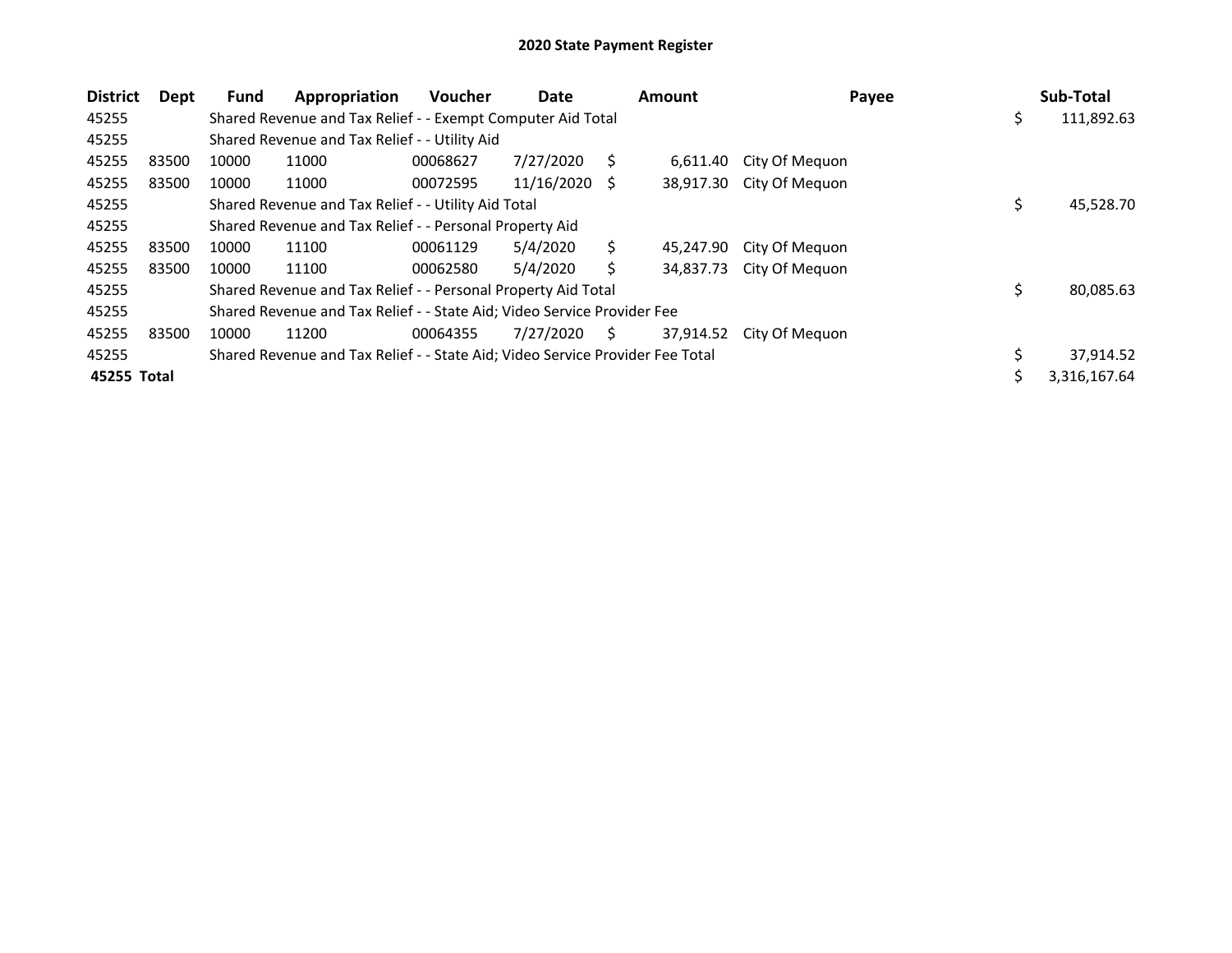# 2020 State Payment Register

| District | Dept | Fund | Appropriation | Voucher | Date | Amount | Payee | Sub-Total |
|---|---|---|---|---|---|---|---|---|
| 45255 | | Shared Revenue and Tax Relief - - Exempt Computer Aid Total | | | | | | $ 111,892.63 |
| 45255 | | Shared Revenue and Tax Relief - - Utility Aid | | | | | | |
| 45255 | 83500 | 10000 | 11000 | 00068627 | 7/27/2020 | $ 6,611.40 | City Of Mequon | |
| 45255 | 83500 | 10000 | 11000 | 00072595 | 11/16/2020 | $ 38,917.30 | City Of Mequon | |
| 45255 | | Shared Revenue and Tax Relief - - Utility Aid Total | | | | | | $ 45,528.70 |
| 45255 | | Shared Revenue and Tax Relief - - Personal Property Aid | | | | | | |
| 45255 | 83500 | 10000 | 11100 | 00061129 | 5/4/2020 | $ 45,247.90 | City Of Mequon | |
| 45255 | 83500 | 10000 | 11100 | 00062580 | 5/4/2020 | $ 34,837.73 | City Of Mequon | |
| 45255 | | Shared Revenue and Tax Relief - - Personal Property Aid Total | | | | | | $ 80,085.63 |
| 45255 | | Shared Revenue and Tax Relief - - State Aid; Video Service Provider Fee | | | | | | |
| 45255 | 83500 | 10000 | 11200 | 00064355 | 7/27/2020 | $ 37,914.52 | City Of Mequon | |
| 45255 | | Shared Revenue and Tax Relief - - State Aid; Video Service Provider Fee Total | | | | | | $ 37,914.52 |
| **45255 Total** | | | | | | | | $ 3,316,167.64 |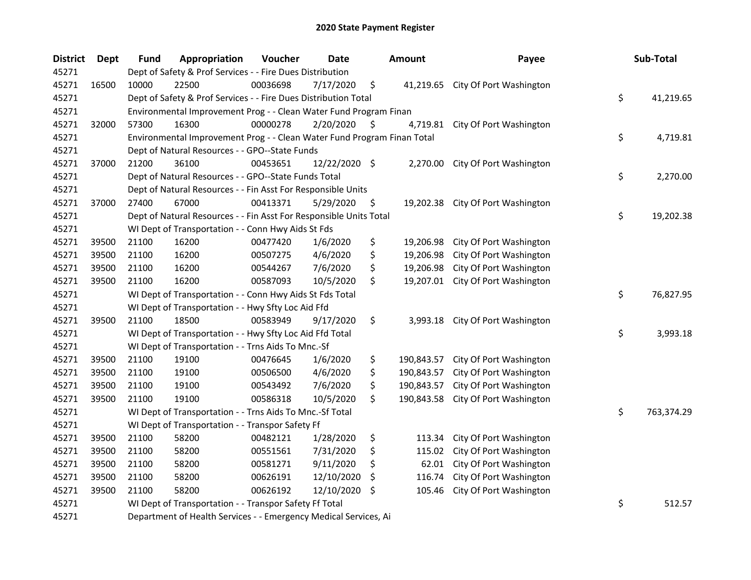# 2020 State Payment Register

| District | Dept | Fund | Appropriation | Voucher | Date | Amount | Payee | Sub-Total |
|---|---|---|---|---|---|---|---|---|
| 45271 | | Dept of Safety & Prof Services - - Fire Dues Distribution | | | | | | |
| 45271 | 16500 | 10000 | 22500 | 00036698 | 7/17/2020 | $ 41,219.65 | City Of Port Washington | |
| 45271 | | Dept of Safety & Prof Services - - Fire Dues Distribution Total | | | | | | $ 41,219.65 |
| 45271 | | Environmental Improvement Prog - - Clean Water Fund Program Finan | | | | | | |
| 45271 | 32000 | 57300 | 16300 | 00000278 | 2/20/2020 | $ 4,719.81 | City Of Port Washington | |
| 45271 | | Environmental Improvement Prog - - Clean Water Fund Program Finan Total | | | | | | $ 4,719.81 |
| 45271 | | Dept of Natural Resources - - GPO--State Funds | | | | | | |
| 45271 | 37000 | 21200 | 36100 | 00453651 | 12/22/2020 | $ 2,270.00 | City Of Port Washington | |
| 45271 | | Dept of Natural Resources - - GPO--State Funds Total | | | | | | $ 2,270.00 |
| 45271 | | Dept of Natural Resources - - Fin Asst For Responsible Units | | | | | | |
| 45271 | 37000 | 27400 | 67000 | 00413371 | 5/29/2020 | $ 19,202.38 | City Of Port Washington | |
| 45271 | | Dept of Natural Resources - - Fin Asst For Responsible Units Total | | | | | | $ 19,202.38 |
| 45271 | | WI Dept of Transportation - - Conn Hwy Aids St Fds | | | | | | |
| 45271 | 39500 | 21100 | 16200 | 00477420 | 1/6/2020 | $ 19,206.98 | City Of Port Washington | |
| 45271 | 39500 | 21100 | 16200 | 00507275 | 4/6/2020 | $ 19,206.98 | City Of Port Washington | |
| 45271 | 39500 | 21100 | 16200 | 00544267 | 7/6/2020 | $ 19,206.98 | City Of Port Washington | |
| 45271 | 39500 | 21100 | 16200 | 00587093 | 10/5/2020 | $ 19,207.01 | City Of Port Washington | |
| 45271 | | WI Dept of Transportation - - Conn Hwy Aids St Fds Total | | | | | | $ 76,827.95 |
| 45271 | | WI Dept of Transportation - - Hwy Sfty Loc Aid Ffd | | | | | | |
| 45271 | 39500 | 21100 | 18500 | 00583949 | 9/17/2020 | $ 3,993.18 | City Of Port Washington | |
| 45271 | | WI Dept of Transportation - - Hwy Sfty Loc Aid Ffd Total | | | | | | $ 3,993.18 |
| 45271 | | WI Dept of Transportation - - Trns Aids To Mnc.-Sf | | | | | | |
| 45271 | 39500 | 21100 | 19100 | 00476645 | 1/6/2020 | $ 190,843.57 | City Of Port Washington | |
| 45271 | 39500 | 21100 | 19100 | 00506500 | 4/6/2020 | $ 190,843.57 | City Of Port Washington | |
| 45271 | 39500 | 21100 | 19100 | 00543492 | 7/6/2020 | $ 190,843.57 | City Of Port Washington | |
| 45271 | 39500 | 21100 | 19100 | 00586318 | 10/5/2020 | $ 190,843.58 | City Of Port Washington | |
| 45271 | | WI Dept of Transportation - - Trns Aids To Mnc.-Sf Total | | | | | | $ 763,374.29 |
| 45271 | | WI Dept of Transportation - - Transpor Safety Ff | | | | | | |
| 45271 | 39500 | 21100 | 58200 | 00482121 | 1/28/2020 | $ 113.34 | City Of Port Washington | |
| 45271 | 39500 | 21100 | 58200 | 00551561 | 7/31/2020 | $ 115.02 | City Of Port Washington | |
| 45271 | 39500 | 21100 | 58200 | 00581271 | 9/11/2020 | $ 62.01 | City Of Port Washington | |
| 45271 | 39500 | 21100 | 58200 | 00626191 | 12/10/2020 | $ 116.74 | City Of Port Washington | |
| 45271 | 39500 | 21100 | 58200 | 00626192 | 12/10/2020 | $ 105.46 | City Of Port Washington | |
| 45271 | | WI Dept of Transportation - - Transpor Safety Ff Total | | | | | | $ 512.57 |
| 45271 | | Department of Health Services - - Emergency Medical Services, Ai | | | | | | |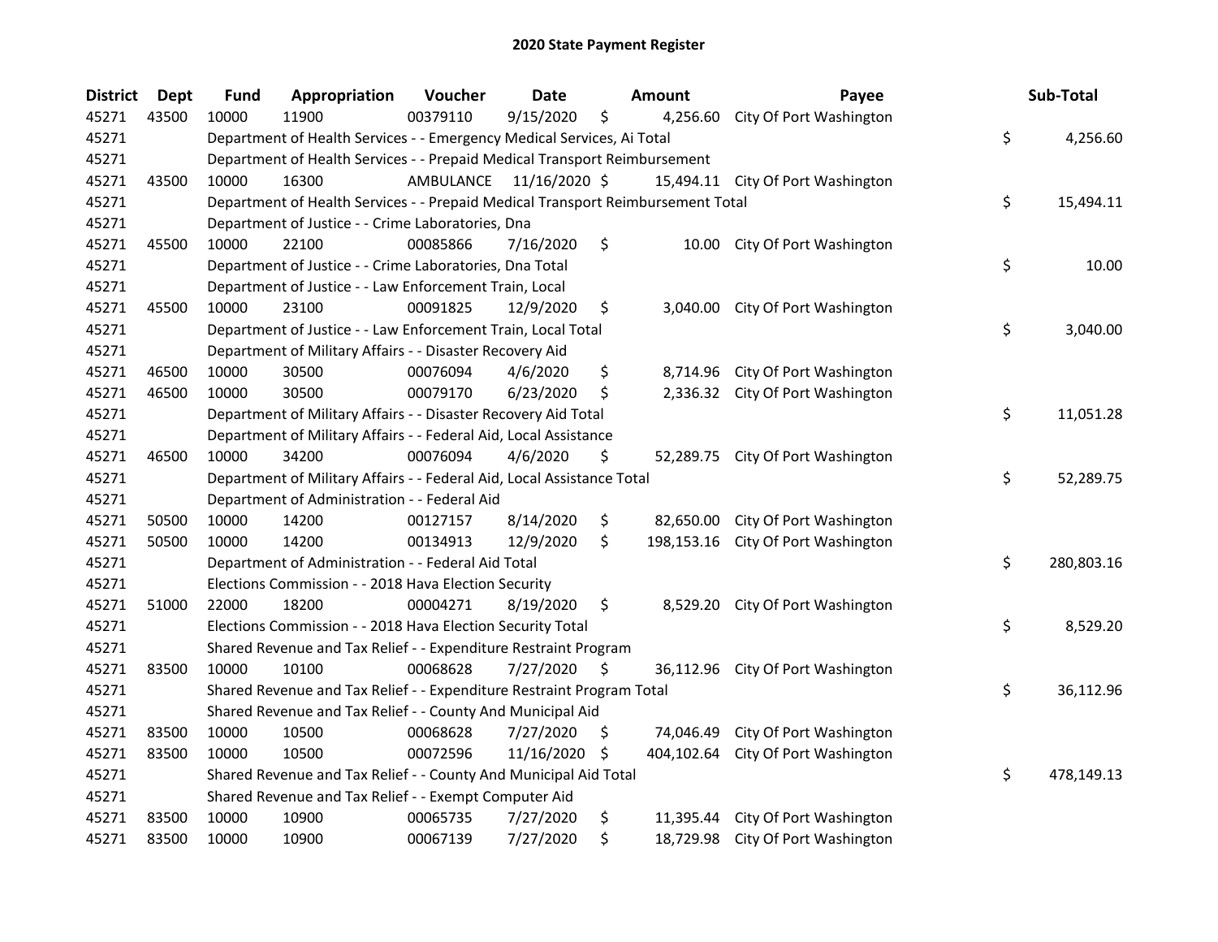# 2020 State Payment Register

| District | Dept | Fund | Appropriation | Voucher | Date | Amount | Payee | Sub-Total |
|---|---|---|---|---|---|---|---|---|
| 45271 | 43500 | 10000 | 11900 | 00379110 | 9/15/2020 | $ 4,256.60 | City Of Port Washington | |
| 45271 | | Department of Health Services - - Emergency Medical Services, Ai Total | | | | | | $ 4,256.60 |
| 45271 | | Department of Health Services - - Prepaid Medical Transport Reimbursement | | | | | | |
| 45271 | 43500 | 10000 | 16300 | AMBULANCE | 11/16/2020 | $ 15,494.11 | City Of Port Washington | |
| 45271 | | Department of Health Services - - Prepaid Medical Transport Reimbursement Total | | | | | | $ 15,494.11 |
| 45271 | | Department of Justice - - Crime Laboratories, Dna | | | | | | |
| 45271 | 45500 | 10000 | 22100 | 00085866 | 7/16/2020 | $ 10.00 | City Of Port Washington | |
| 45271 | | Department of Justice - - Crime Laboratories, Dna Total | | | | | | $ 10.00 |
| 45271 | | Department of Justice - - Law Enforcement Train, Local | | | | | | |
| 45271 | 45500 | 10000 | 23100 | 00091825 | 12/9/2020 | $ 3,040.00 | City Of Port Washington | |
| 45271 | | Department of Justice - - Law Enforcement Train, Local Total | | | | | | $ 3,040.00 |
| 45271 | | Department of Military Affairs - - Disaster Recovery Aid | | | | | | |
| 45271 | 46500 | 10000 | 30500 | 00076094 | 4/6/2020 | $ 8,714.96 | City Of Port Washington | |
| 45271 | 46500 | 10000 | 30500 | 00079170 | 6/23/2020 | $ 2,336.32 | City Of Port Washington | |
| 45271 | | Department of Military Affairs - - Disaster Recovery Aid Total | | | | | | $ 11,051.28 |
| 45271 | | Department of Military Affairs - - Federal Aid, Local Assistance | | | | | | |
| 45271 | 46500 | 10000 | 34200 | 00076094 | 4/6/2020 | $ 52,289.75 | City Of Port Washington | |
| 45271 | | Department of Military Affairs - - Federal Aid, Local Assistance Total | | | | | | $ 52,289.75 |
| 45271 | | Department of Administration - - Federal Aid | | | | | | |
| 45271 | 50500 | 10000 | 14200 | 00127157 | 8/14/2020 | $ 82,650.00 | City Of Port Washington | |
| 45271 | 50500 | 10000 | 14200 | 00134913 | 12/9/2020 | $ 198,153.16 | City Of Port Washington | |
| 45271 | | Department of Administration - - Federal Aid Total | | | | | | $ 280,803.16 |
| 45271 | | Elections Commission - - 2018 Hava Election Security | | | | | | |
| 45271 | 51000 | 22000 | 18200 | 00004271 | 8/19/2020 | $ 8,529.20 | City Of Port Washington | |
| 45271 | | Elections Commission - - 2018 Hava Election Security Total | | | | | | $ 8,529.20 |
| 45271 | | Shared Revenue and Tax Relief - - Expenditure Restraint Program | | | | | | |
| 45271 | 83500 | 10000 | 10100 | 00068628 | 7/27/2020 | $ 36,112.96 | City Of Port Washington | |
| 45271 | | Shared Revenue and Tax Relief - - Expenditure Restraint Program Total | | | | | | $ 36,112.96 |
| 45271 | | Shared Revenue and Tax Relief - - County And Municipal Aid | | | | | | |
| 45271 | 83500 | 10000 | 10500 | 00068628 | 7/27/2020 | $ 74,046.49 | City Of Port Washington | |
| 45271 | 83500 | 10000 | 10500 | 00072596 | 11/16/2020 | $ 404,102.64 | City Of Port Washington | |
| 45271 | | Shared Revenue and Tax Relief - - County And Municipal Aid Total | | | | | | $ 478,149.13 |
| 45271 | | Shared Revenue and Tax Relief - - Exempt Computer Aid | | | | | | |
| 45271 | 83500 | 10000 | 10900 | 00065735 | 7/27/2020 | $ 11,395.44 | City Of Port Washington | |
| 45271 | 83500 | 10000 | 10900 | 00067139 | 7/27/2020 | $ 18,729.98 | City Of Port Washington | |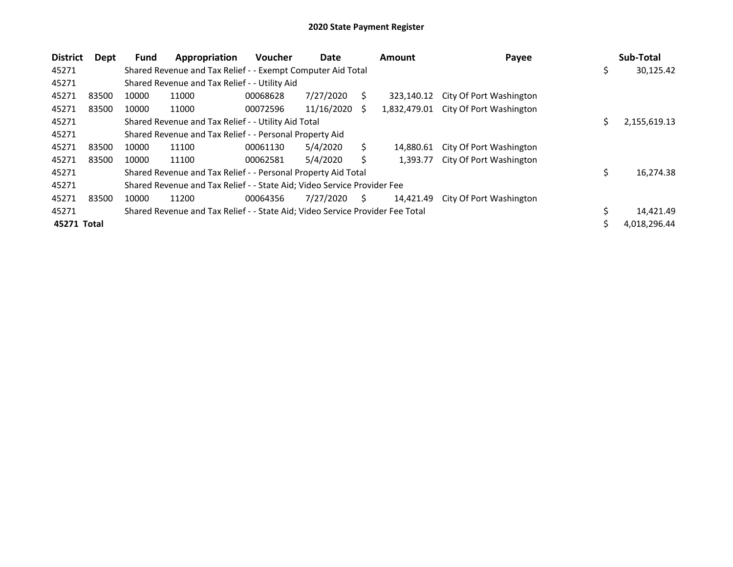# 2020 State Payment Register

| District | Dept | Fund | Appropriation | Voucher | Date | Amount | Payee | Sub-Total |
|---|---|---|---|---|---|---|---|---|
| 45271 | | Shared Revenue and Tax Relief - - Exempt Computer Aid Total | | | | | | $ 30,125.42 |
| 45271 | | Shared Revenue and Tax Relief - - Utility Aid | | | | | | |
| 45271 | 83500 | 10000 | 11000 | 00068628 | 7/27/2020 | $ 323,140.12 | City Of Port Washington | |
| 45271 | 83500 | 10000 | 11000 | 00072596 | 11/16/2020 | $ 1,832,479.01 | City Of Port Washington | |
| 45271 | | Shared Revenue and Tax Relief - - Utility Aid Total | | | | | | $ 2,155,619.13 |
| 45271 | | Shared Revenue and Tax Relief - - Personal Property Aid | | | | | | |
| 45271 | 83500 | 10000 | 11100 | 00061130 | 5/4/2020 | $ 14,880.61 | City Of Port Washington | |
| 45271 | 83500 | 10000 | 11100 | 00062581 | 5/4/2020 | $ 1,393.77 | City Of Port Washington | |
| 45271 | | Shared Revenue and Tax Relief - - Personal Property Aid Total | | | | | | $ 16,274.38 |
| 45271 | | Shared Revenue and Tax Relief - - State Aid; Video Service Provider Fee | | | | | | |
| 45271 | 83500 | 10000 | 11200 | 00064356 | 7/27/2020 | $ 14,421.49 | City Of Port Washington | |
| 45271 | | Shared Revenue and Tax Relief - - State Aid; Video Service Provider Fee Total | | | | | | $ 14,421.49 |
| **45271 Total** | | | | | | | | $ 4,018,296.44 |